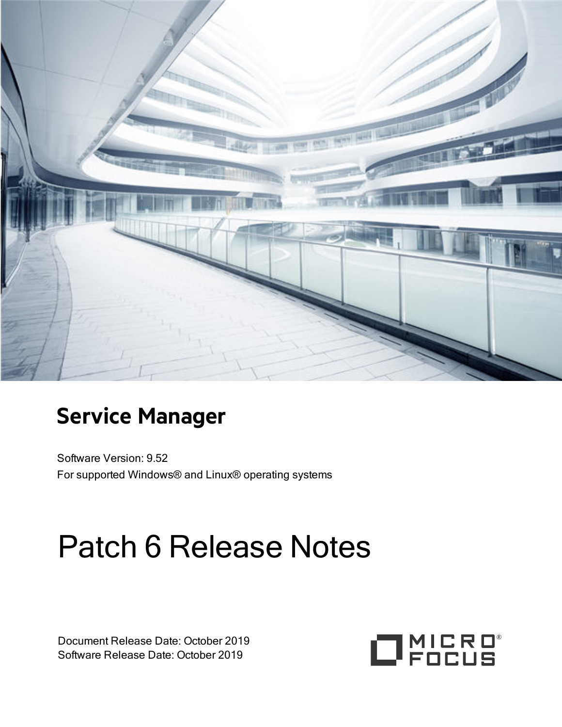# Service Manager

Software Version: 9.52

For supported Windows® and Linux® operating systems

# Patch 6 Release Notes

Document Release Date: October 2019

Software Release Date: October 2019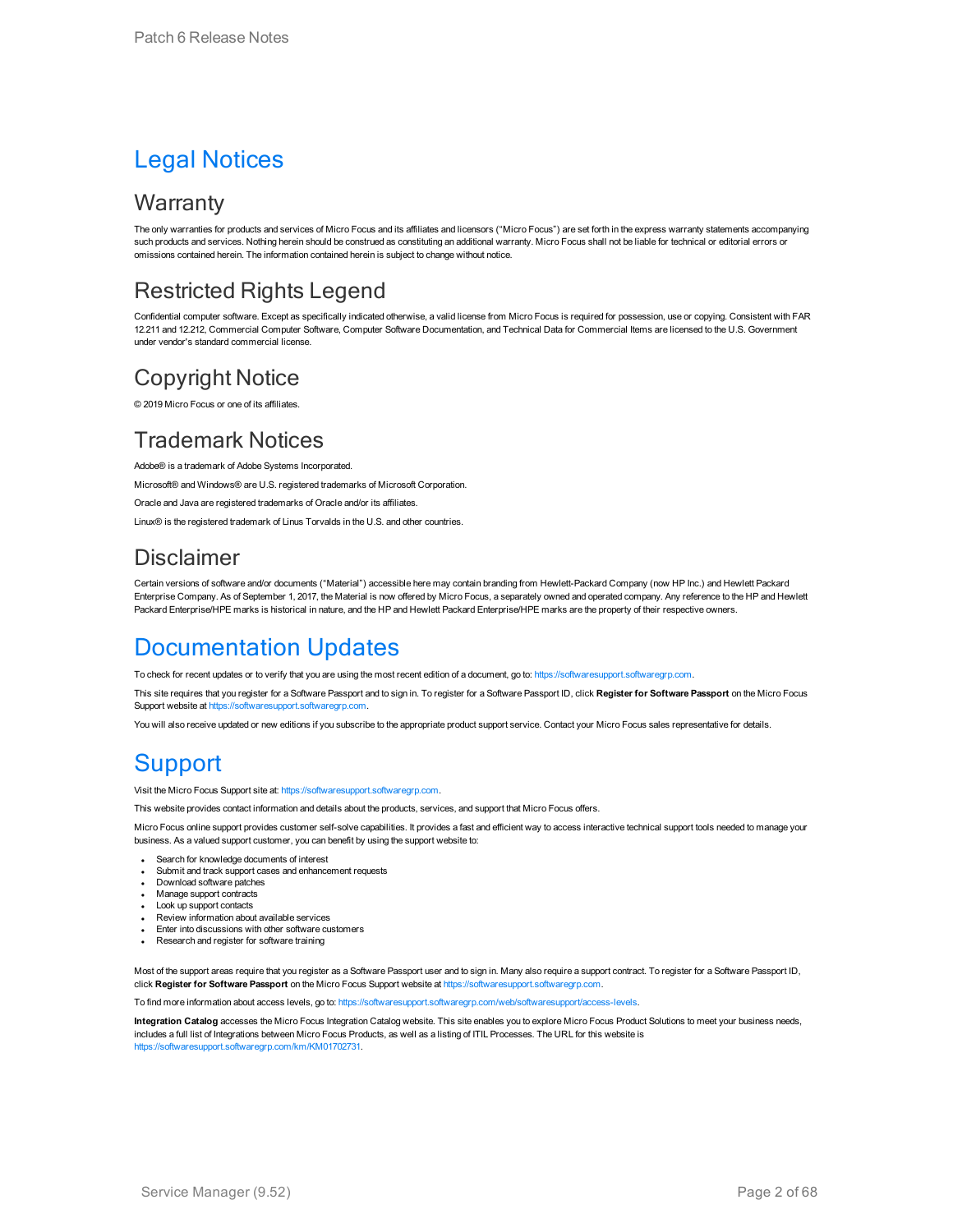# Legal Notices

## Warranty

The only warranties for products and services of Micro Focus and its affiliates and licensors ("Micro Focus") are set forth in the express warranty statements accompanying such products and services. Nothing herein should be construed as constituting an additional warranty. Micro Focus shall not be liable for technical or editorial errors or omissions contained herein. The information contained herein is subject to change without notice.

## Restricted Rights Legend

Confidential computer software. Except as specifically indicated otherwise, a valid license from Micro Focus is required for possession, use or copying. Consistent with FAR 12.211 and 12.212, Commercial Computer Software, Computer Software Documentation, and Technical Data for Commercial Items are licensed to the U.S. Government under vendor's standard commercial license.

## Copyright Notice

© 2019 Micro Focus or one of its affiliates.

## Trademark Notices

Adobe® is a trademark of Adobe Systems Incorporated.

Microsoft® and Windows® are U.S. registered trademarks of Microsoft Corporation.

Oracle and Java are registered trademarks of Oracle and/or its affiliates.

Linux® is the registered trademark of Linus Torvalds in the U.S. and other countries.

## Disclaimer

Certain versions of software and/or documents ("Material") accessible here may contain branding from Hewlett-Packard Company (now HP Inc.) and Hewlett Packard Enterprise Company. As of September 1, 2017, the Material is now offered by Micro Focus, a separately owned and operated company. Any reference to the HP and Hewlett Packard Enterprise/HPE marks is historical in nature, and the HP and Hewlett Packard Enterprise/HPE marks are the property of their respective owners.

# Documentation Updates

To check for recent updates or to verify that you are using the most recent edition of a document, go to: https://softwaresupport.softwaregrp.com.

This site requires that you register for a Software Passport and to sign in. To register for a Software Passport ID, click **Register for Software Passport** on the Micro Focus Support website at https://softwaresupport.softwaregrp.com.

You will also receive updated or new editions if you subscribe to the appropriate product support service. Contact your Micro Focus sales representative for details.

# Support

Visit the Micro Focus Support site at: https://softwaresupport.softwaregrp.com.

This website provides contact information and details about the products, services, and support that Micro Focus offers.

Micro Focus online support provides customer self-solve capabilities. It provides a fast and efficient way to access interactive technical support tools needed to manage your business. As a valued support customer, you can benefit by using the support website to:

- Search for knowledge documents of interest
- Submit and track support cases and enhancement requests
- Download software patches
- Manage support contracts
- Look up support contacts
- Review information about available services
- Enter into discussions with other software customers
- Research and register for software training

Most of the support areas require that you register as a Software Passport user and to sign in. Many also require a support contract. To register for a Software Passport ID, click **Register for Software Passport** on the Micro Focus Support website at https://softwaresupport.softwaregrp.com.

To find more information about access levels, go to: https://softwaresupport.softwaregrp.com/web/softwaresupport/access-levels.

**Integration Catalog** accesses the Micro Focus Integration Catalog website. This site enables you to explore Micro Focus Product Solutions to meet your business needs, includes a full list of Integrations between Micro Focus Products, as well as a listing of ITIL Processes. The URL for this website is https://softwaresupport.softwaregrp.com/km/KM01702731.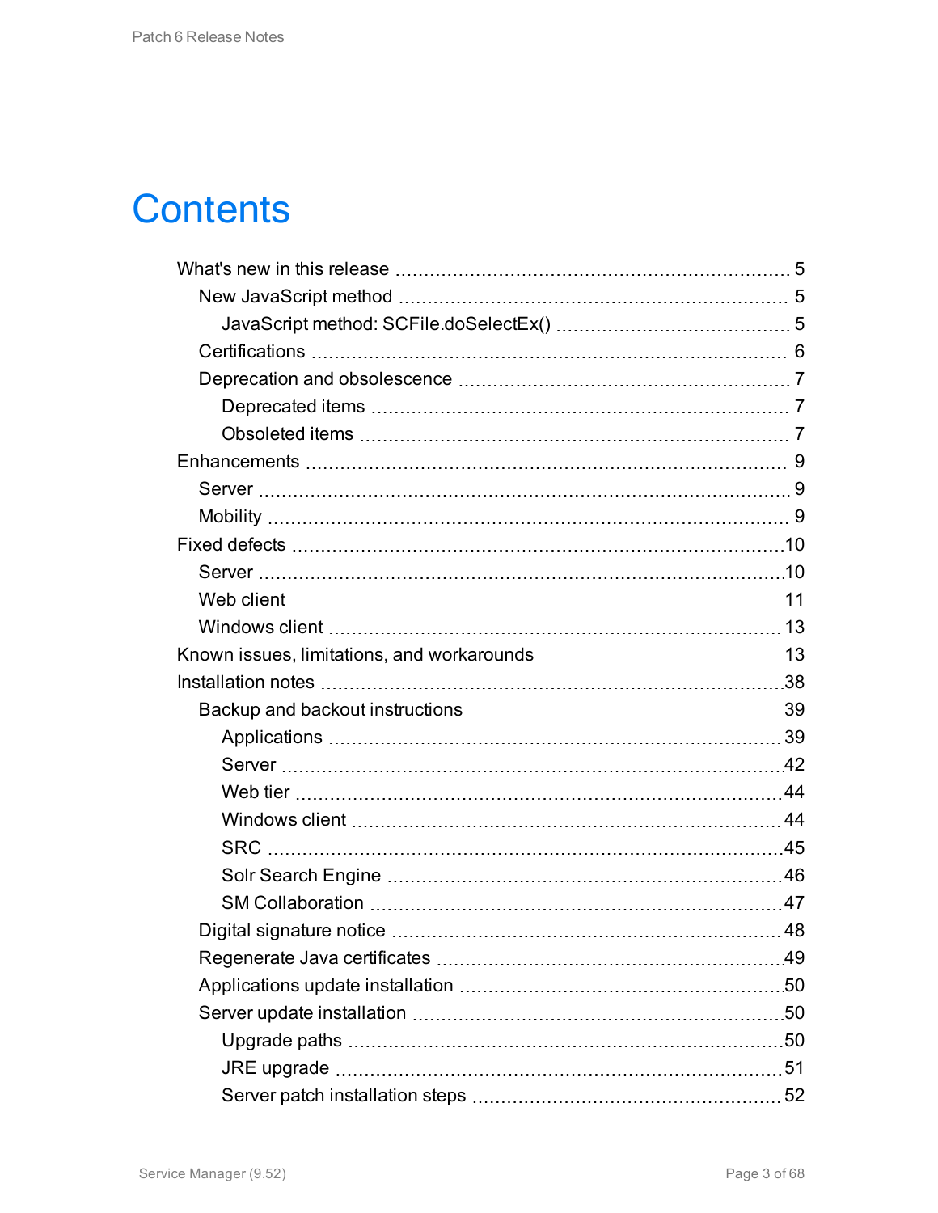# Contents

- What's new in this release ..... 5
  - New JavaScript method ..... 5
    - JavaScript method: SCFile.doSelectEx() ..... 5
  - Certifications ..... 6
  - Deprecation and obsolescence ..... 7
    - Deprecated items ..... 7
    - Obsoleted items ..... 7
- Enhancements ..... 9
  - Server ..... 9
  - Mobility ..... 9
- Fixed defects ..... 10
  - Server ..... 10
  - Web client ..... 11
  - Windows client ..... 13
- Known issues, limitations, and workarounds ..... 13
- Installation notes ..... 38
  - Backup and backout instructions ..... 39
    - Applications ..... 39
    - Server ..... 42
    - Web tier ..... 44
    - Windows client ..... 44
    - SRC ..... 45
    - Solr Search Engine ..... 46
    - SM Collaboration ..... 47
  - Digital signature notice ..... 48
  - Regenerate Java certificates ..... 49
  - Applications update installation ..... 50
  - Server update installation ..... 50
    - Upgrade paths ..... 50
    - JRE upgrade ..... 51
    - Server patch installation steps ..... 52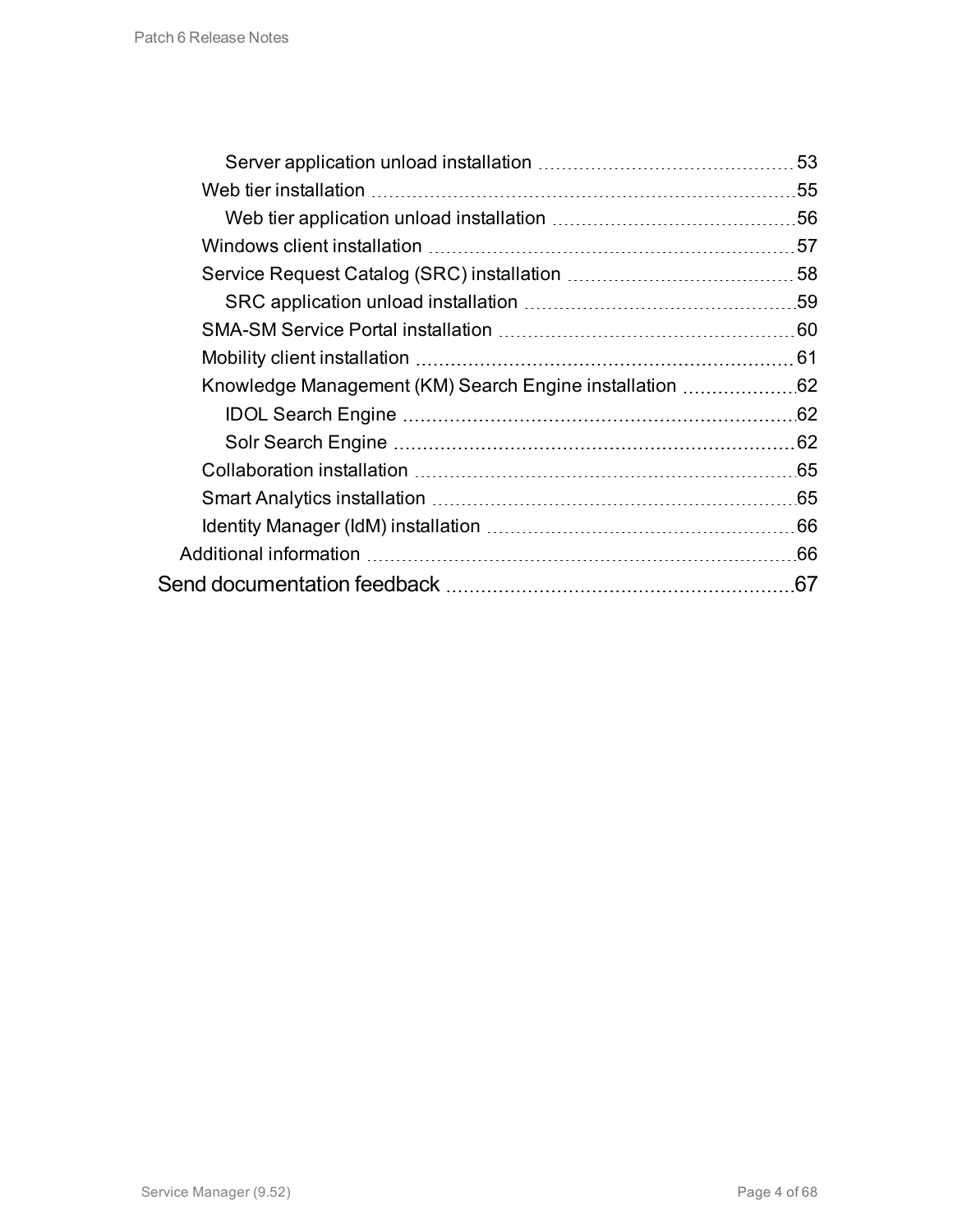- Server application unload installation 53
- Web tier installation 55
  - Web tier application unload installation 56
- Windows client installation 57
- Service Request Catalog (SRC) installation 58
  - SRC application unload installation 59
- SMA-SM Service Portal installation 60
- Mobility client installation 61
- Knowledge Management (KM) Search Engine installation 62
  - IDOL Search Engine 62
  - Solr Search Engine 62
- Collaboration installation 65
- Smart Analytics installation 65
- Identity Manager (IdM) installation 66

Additional information 66

Send documentation feedback 67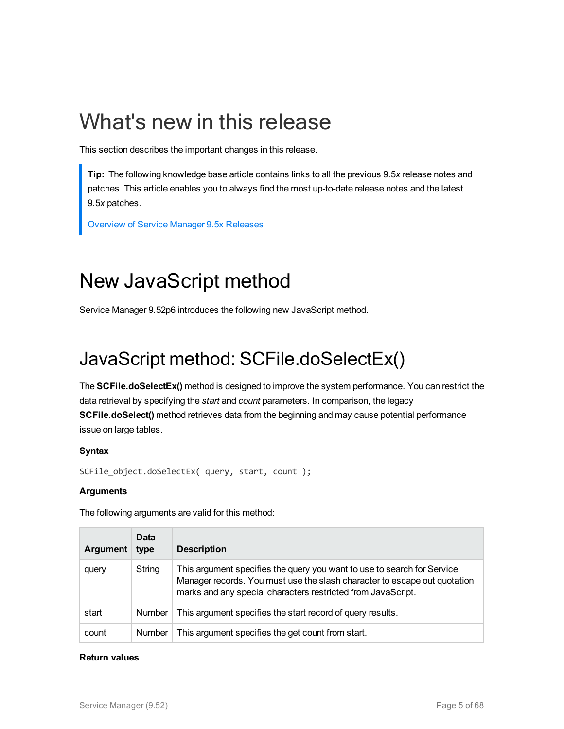# What's new in this release

This section describes the important changes in this release.

> **Tip:** The following knowledge base article contains links to all the previous 9.5*x* release notes and patches. This article enables you to always find the most up-to-date release notes and the latest 9.5*x* patches.
>
> Overview of Service Manager 9.5x Releases

# New JavaScript method

Service Manager 9.52p6 introduces the following new JavaScript method.

## JavaScript method: SCFile.doSelectEx()

The **SCFile.doSelectEx()** method is designed to improve the system performance. You can restrict the data retrieval by specifying the *start* and *count* parameters. In comparison, the legacy **SCFile.doSelect()** method retrieves data from the beginning and may cause potential performance issue on large tables.

**Syntax**

```
SCFile_object.doSelectEx( query, start, count );
```

**Arguments**

The following arguments are valid for this method:

| Argument | Data type | Description |
| --- | --- | --- |
| query | String | This argument specifies the query you want to use to search for Service Manager records. You must use the slash character to escape out quotation marks and any special characters restricted from JavaScript. |
| start | Number | This argument specifies the start record of query results. |
| count | Number | This argument specifies the get count from start. |

**Return values**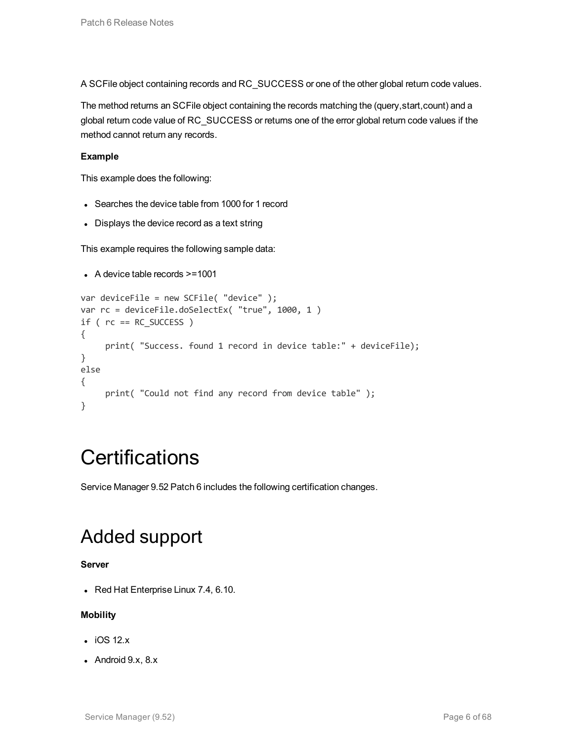A SCFile object containing records and RC_SUCCESS or one of the other global return code values.

The method returns an SCFile object containing the records matching the (query,start,count) and a global return code value of RC_SUCCESS or returns one of the error global return code values if the method cannot return any records.

**Example**

This example does the following:

- Searches the device table from 1000 for 1 record
- Displays the device record as a text string

This example requires the following sample data:

- A device table records >=1001

```
var deviceFile = new SCFile( "device" );
var rc = deviceFile.doSelectEx( "true", 1000, 1 )
if ( rc == RC_SUCCESS )
{
     print( "Success. found 1 record in device table:" + deviceFile);
}
else
{
     print( "Could not find any record from device table" );
}
```

# Certifications

Service Manager 9.52 Patch 6 includes the following certification changes.

# Added support

**Server**

- Red Hat Enterprise Linux 7.4, 6.10.

**Mobility**

- iOS 12.x
- Android 9.x, 8.x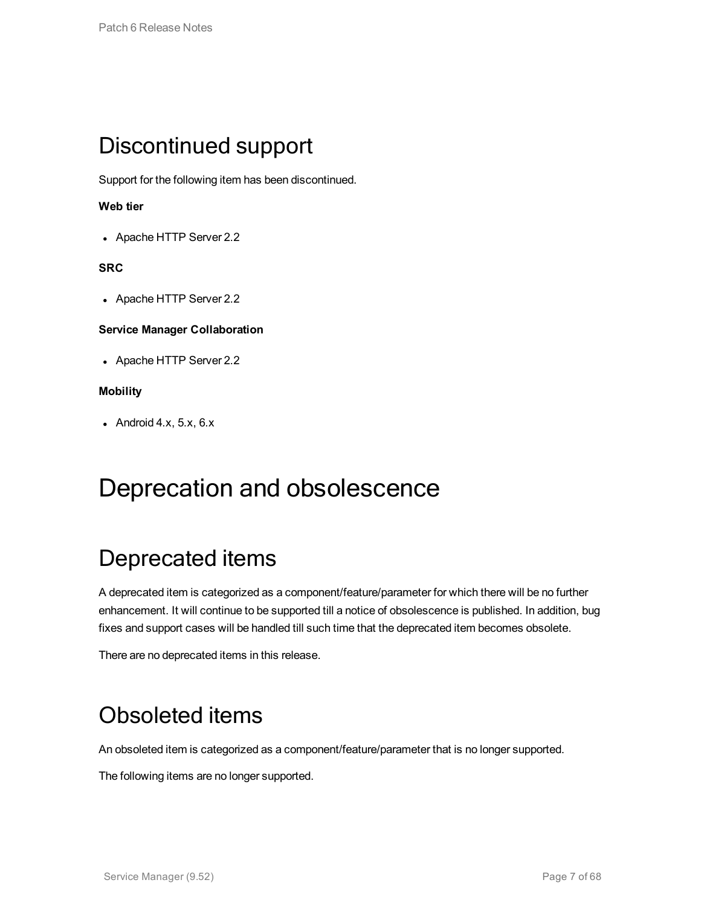## Discontinued support

Support for the following item has been discontinued.

**Web tier**

- Apache HTTP Server 2.2

**SRC**

- Apache HTTP Server 2.2

**Service Manager Collaboration**

- Apache HTTP Server 2.2

**Mobility**

- Android 4.x, 5.x, 6.x

# Deprecation and obsolescence

## Deprecated items

A deprecated item is categorized as a component/feature/parameter for which there will be no further enhancement. It will continue to be supported till a notice of obsolescence is published. In addition, bug fixes and support cases will be handled till such time that the deprecated item becomes obsolete.

There are no deprecated items in this release.

## Obsoleted items

An obsoleted item is categorized as a component/feature/parameter that is no longer supported.

The following items are no longer supported.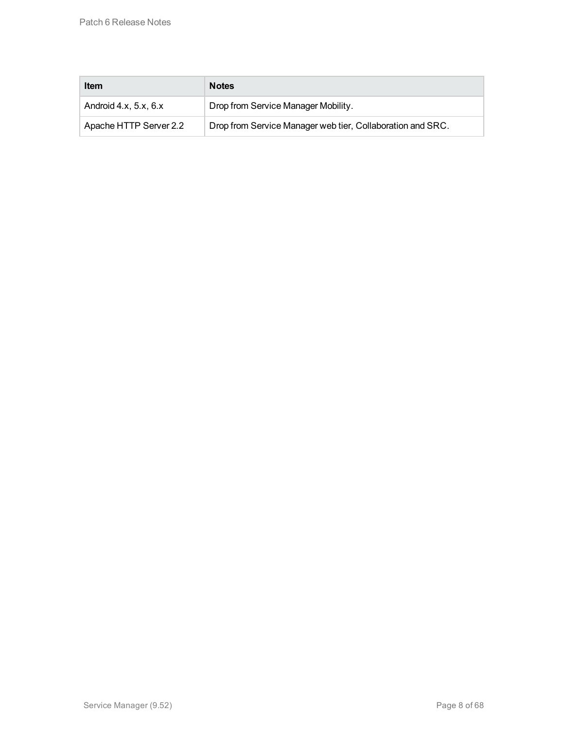| Item | Notes |
| --- | --- |
| Android 4.x, 5.x, 6.x | Drop from Service Manager Mobility. |
| Apache HTTP Server 2.2 | Drop from Service Manager web tier, Collaboration and SRC. |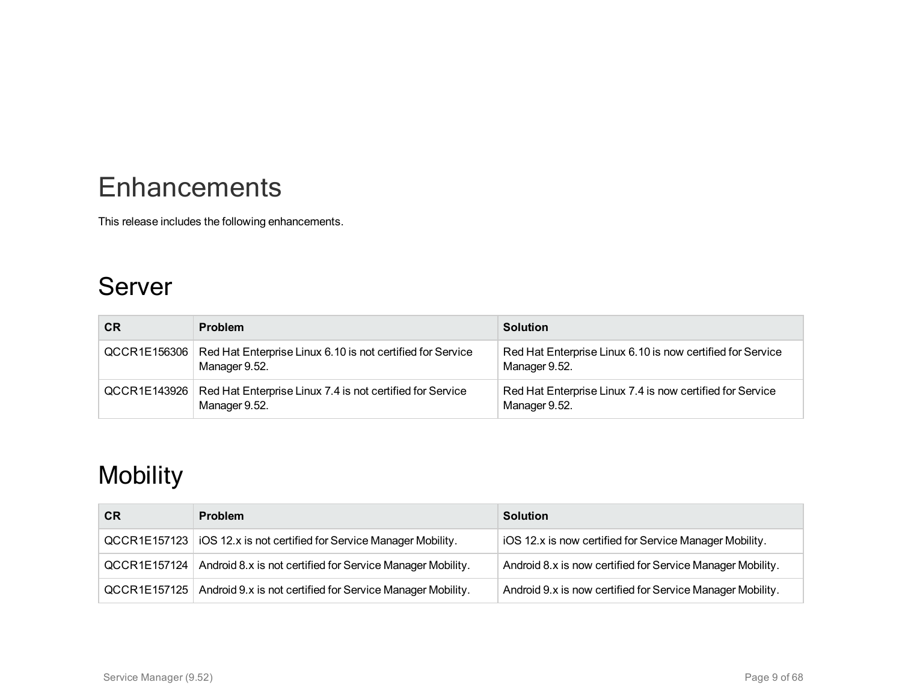# Enhancements

This release includes the following enhancements.

## Server

| CR | Problem | Solution |
| --- | --- | --- |
| QCCR1E156306 | Red Hat Enterprise Linux 6.10 is not certified for Service Manager 9.52. | Red Hat Enterprise Linux 6.10 is now certified for Service Manager 9.52. |
| QCCR1E143926 | Red Hat Enterprise Linux 7.4 is not certified for Service Manager 9.52. | Red Hat Enterprise Linux 7.4 is now certified for Service Manager 9.52. |

## Mobility

| CR | Problem | Solution |
| --- | --- | --- |
| QCCR1E157123 | iOS 12.x is not certified for Service Manager Mobility. | iOS 12.x is now certified for Service Manager Mobility. |
| QCCR1E157124 | Android 8.x is not certified for Service Manager Mobility. | Android 8.x is now certified for Service Manager Mobility. |
| QCCR1E157125 | Android 9.x is not certified for Service Manager Mobility. | Android 9.x is now certified for Service Manager Mobility. |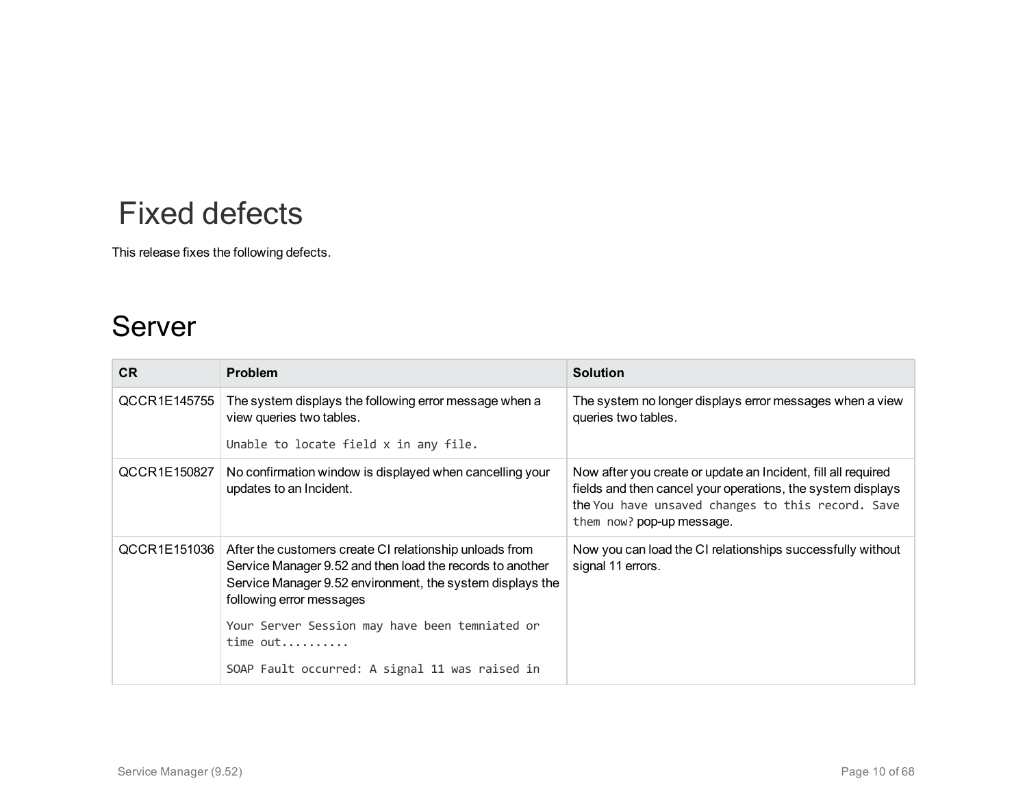# Fixed defects

This release fixes the following defects.

## Server

| CR | Problem | Solution |
| --- | --- | --- |
| QCCR1E145755 | The system displays the following error message when a view queries two tables.<br><br>`Unable to locate field x in any file.` | The system no longer displays error messages when a view queries two tables. |
| QCCR1E150827 | No confirmation window is displayed when cancelling your updates to an Incident. | Now after you create or update an Incident, fill all required fields and then cancel your operations, the system displays the `You have unsaved changes to this record. Save them now?` pop-up message. |
| QCCR1E151036 | After the customers create CI relationship unloads from Service Manager 9.52 and then load the records to another Service Manager 9.52 environment, the system displays the following error messages<br><br>`Your Server Session may have been temniated or time out..........`<br><br>`SOAP Fault occurred: A signal 11 was raised in` | Now you can load the CI relationships successfully without signal 11 errors. |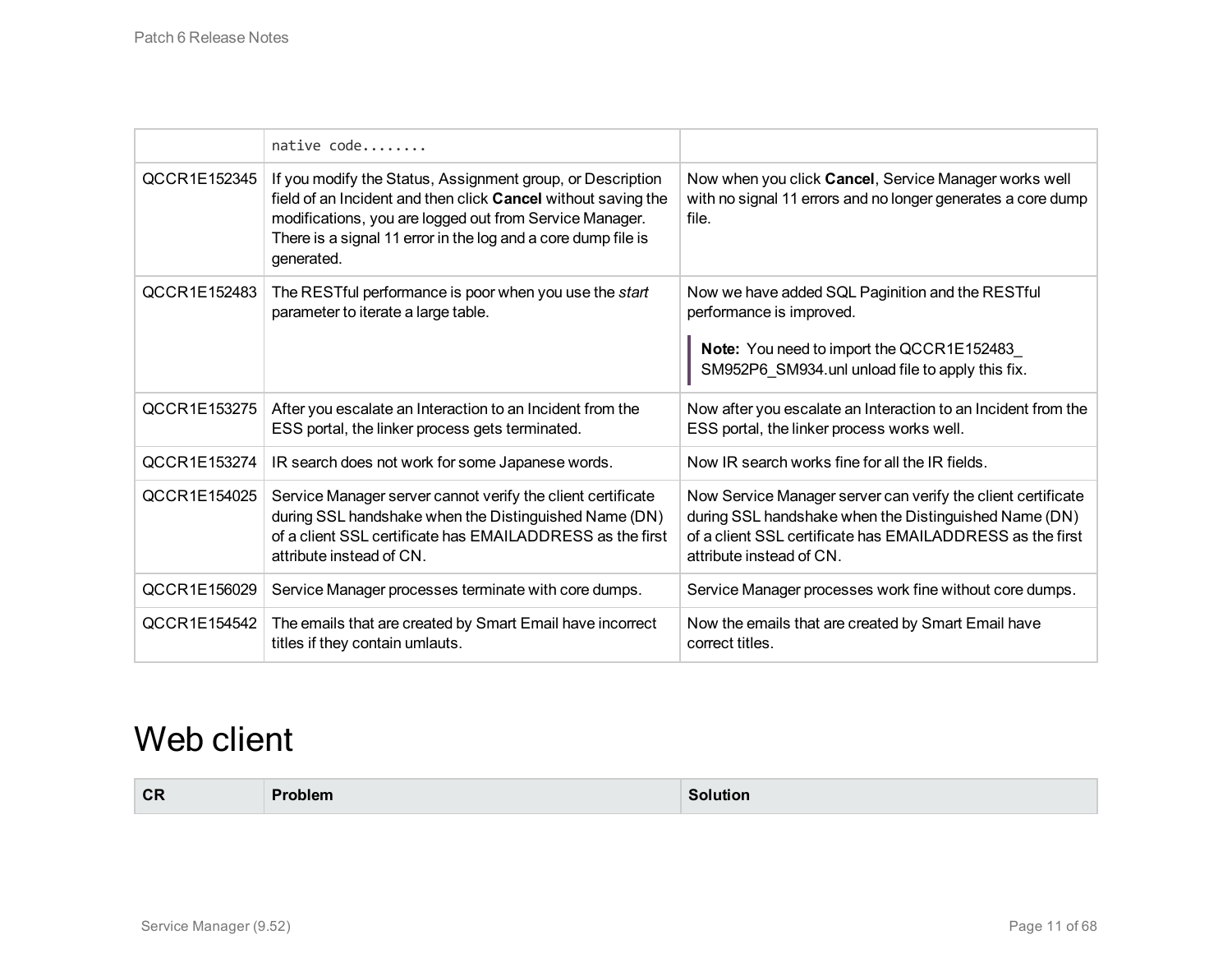| | | |
|---|---|---|
| | `native code........` | |
| QCCR1E152345 | If you modify the Status, Assignment group, or Description field of an Incident and then click **Cancel** without saving the modifications, you are logged out from Service Manager. There is a signal 11 error in the log and a core dump file is generated. | Now when you click **Cancel**, Service Manager works well with no signal 11 errors and no longer generates a core dump file. |
| QCCR1E152483 | The RESTful performance is poor when you use the *start* parameter to iterate a large table. | Now we have added SQL Paginition and the RESTful performance is improved.<br><br>**Note:** You need to import the QCCR1E152483_ SM952P6_SM934.unl unload file to apply this fix. |
| QCCR1E153275 | After you escalate an Interaction to an Incident from the ESS portal, the linker process gets terminated. | Now after you escalate an Interaction to an Incident from the ESS portal, the linker process works well. |
| QCCR1E153274 | IR search does not work for some Japanese words. | Now IR search works fine for all the IR fields. |
| QCCR1E154025 | Service Manager server cannot verify the client certificate during SSL handshake when the Distinguished Name (DN) of a client SSL certificate has EMAILADDRESS as the first attribute instead of CN. | Now Service Manager server can verify the client certificate during SSL handshake when the Distinguished Name (DN) of a client SSL certificate has EMAILADDRESS as the first attribute instead of CN. |
| QCCR1E156029 | Service Manager processes terminate with core dumps. | Service Manager processes work fine without core dumps. |
| QCCR1E154542 | The emails that are created by Smart Email have incorrect titles if they contain umlauts. | Now the emails that are created by Smart Email have correct titles. |

# Web client

| CR | Problem | Solution |
|---|---|---|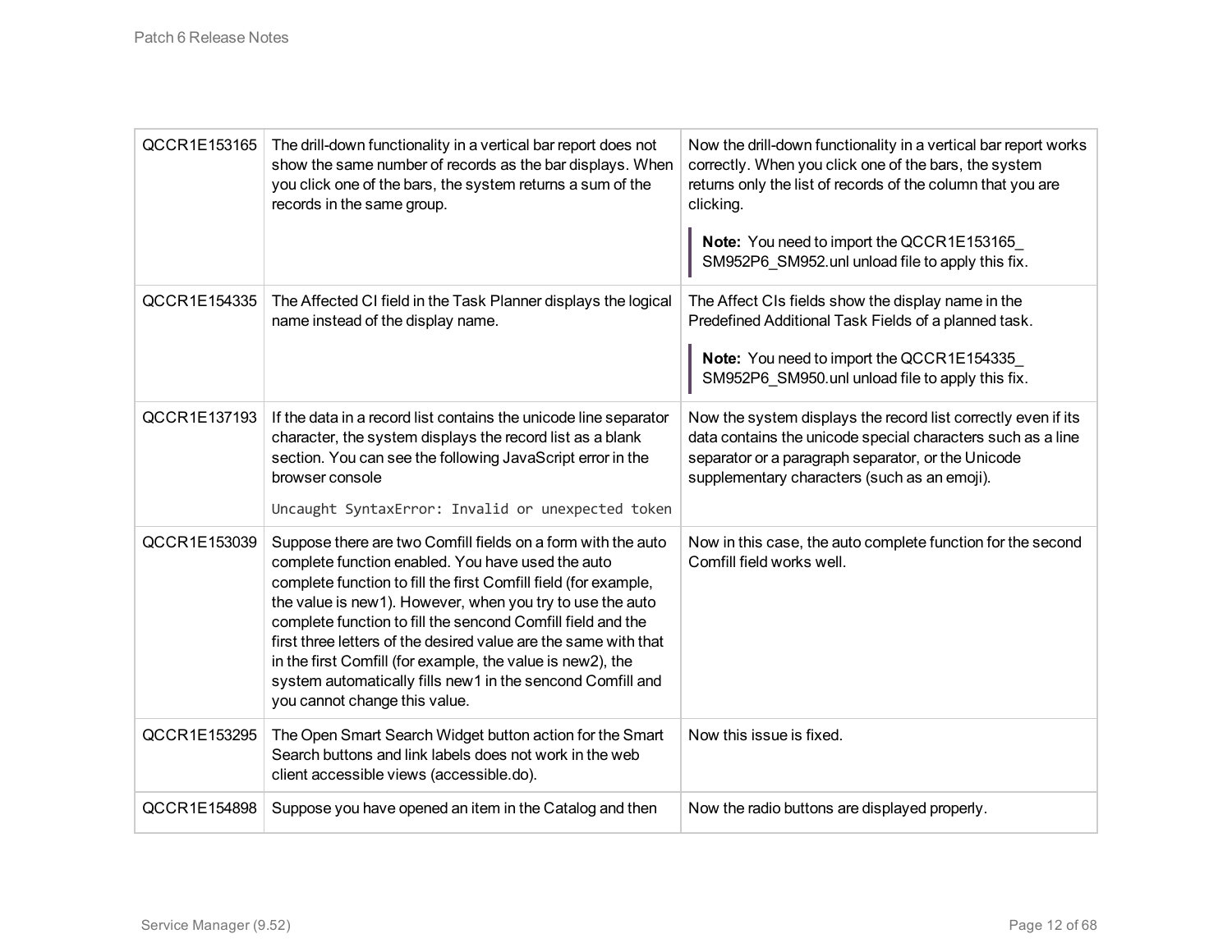| | | |
|---|---|---|
| QCCR1E153165 | The drill-down functionality in a vertical bar report does not show the same number of records as the bar displays. When you click one of the bars, the system returns a sum of the records in the same group. | Now the drill-down functionality in a vertical bar report works correctly. When you click one of the bars, the system returns only the list of records of the column that you are clicking.<br><br>**Note:** You need to import the QCCR1E153165_ SM952P6_SM952.unl unload file to apply this fix. |
| QCCR1E154335 | The Affected CI field in the Task Planner displays the logical name instead of the display name. | The Affect CIs fields show the display name in the Predefined Additional Task Fields of a planned task.<br><br>**Note:** You need to import the QCCR1E154335_ SM952P6_SM950.unl unload file to apply this fix. |
| QCCR1E137193 | If the data in a record list contains the unicode line separator character, the system displays the record list as a blank section. You can see the following JavaScript error in the browser console<br><br>`Uncaught SyntaxError: Invalid or unexpected token` | Now the system displays the record list correctly even if its data contains the unicode special characters such as a line separator or a paragraph separator, or the Unicode supplementary characters (such as an emoji). |
| QCCR1E153039 | Suppose there are two Comfill fields on a form with the auto complete function enabled. You have used the auto complete function to fill the first Comfill field (for example, the value is new1). However, when you try to use the auto complete function to fill the sencond Comfill field and the first three letters of the desired value are the same with that in the first Comfill (for example, the value is new2), the system automatically fills new1 in the sencond Comfill and you cannot change this value. | Now in this case, the auto complete function for the second Comfill field works well. |
| QCCR1E153295 | The Open Smart Search Widget button action for the Smart Search buttons and link labels does not work in the web client accessible views (accessible.do). | Now this issue is fixed. |
| QCCR1E154898 | Suppose you have opened an item in the Catalog and then | Now the radio buttons are displayed properly. |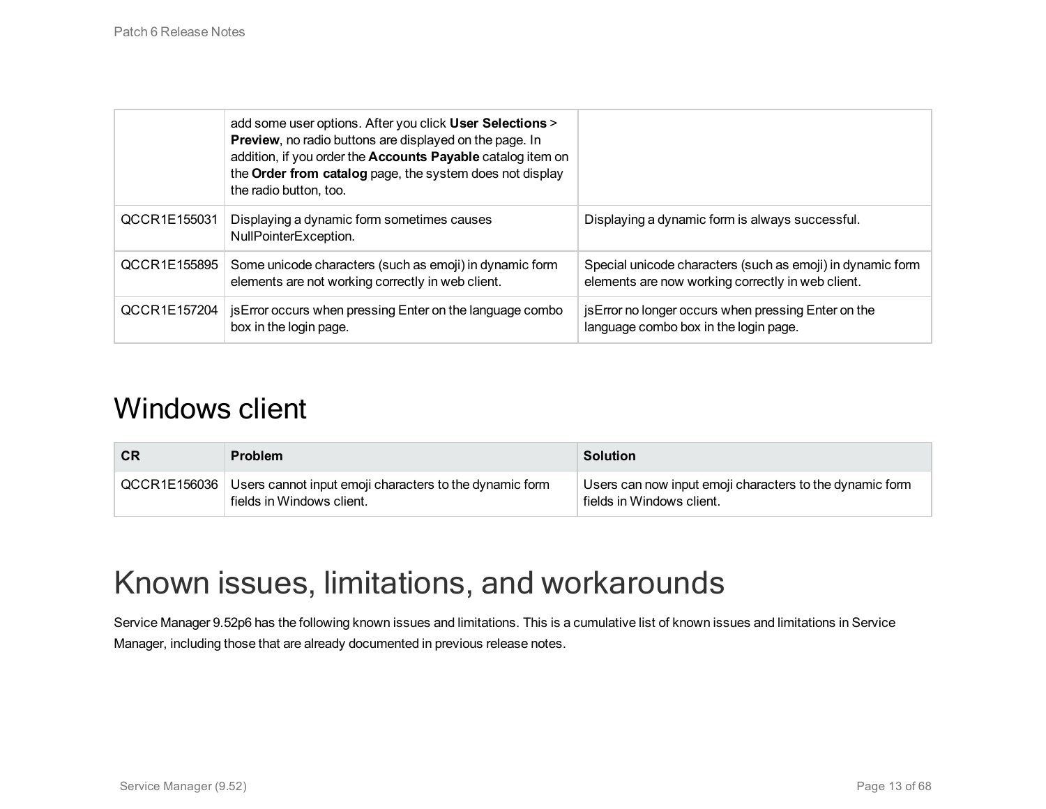| | | |
|---|---|---|
| | add some user options. After you click **User Selections** > **Preview**, no radio buttons are displayed on the page. In addition, if you order the **Accounts Payable** catalog item on the **Order from catalog** page, the system does not display the radio button, too. | |
| QCCR1E155031 | Displaying a dynamic form sometimes causes NullPointerException. | Displaying a dynamic form is always successful. |
| QCCR1E155895 | Some unicode characters (such as emoji) in dynamic form elements are not working correctly in web client. | Special unicode characters (such as emoji) in dynamic form elements are now working correctly in web client. |
| QCCR1E157204 | jsError occurs when pressing Enter on the language combo box in the login page. | jsError no longer occurs when pressing Enter on the language combo box in the login page. |

## Windows client

| CR | Problem | Solution |
|---|---|---|
| QCCR1E156036 | Users cannot input emoji characters to the dynamic form fields in Windows client. | Users can now input emoji characters to the dynamic form fields in Windows client. |

# Known issues, limitations, and workarounds

Service Manager 9.52p6 has the following known issues and limitations. This is a cumulative list of known issues and limitations in Service Manager, including those that are already documented in previous release notes.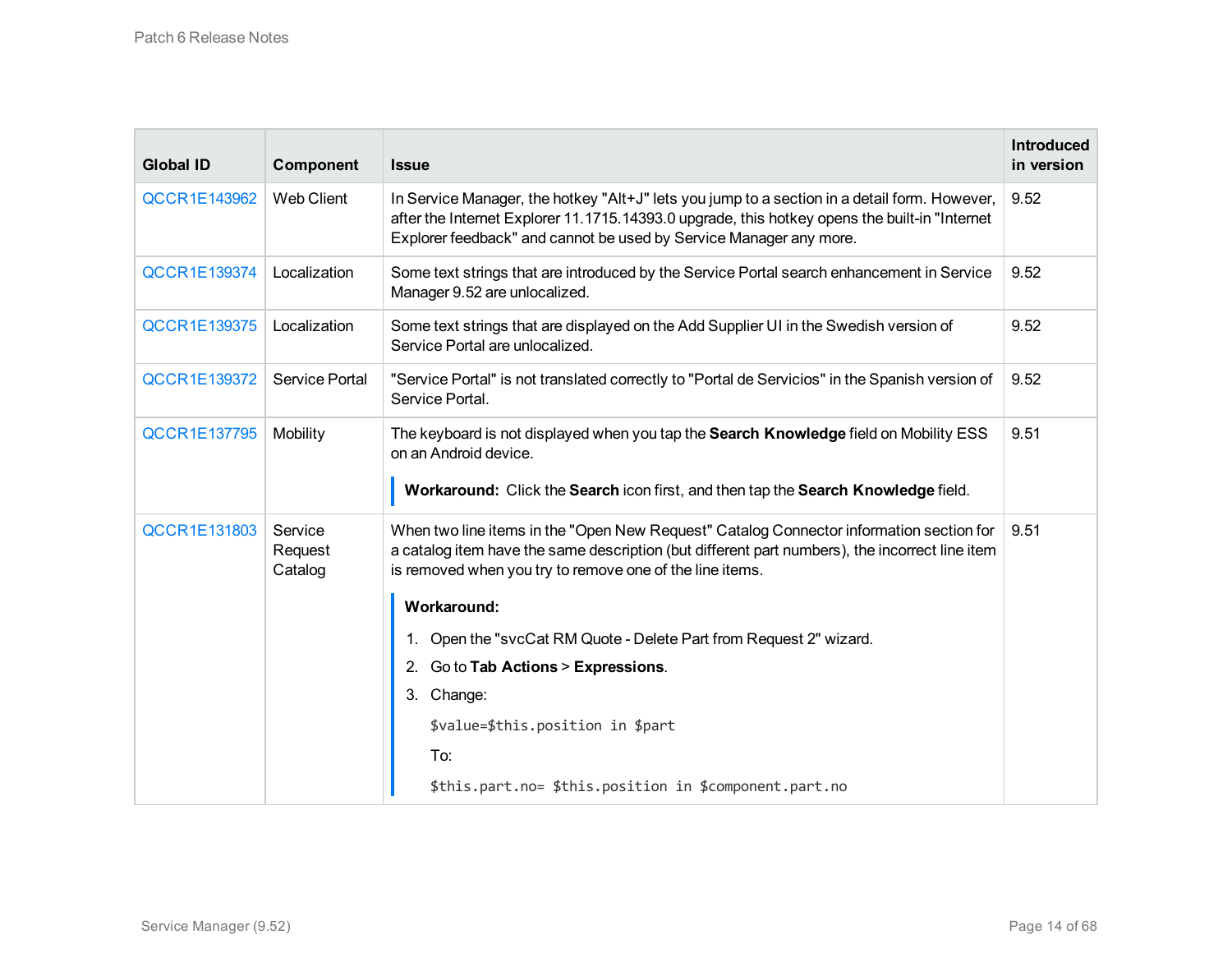| Global ID | Component | Issue | Introduced in version |
|---|---|---|---|
| QCCR1E143962 | Web Client | In Service Manager, the hotkey "Alt+J" lets you jump to a section in a detail form. However, after the Internet Explorer 11.1715.14393.0 upgrade, this hotkey opens the built-in "Internet Explorer feedback" and cannot be used by Service Manager any more. | 9.52 |
| QCCR1E139374 | Localization | Some text strings that are introduced by the Service Portal search enhancement in Service Manager 9.52 are unlocalized. | 9.52 |
| QCCR1E139375 | Localization | Some text strings that are displayed on the Add Supplier UI in the Swedish version of Service Portal are unlocalized. | 9.52 |
| QCCR1E139372 | Service Portal | "Service Portal" is not translated correctly to "Portal de Servicios" in the Spanish version of Service Portal. | 9.52 |
| QCCR1E137795 | Mobility | The keyboard is not displayed when you tap the **Search Knowledge** field on Mobility ESS on an Android device.<br><br>**Workaround:** Click the **Search** icon first, and then tap the **Search Knowledge** field. | 9.51 |
| QCCR1E131803 | Service Request Catalog | When two line items in the "Open New Request" Catalog Connector information section for a catalog item have the same description (but different part numbers), the incorrect line item is removed when you try to remove one of the line items.<br><br>**Workaround:**<br>1. Open the "svcCat RM Quote - Delete Part from Request 2" wizard.<br>2. Go to **Tab Actions** > **Expressions**.<br>3. Change:<br>`$value=$this.position in $part`<br>To:<br>`$this.part.no= $this.position in $component.part.no` | 9.51 |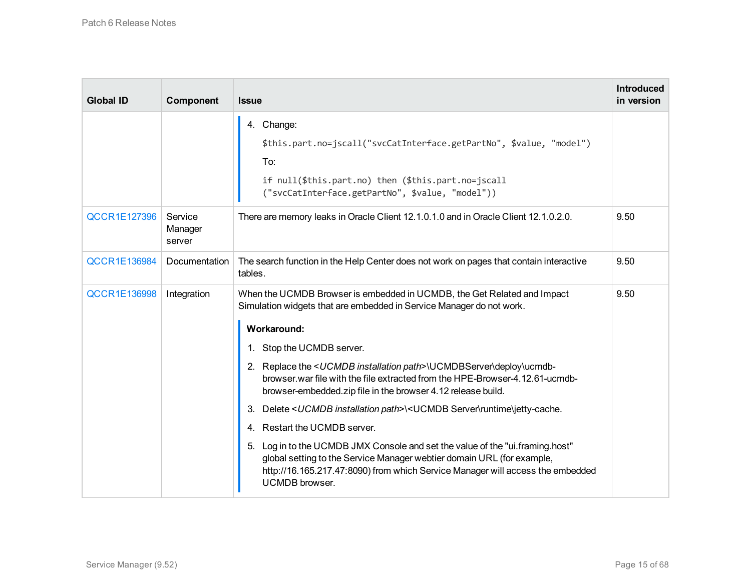| Global ID | Component | Issue | Introduced in version |
|---|---|---|---|
| | | 4. Change:<br>`$this.part.no=jscall("svcCatInterface.getPartNo", $value, "model")`<br>To:<br>`if null($this.part.no) then ($this.part.no=jscall ("svcCatInterface.getPartNo", $value, "model"))` | |
| QCCR1E127396 | Service Manager server | There are memory leaks in Oracle Client 12.1.0.1.0 and in Oracle Client 12.1.0.2.0. | 9.50 |
| QCCR1E136984 | Documentation | The search function in the Help Center does not work on pages that contain interactive tables. | 9.50 |
| QCCR1E136998 | Integration | When the UCMDB Browser is embedded in UCMDB, the Get Related and Impact Simulation widgets that are embedded in Service Manager do not work.<br><br>**Workaround:**<br>1. Stop the UCMDB server.<br>2. Replace the <*UCMDB installation path*>\UCMDBServer\deploy\ucmdb-browser.war file with the file extracted from the HPE-Browser-4.12.61-ucmdb-browser-embedded.zip file in the browser 4.12 release build.<br>3. Delete <*UCMDB installation path*>\<UCMDB Server\runtime\jetty-cache.<br>4. Restart the UCMDB server.<br>5. Log in to the UCMDB JMX Console and set the value of the "ui.framing.host" global setting to the Service Manager webtier domain URL (for example, http://16.165.217.47:8090) from which Service Manager will access the embedded UCMDB browser. | 9.50 |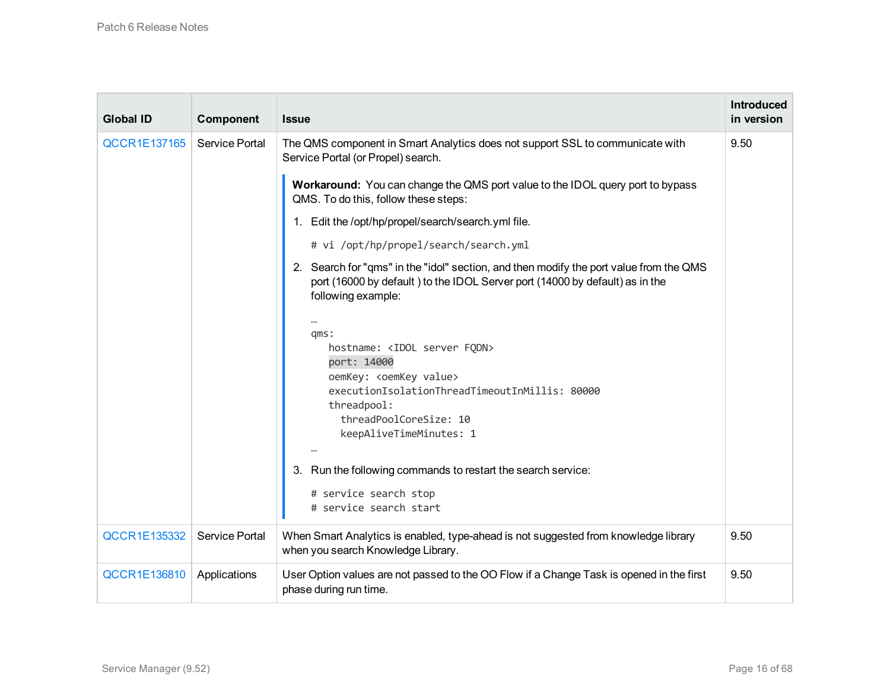| Global ID | Component | Issue | Introduced in version |
|---|---|---|---|
| QCCR1E137165 | Service Portal | The QMS component in Smart Analytics does not support SSL to communicate with Service Portal (or Propel) search.<br><br>**Workaround:** You can change the QMS port value to the IDOL query port to bypass QMS. To do this, follow these steps:<br><br>1. Edit the /opt/hp/propel/search/search.yml file.<br>`# vi /opt/hp/propel/search/search.yml`<br>2. Search for "qms" in the "idol" section, and then modify the port value from the QMS port (16000 by default ) to the IDOL Server port (14000 by default) as in the following example:<br>`…`<br>`qms:`<br>`  hostname: <IDOL server FQDN>`<br>`  port: 14000`<br>`  oemKey: <oemKey value>`<br>`  executionIsolationThreadTimeoutInMillis: 80000`<br>`  threadpool:`<br>`    threadPoolCoreSize: 10`<br>`    keepAliveTimeMinutes: 1`<br>`…`<br>3. Run the following commands to restart the search service:<br>`# service search stop`<br>`# service search start` | 9.50 |
| QCCR1E135332 | Service Portal | When Smart Analytics is enabled, type-ahead is not suggested from knowledge library when you search Knowledge Library. | 9.50 |
| QCCR1E136810 | Applications | User Option values are not passed to the OO Flow if a Change Task is opened in the first phase during run time. | 9.50 |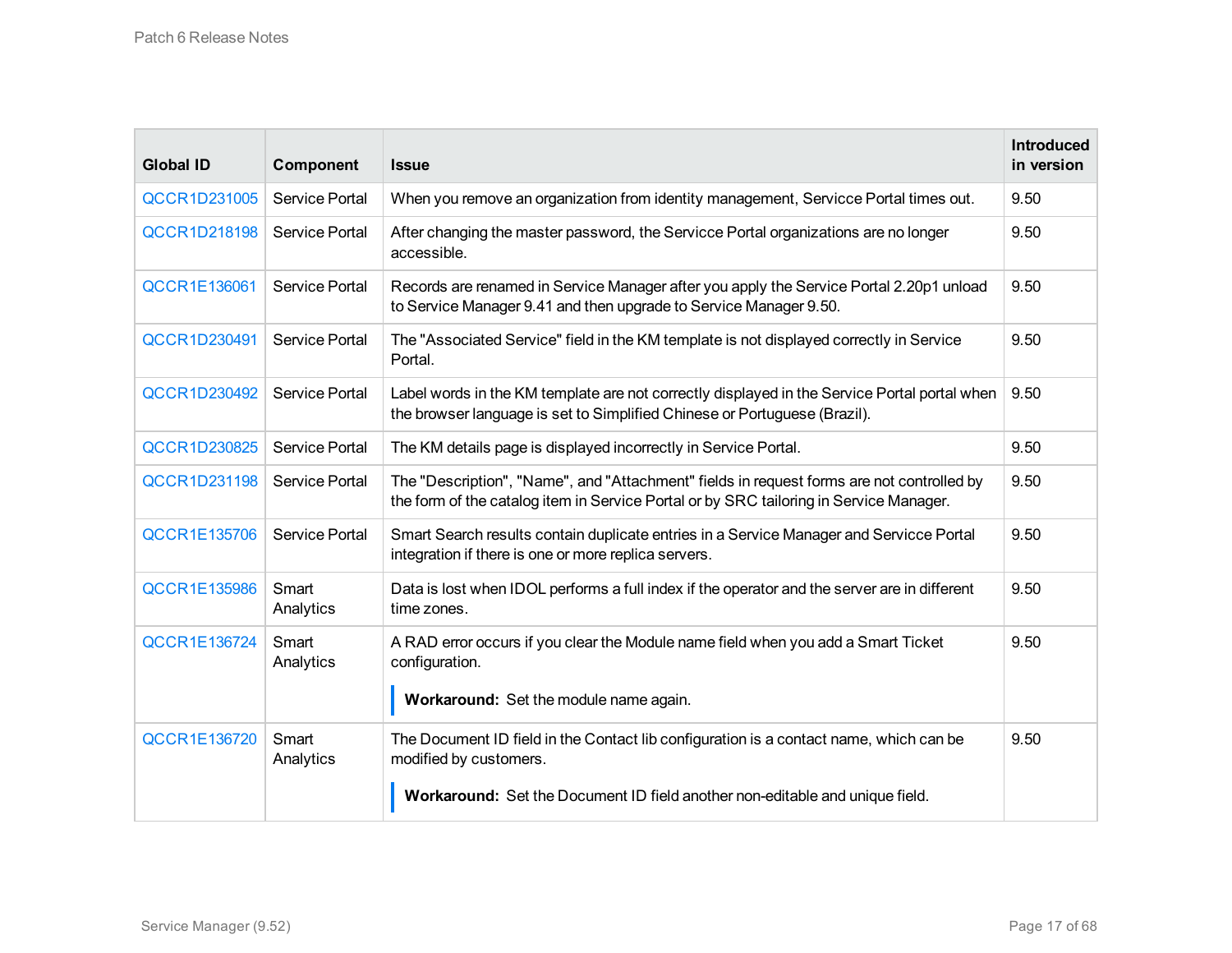| Global ID | Component | Issue | Introduced in version |
| --- | --- | --- | --- |
| QCCR1D231005 | Service Portal | When you remove an organization from identity management, Servicce Portal times out. | 9.50 |
| QCCR1D218198 | Service Portal | After changing the master password, the Servicce Portal organizations are no longer accessible. | 9.50 |
| QCCR1E136061 | Service Portal | Records are renamed in Service Manager after you apply the Service Portal 2.20p1 unload to Service Manager 9.41 and then upgrade to Service Manager 9.50. | 9.50 |
| QCCR1D230491 | Service Portal | The "Associated Service" field in the KM template is not displayed correctly in Service Portal. | 9.50 |
| QCCR1D230492 | Service Portal | Label words in the KM template are not correctly displayed in the Service Portal portal when the browser language is set to Simplified Chinese or Portuguese (Brazil). | 9.50 |
| QCCR1D230825 | Service Portal | The KM details page is displayed incorrectly in Service Portal. | 9.50 |
| QCCR1D231198 | Service Portal | The "Description", "Name", and "Attachment" fields in request forms are not controlled by the form of the catalog item in Service Portal or by SRC tailoring in Service Manager. | 9.50 |
| QCCR1E135706 | Service Portal | Smart Search results contain duplicate entries in a Service Manager and Servicce Portal integration if there is one or more replica servers. | 9.50 |
| QCCR1E135986 | Smart Analytics | Data is lost when IDOL performs a full index if the operator and the server are in different time zones. | 9.50 |
| QCCR1E136724 | Smart Analytics | A RAD error occurs if you clear the Module name field when you add a Smart Ticket configuration.<br><br>**Workaround:** Set the module name again. | 9.50 |
| QCCR1E136720 | Smart Analytics | The Document ID field in the Contact lib configuration is a contact name, which can be modified by customers.<br><br>**Workaround:** Set the Document ID field another non-editable and unique field. | 9.50 |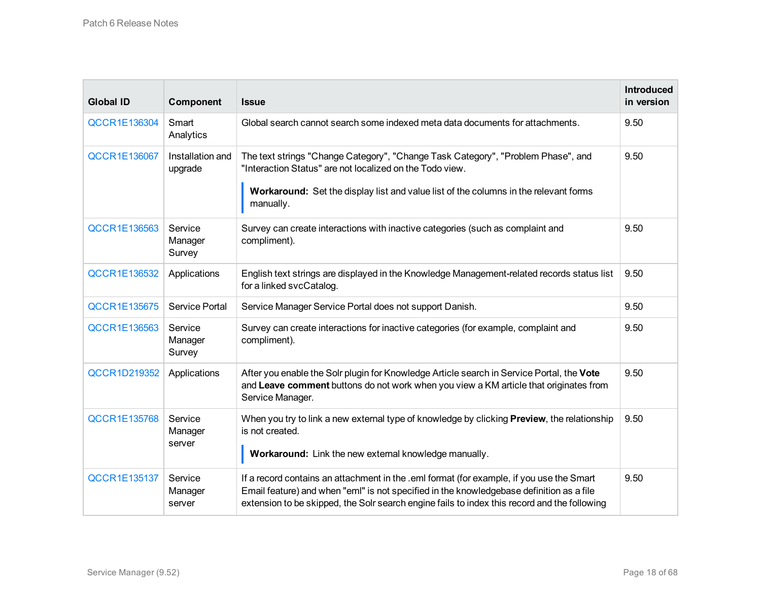| Global ID | Component | Issue | Introduced in version |
| --- | --- | --- | --- |
| QCCR1E136304 | Smart Analytics | Global search cannot search some indexed meta data documents for attachments. | 9.50 |
| QCCR1E136067 | Installation and upgrade | The text strings "Change Category", "Change Task Category", "Problem Phase", and "Interaction Status" are not localized on the Todo view.<br><br>**Workaround:** Set the display list and value list of the columns in the relevant forms manually. | 9.50 |
| QCCR1E136563 | Service Manager Survey | Survey can create interactions with inactive categories (such as complaint and compliment). | 9.50 |
| QCCR1E136532 | Applications | English text strings are displayed in the Knowledge Management-related records status list for a linked svcCatalog. | 9.50 |
| QCCR1E135675 | Service Portal | Service Manager Service Portal does not support Danish. | 9.50 |
| QCCR1E136563 | Service Manager Survey | Survey can create interactions for inactive categories (for example, complaint and compliment). | 9.50 |
| QCCR1D219352 | Applications | After you enable the Solr plugin for Knowledge Article search in Service Portal, the **Vote** and **Leave comment** buttons do not work when you view a KM article that originates from Service Manager. | 9.50 |
| QCCR1E135768 | Service Manager server | When you try to link a new external type of knowledge by clicking **Preview**, the relationship is not created.<br><br>**Workaround:** Link the new external knowledge manually. | 9.50 |
| QCCR1E135137 | Service Manager server | If a record contains an attachment in the .eml format (for example, if you use the Smart Email feature) and when "eml" is not specified in the knowledgebase definition as a file extension to be skipped, the Solr search engine fails to index this record and the following | 9.50 |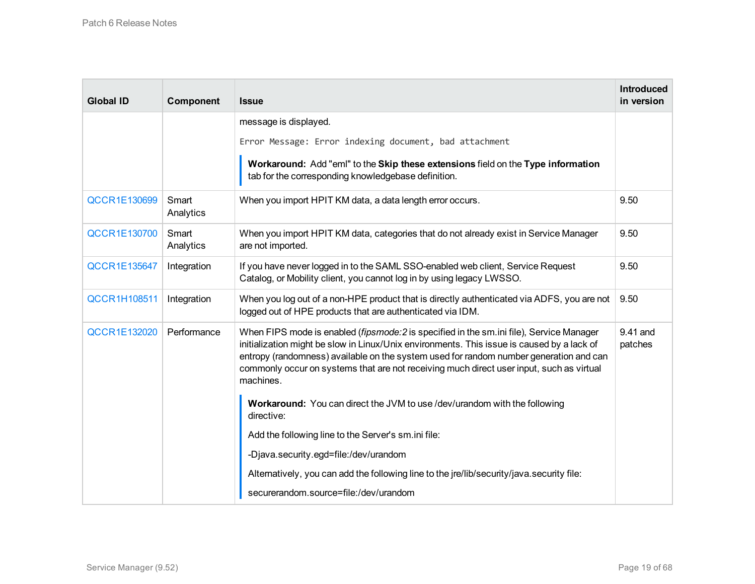| Global ID | Component | Issue | Introduced in version |
|---|---|---|---|
| | | message is displayed.<br><br>`Error Message: Error indexing document, bad attachment`<br><br>**Workaround:** Add "eml" to the **Skip these extensions** field on the **Type information** tab for the corresponding knowledgebase definition. | |
| QCCR1E130699 | Smart Analytics | When you import HPIT KM data, a data length error occurs. | 9.50 |
| QCCR1E130700 | Smart Analytics | When you import HPIT KM data, categories that do not already exist in Service Manager are not imported. | 9.50 |
| QCCR1E135647 | Integration | If you have never logged in to the SAML SSO-enabled web client, Service Request Catalog, or Mobility client, you cannot log in by using legacy LWSSO. | 9.50 |
| QCCR1H108511 | Integration | When you log out of a non-HPE product that is directly authenticated via ADFS, you are not logged out of HPE products that are authenticated via IDM. | 9.50 |
| QCCR1E132020 | Performance | When FIPS mode is enabled (*fipsmode:2* is specified in the sm.ini file), Service Manager initialization might be slow in Linux/Unix environments. This issue is caused by a lack of entropy (randomness) available on the system used for random number generation and can commonly occur on systems that are not receiving much direct user input, such as virtual machines.<br><br>**Workaround:** You can direct the JVM to use /dev/urandom with the following directive:<br><br>Add the following line to the Server's sm.ini file:<br><br>-Djava.security.egd=file:/dev/urandom<br><br>Alternatively, you can add the following line to the jre/lib/security/java.security file:<br><br>securerandom.source=file:/dev/urandom | 9.41 and patches |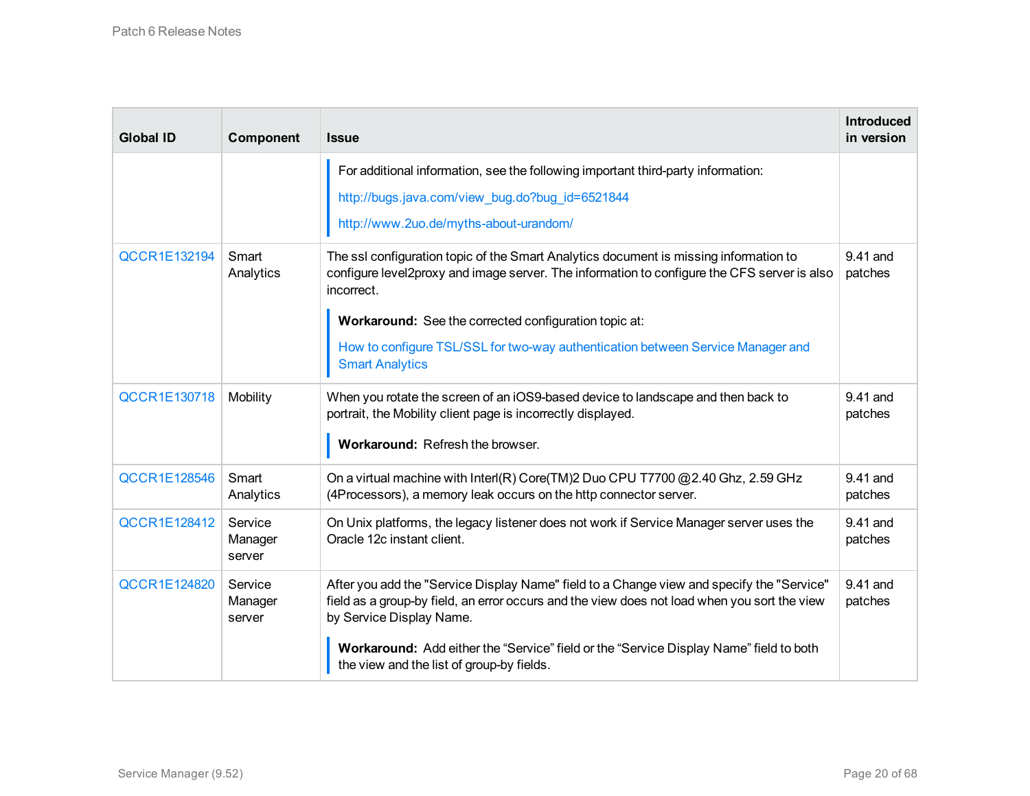| Global ID | Component | Issue | Introduced in version |
|---|---|---|---|
| | | For additional information, see the following important third-party information: http://bugs.java.com/view_bug.do?bug_id=6521844 http://www.2uo.de/myths-about-urandom/ | |
| QCCR1E132194 | Smart Analytics | The ssl configuration topic of the Smart Analytics document is missing information to configure level2proxy and image server. The information to configure the CFS server is also incorrect. **Workaround:** See the corrected configuration topic at: How to configure TSL/SSL for two-way authentication between Service Manager and Smart Analytics | 9.41 and patches |
| QCCR1E130718 | Mobility | When you rotate the screen of an iOS9-based device to landscape and then back to portrait, the Mobility client page is incorrectly displayed. **Workaround:** Refresh the browser. | 9.41 and patches |
| QCCR1E128546 | Smart Analytics | On a virtual machine with Interl(R) Core(TM)2 Duo CPU T7700 @2.40 Ghz, 2.59 GHz (4Processors), a memory leak occurs on the http connector server. | 9.41 and patches |
| QCCR1E128412 | Service Manager server | On Unix platforms, the legacy listener does not work if Service Manager server uses the Oracle 12c instant client. | 9.41 and patches |
| QCCR1E124820 | Service Manager server | After you add the "Service Display Name" field to a Change view and specify the "Service" field as a group-by field, an error occurs and the view does not load when you sort the view by Service Display Name. **Workaround:** Add either the "Service" field or the "Service Display Name" field to both the view and the list of group-by fields. | 9.41 and patches |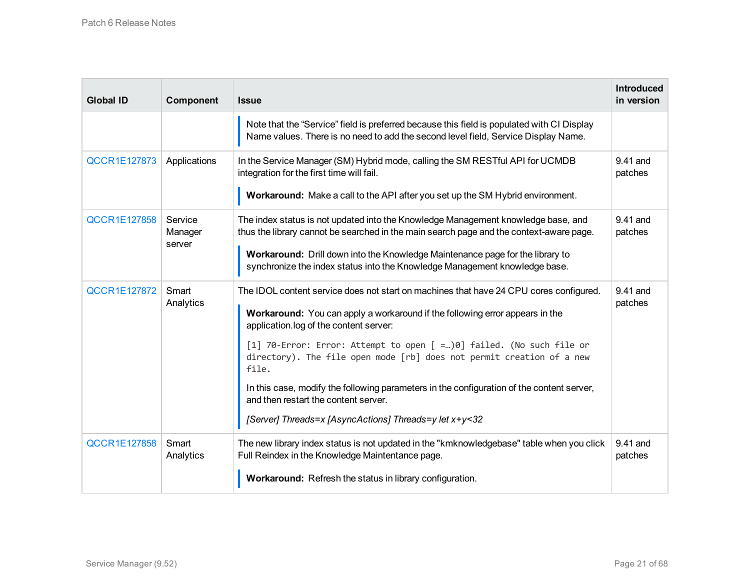| Global ID | Component | Issue | Introduced in version |
|---|---|---|---|
| | | Note that the “Service” field is preferred because this field is populated with CI Display Name values. There is no need to add the second level field, Service Display Name. | |
| QCCR1E127873 | Applications | In the Service Manager (SM) Hybrid mode, calling the SM RESTful API for UCMDB integration for the first time will fail.<br><br>**Workaround:** Make a call to the API after you set up the SM Hybrid environment. | 9.41 and patches |
| QCCR1E127858 | Service Manager server | The index status is not updated into the Knowledge Management knowledge base, and thus the library cannot be searched in the main search page and the context-aware page.<br><br>**Workaround:** Drill down into the Knowledge Maintenance page for the library to synchronize the index status into the Knowledge Management knowledge base. | 9.41 and patches |
| QCCR1E127872 | Smart Analytics | The IDOL content service does not start on machines that have 24 CPU cores configured.<br><br>**Workaround:** You can apply a workaround if the following error appears in the application.log of the content server:<br><br>`[1] 70-Error: Error: Attempt to open [ =…)0] failed. (No such file or directory). The file open mode [rb] does not permit creation of a new file.`<br><br>In this case, modify the following parameters in the configuration of the content server, and then restart the content server.<br><br>*[Server] Threads=x [AsyncActions] Threads=y let x+y<32* | 9.41 and patches |
| QCCR1E127858 | Smart Analytics | The new library index status is not updated in the "kmknowledgebase" table when you click Full Reindex in the Knowledge Maintentance page.<br><br>**Workaround:** Refresh the status in library configuration. | 9.41 and patches |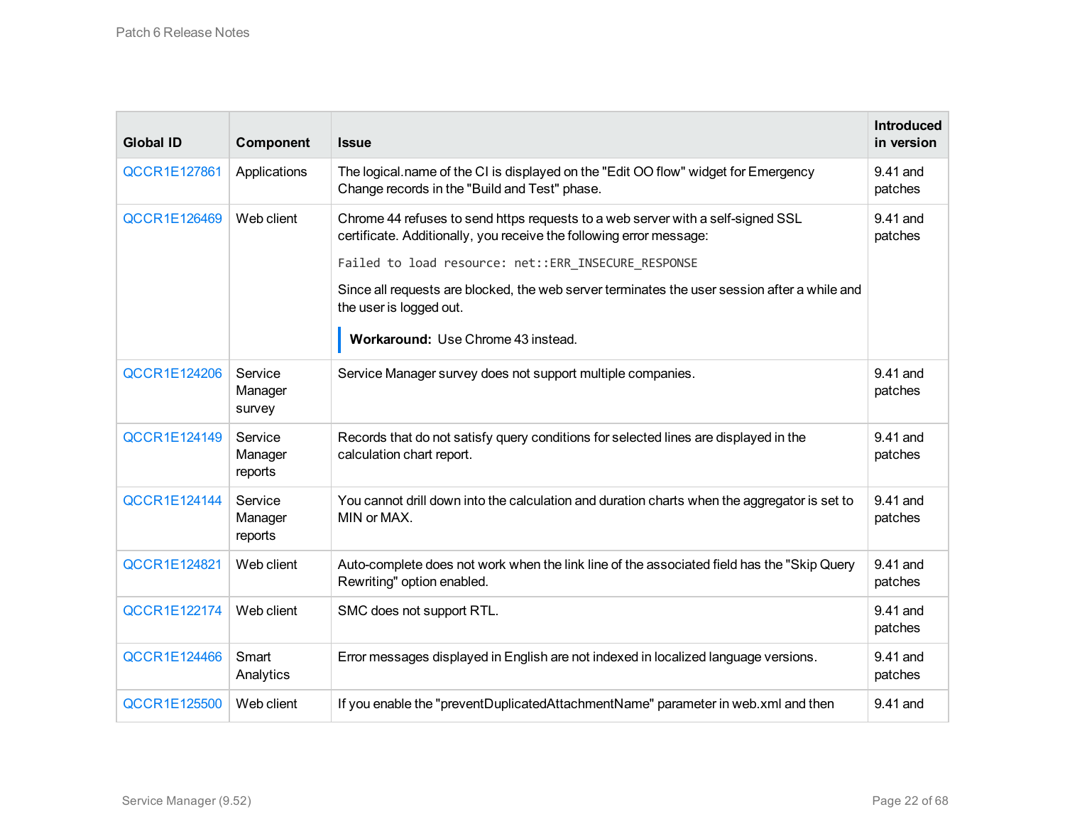| Global ID | Component | Issue | Introduced in version |
|---|---|---|---|
| QCCR1E127861 | Applications | The logical.name of the CI is displayed on the "Edit OO flow" widget for Emergency Change records in the "Build and Test" phase. | 9.41 and patches |
| QCCR1E126469 | Web client | Chrome 44 refuses to send https requests to a web server with a self-signed SSL certificate. Additionally, you receive the following error message: `Failed to load resource: net::ERR_INSECURE_RESPONSE` Since all requests are blocked, the web server terminates the user session after a while and the user is logged out. **Workaround:** Use Chrome 43 instead. | 9.41 and patches |
| QCCR1E124206 | Service Manager survey | Service Manager survey does not support multiple companies. | 9.41 and patches |
| QCCR1E124149 | Service Manager reports | Records that do not satisfy query conditions for selected lines are displayed in the calculation chart report. | 9.41 and patches |
| QCCR1E124144 | Service Manager reports | You cannot drill down into the calculation and duration charts when the aggregator is set to MIN or MAX. | 9.41 and patches |
| QCCR1E124821 | Web client | Auto-complete does not work when the link line of the associated field has the "Skip Query Rewriting" option enabled. | 9.41 and patches |
| QCCR1E122174 | Web client | SMC does not support RTL. | 9.41 and patches |
| QCCR1E124466 | Smart Analytics | Error messages displayed in English are not indexed in localized language versions. | 9.41 and patches |
| QCCR1E125500 | Web client | If you enable the "preventDuplicatedAttachmentName" parameter in web.xml and then | 9.41 and |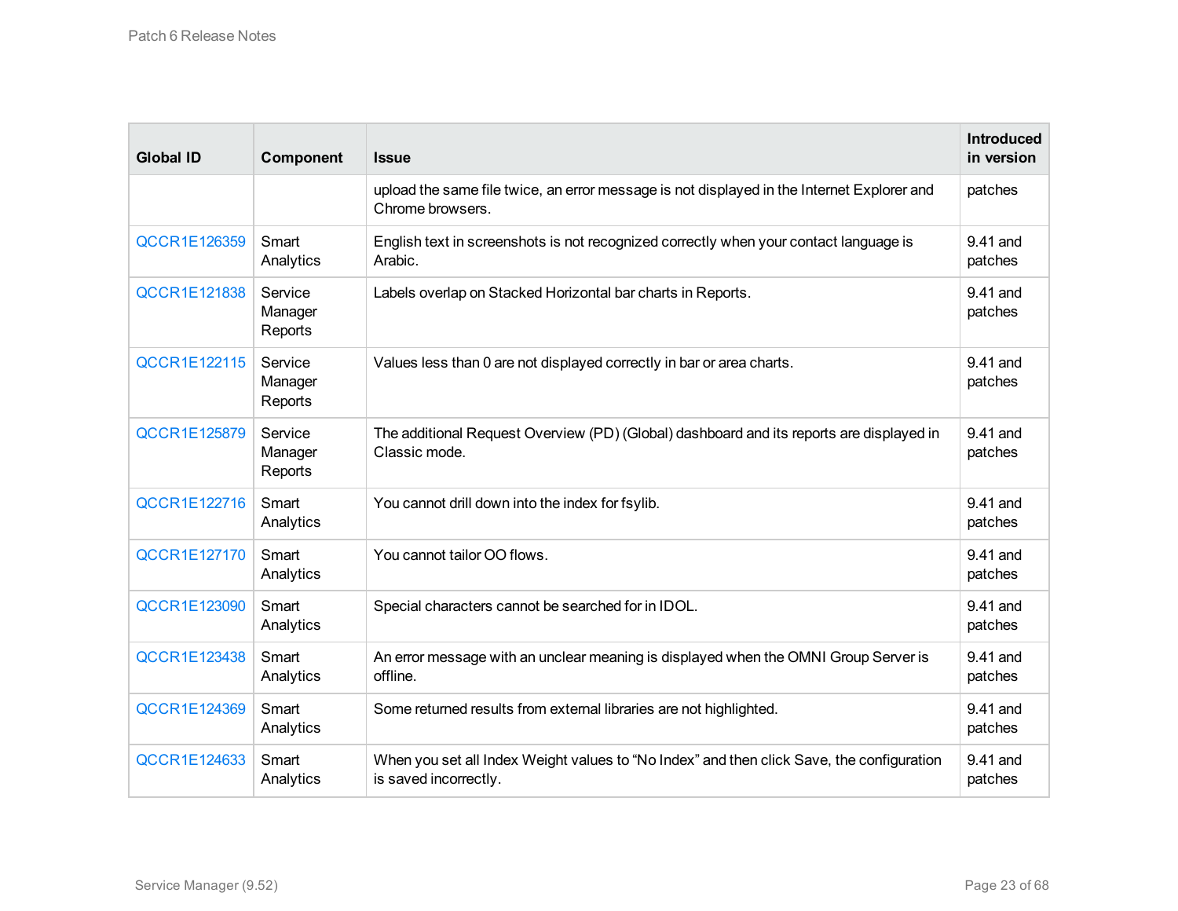| Global ID | Component | Issue | Introduced in version |
|---|---|---|---|
| | | upload the same file twice, an error message is not displayed in the Internet Explorer and Chrome browsers. | patches |
| QCCR1E126359 | Smart Analytics | English text in screenshots is not recognized correctly when your contact language is Arabic. | 9.41 and patches |
| QCCR1E121838 | Service Manager Reports | Labels overlap on Stacked Horizontal bar charts in Reports. | 9.41 and patches |
| QCCR1E122115 | Service Manager Reports | Values less than 0 are not displayed correctly in bar or area charts. | 9.41 and patches |
| QCCR1E125879 | Service Manager Reports | The additional Request Overview (PD) (Global) dashboard and its reports are displayed in Classic mode. | 9.41 and patches |
| QCCR1E122716 | Smart Analytics | You cannot drill down into the index for fsylib. | 9.41 and patches |
| QCCR1E127170 | Smart Analytics | You cannot tailor OO flows. | 9.41 and patches |
| QCCR1E123090 | Smart Analytics | Special characters cannot be searched for in IDOL. | 9.41 and patches |
| QCCR1E123438 | Smart Analytics | An error message with an unclear meaning is displayed when the OMNI Group Server is offline. | 9.41 and patches |
| QCCR1E124369 | Smart Analytics | Some returned results from external libraries are not highlighted. | 9.41 and patches |
| QCCR1E124633 | Smart Analytics | When you set all Index Weight values to “No Index” and then click Save, the configuration is saved incorrectly. | 9.41 and patches |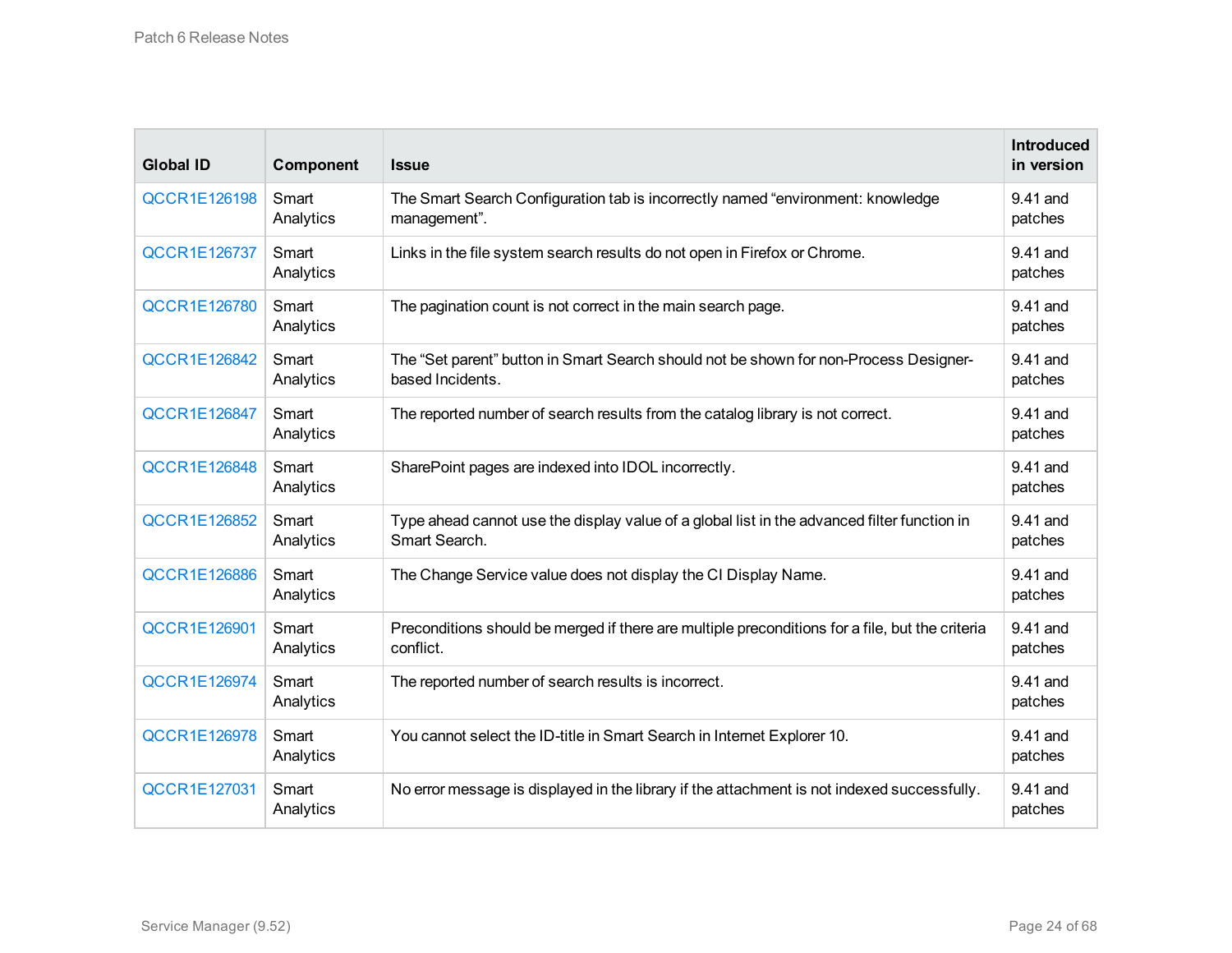| Global ID | Component | Issue | Introduced in version |
|---|---|---|---|
| QCCR1E126198 | Smart Analytics | The Smart Search Configuration tab is incorrectly named “environment: knowledge management”. | 9.41 and patches |
| QCCR1E126737 | Smart Analytics | Links in the file system search results do not open in Firefox or Chrome. | 9.41 and patches |
| QCCR1E126780 | Smart Analytics | The pagination count is not correct in the main search page. | 9.41 and patches |
| QCCR1E126842 | Smart Analytics | The “Set parent” button in Smart Search should not be shown for non-Process Designer-based Incidents. | 9.41 and patches |
| QCCR1E126847 | Smart Analytics | The reported number of search results from the catalog library is not correct. | 9.41 and patches |
| QCCR1E126848 | Smart Analytics | SharePoint pages are indexed into IDOL incorrectly. | 9.41 and patches |
| QCCR1E126852 | Smart Analytics | Type ahead cannot use the display value of a global list in the advanced filter function in Smart Search. | 9.41 and patches |
| QCCR1E126886 | Smart Analytics | The Change Service value does not display the CI Display Name. | 9.41 and patches |
| QCCR1E126901 | Smart Analytics | Preconditions should be merged if there are multiple preconditions for a file, but the criteria conflict. | 9.41 and patches |
| QCCR1E126974 | Smart Analytics | The reported number of search results is incorrect. | 9.41 and patches |
| QCCR1E126978 | Smart Analytics | You cannot select the ID-title in Smart Search in Internet Explorer 10. | 9.41 and patches |
| QCCR1E127031 | Smart Analytics | No error message is displayed in the library if the attachment is not indexed successfully. | 9.41 and patches |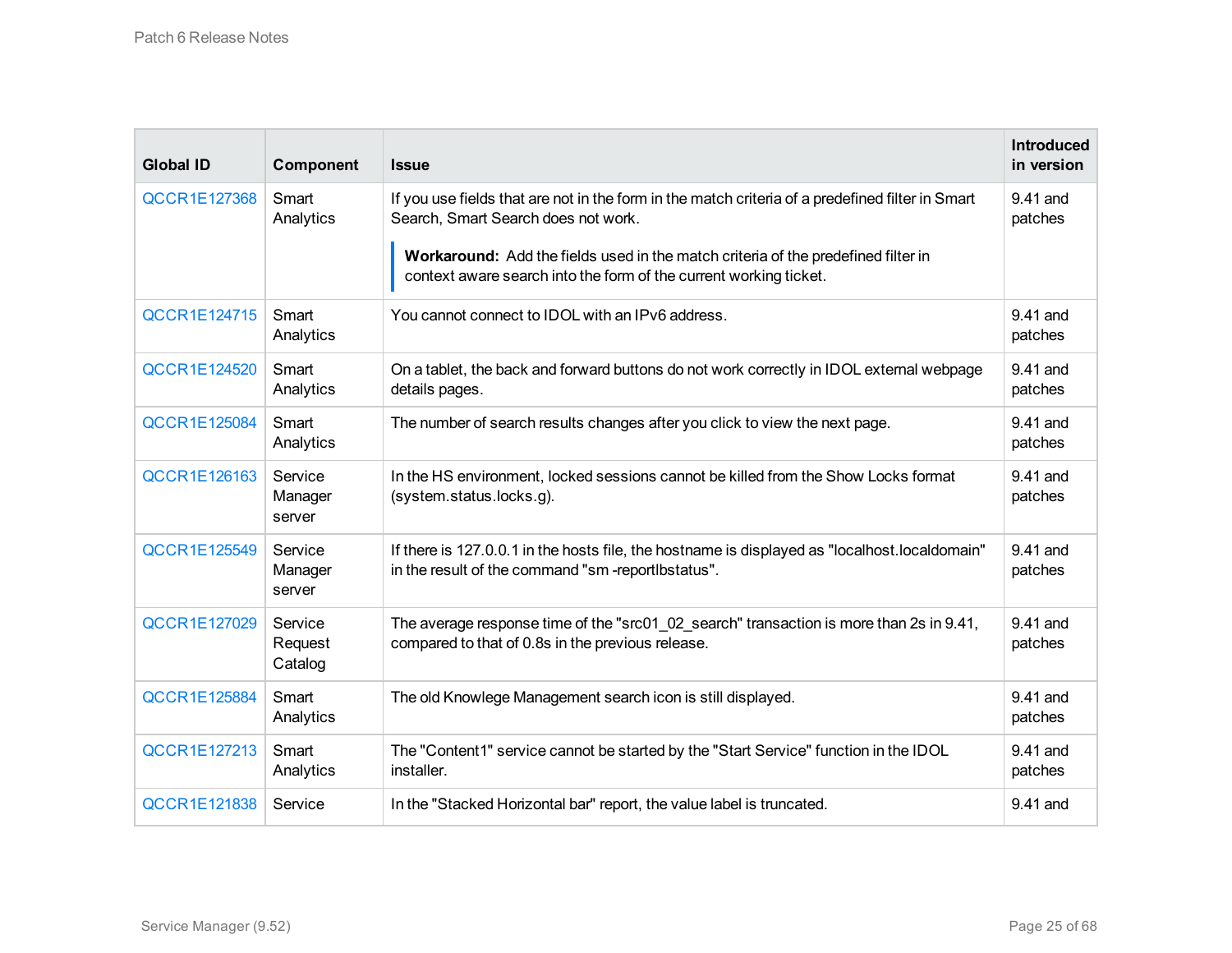| Global ID | Component | Issue | Introduced in version |
|---|---|---|---|
| QCCR1E127368 | Smart Analytics | If you use fields that are not in the form in the match criteria of a predefined filter in Smart Search, Smart Search does not work.<br><br>**Workaround:** Add the fields used in the match criteria of the predefined filter in context aware search into the form of the current working ticket. | 9.41 and patches |
| QCCR1E124715 | Smart Analytics | You cannot connect to IDOL with an IPv6 address. | 9.41 and patches |
| QCCR1E124520 | Smart Analytics | On a tablet, the back and forward buttons do not work correctly in IDOL external webpage details pages. | 9.41 and patches |
| QCCR1E125084 | Smart Analytics | The number of search results changes after you click to view the next page. | 9.41 and patches |
| QCCR1E126163 | Service Manager server | In the HS environment, locked sessions cannot be killed from the Show Locks format (system.status.locks.g). | 9.41 and patches |
| QCCR1E125549 | Service Manager server | If there is 127.0.0.1 in the hosts file, the hostname is displayed as "localhost.localdomain" in the result of the command "sm -reportlbstatus". | 9.41 and patches |
| QCCR1E127029 | Service Request Catalog | The average response time of the "src01_02_search" transaction is more than 2s in 9.41, compared to that of 0.8s in the previous release. | 9.41 and patches |
| QCCR1E125884 | Smart Analytics | The old Knowlege Management search icon is still displayed. | 9.41 and patches |
| QCCR1E127213 | Smart Analytics | The "Content1" service cannot be started by the "Start Service" function in the IDOL installer. | 9.41 and patches |
| QCCR1E121838 | Service | In the "Stacked Horizontal bar" report, the value label is truncated. | 9.41 and |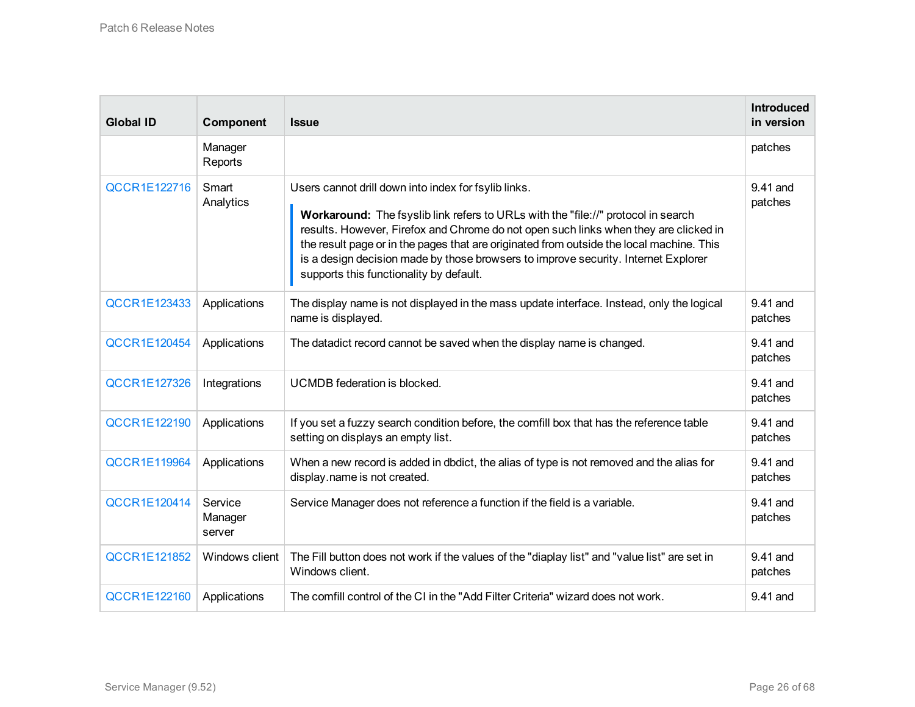| Global ID | Component | Issue | Introduced in version |
|---|---|---|---|
| | Manager Reports | | patches |
| QCCR1E122716 | Smart Analytics | Users cannot drill down into index for fsylib links. **Workaround:** The fsyslib link refers to URLs with the "file://" protocol in search results. However, Firefox and Chrome do not open such links when they are clicked in the result page or in the pages that are originated from outside the local machine. This is a design decision made by those browsers to improve security. Internet Explorer supports this functionality by default. | 9.41 and patches |
| QCCR1E123433 | Applications | The display name is not displayed in the mass update interface. Instead, only the logical name is displayed. | 9.41 and patches |
| QCCR1E120454 | Applications | The datadict record cannot be saved when the display name is changed. | 9.41 and patches |
| QCCR1E127326 | Integrations | UCMDB federation is blocked. | 9.41 and patches |
| QCCR1E122190 | Applications | If you set a fuzzy search condition before, the comfill box that has the reference table setting on displays an empty list. | 9.41 and patches |
| QCCR1E119964 | Applications | When a new record is added in dbdict, the alias of type is not removed and the alias for display.name is not created. | 9.41 and patches |
| QCCR1E120414 | Service Manager server | Service Manager does not reference a function if the field is a variable. | 9.41 and patches |
| QCCR1E121852 | Windows client | The Fill button does not work if the values of the "diaplay list" and "value list" are set in Windows client. | 9.41 and patches |
| QCCR1E122160 | Applications | The comfill control of the CI in the "Add Filter Criteria" wizard does not work. | 9.41 and |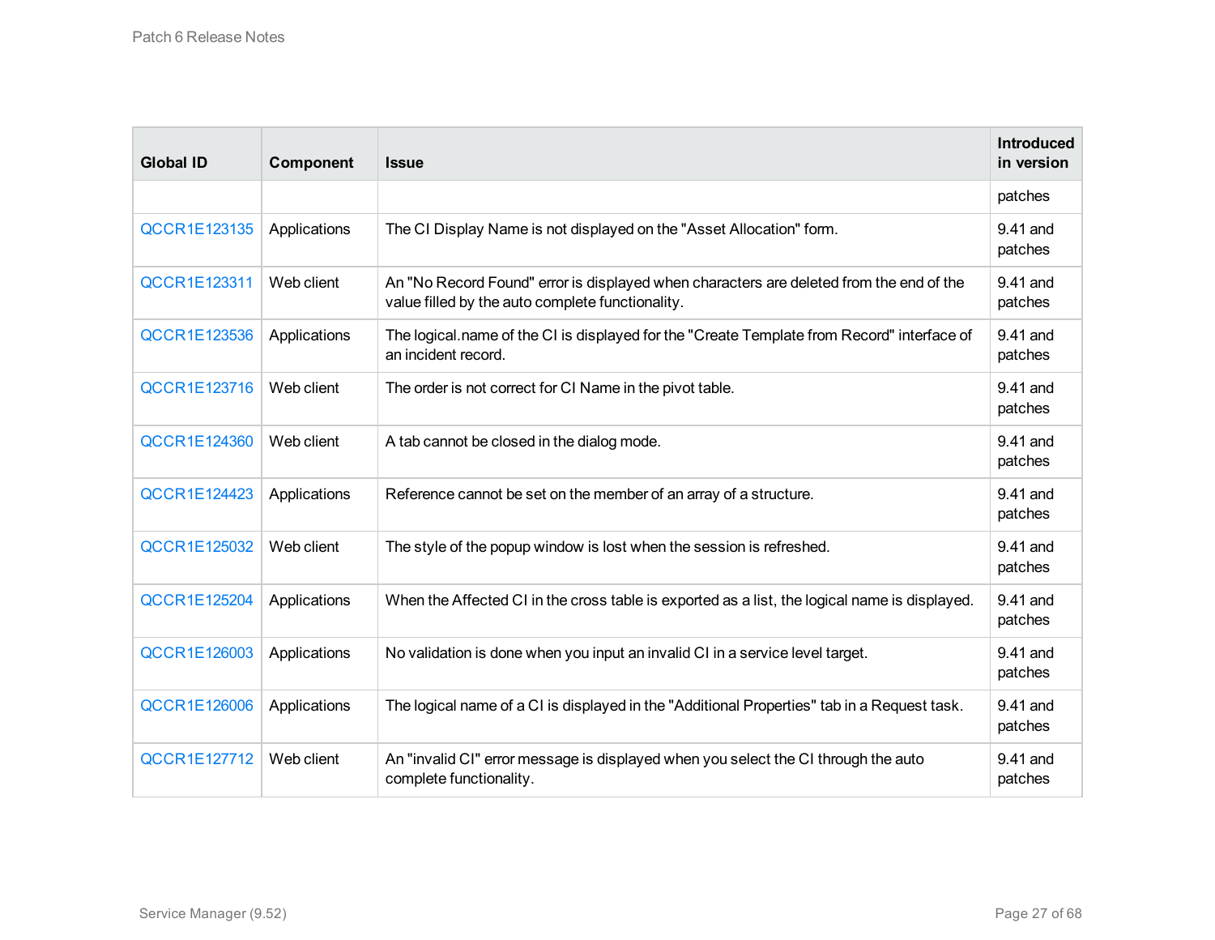| Global ID | Component | Issue | Introduced in version |
|---|---|---|---|
| | | | patches |
| QCCR1E123135 | Applications | The CI Display Name is not displayed on the "Asset Allocation" form. | 9.41 and patches |
| QCCR1E123311 | Web client | An "No Record Found" error is displayed when characters are deleted from the end of the value filled by the auto complete functionality. | 9.41 and patches |
| QCCR1E123536 | Applications | The logical.name of the CI is displayed for the "Create Template from Record" interface of an incident record. | 9.41 and patches |
| QCCR1E123716 | Web client | The order is not correct for CI Name in the pivot table. | 9.41 and patches |
| QCCR1E124360 | Web client | A tab cannot be closed in the dialog mode. | 9.41 and patches |
| QCCR1E124423 | Applications | Reference cannot be set on the member of an array of a structure. | 9.41 and patches |
| QCCR1E125032 | Web client | The style of the popup window is lost when the session is refreshed. | 9.41 and patches |
| QCCR1E125204 | Applications | When the Affected CI in the cross table is exported as a list, the logical name is displayed. | 9.41 and patches |
| QCCR1E126003 | Applications | No validation is done when you input an invalid CI in a service level target. | 9.41 and patches |
| QCCR1E126006 | Applications | The logical name of a CI is displayed in the "Additional Properties" tab in a Request task. | 9.41 and patches |
| QCCR1E127712 | Web client | An "invalid CI" error message is displayed when you select the CI through the auto complete functionality. | 9.41 and patches |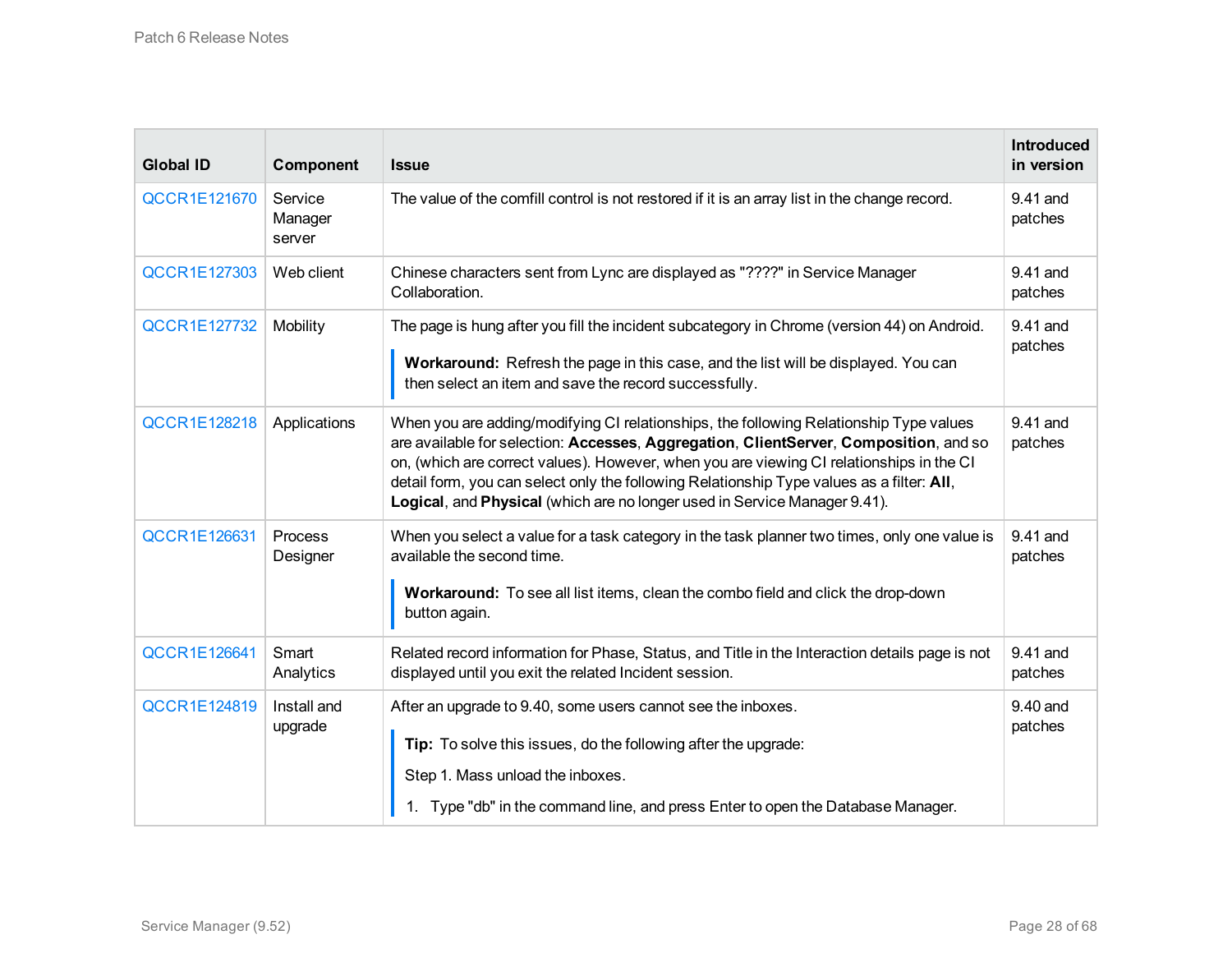| Global ID | Component | Issue | Introduced in version |
|---|---|---|---|
| QCCR1E121670 | Service Manager server | The value of the comfill control is not restored if it is an array list in the change record. | 9.41 and patches |
| QCCR1E127303 | Web client | Chinese characters sent from Lync are displayed as "????" in Service Manager Collaboration. | 9.41 and patches |
| QCCR1E127732 | Mobility | The page is hung after you fill the incident subcategory in Chrome (version 44) on Android.<br><br>**Workaround:** Refresh the page in this case, and the list will be displayed. You can then select an item and save the record successfully. | 9.41 and patches |
| QCCR1E128218 | Applications | When you are adding/modifying CI relationships, the following Relationship Type values are available for selection: **Accesses**, **Aggregation**, **ClientServer**, **Composition**, and so on, (which are correct values). However, when you are viewing CI relationships in the CI detail form, you can select only the following Relationship Type values as a filter: **All**, **Logical**, and **Physical** (which are no longer used in Service Manager 9.41). | 9.41 and patches |
| QCCR1E126631 | Process Designer | When you select a value for a task category in the task planner two times, only one value is available the second time.<br><br>**Workaround:** To see all list items, clean the combo field and click the drop-down button again. | 9.41 and patches |
| QCCR1E126641 | Smart Analytics | Related record information for Phase, Status, and Title in the Interaction details page is not displayed until you exit the related Incident session. | 9.41 and patches |
| QCCR1E124819 | Install and upgrade | After an upgrade to 9.40, some users cannot see the inboxes.<br><br>**Tip:** To solve this issues, do the following after the upgrade:<br><br>Step 1. Mass unload the inboxes.<br><br>1. Type "db" in the command line, and press Enter to open the Database Manager. | 9.40 and patches |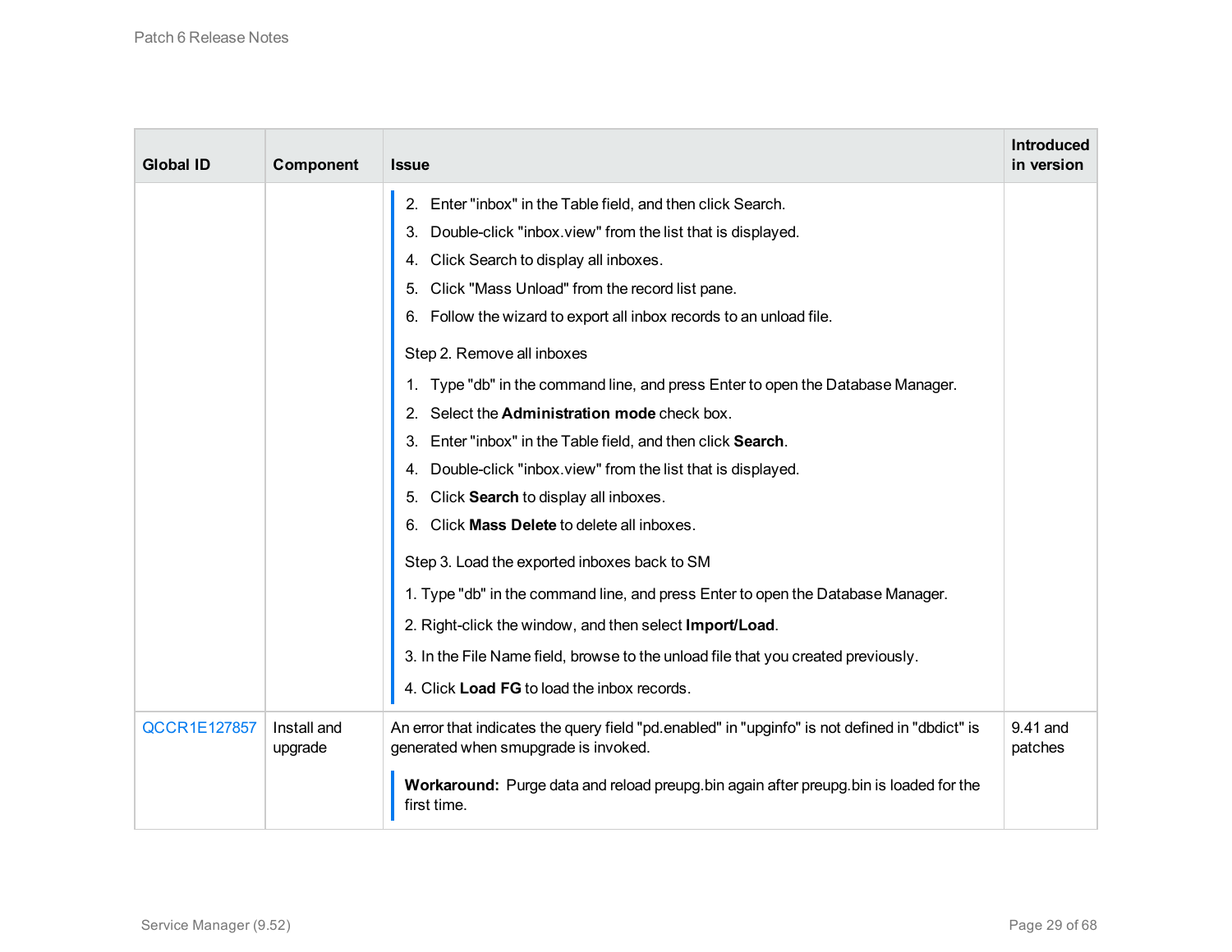| Global ID | Component | Issue | Introduced in version |
|---|---|---|---|
| | | 2. Enter "inbox" in the Table field, and then click Search.<br>3. Double-click "inbox.view" from the list that is displayed.<br>4. Click Search to display all inboxes.<br>5. Click "Mass Unload" from the record list pane.<br>6. Follow the wizard to export all inbox records to an unload file.<br><br>Step 2. Remove all inboxes<br><br>1. Type "db" in the command line, and press Enter to open the Database Manager.<br>2. Select the **Administration mode** check box.<br>3. Enter "inbox" in the Table field, and then click **Search**.<br>4. Double-click "inbox.view" from the list that is displayed.<br>5. Click **Search** to display all inboxes.<br>6. Click **Mass Delete** to delete all inboxes.<br><br>Step 3. Load the exported inboxes back to SM<br><br>1. Type "db" in the command line, and press Enter to open the Database Manager.<br>2. Right-click the window, and then select **Import/Load**.<br>3. In the File Name field, browse to the unload file that you created previously.<br>4. Click **Load FG** to load the inbox records. | |
| QCCR1E127857 | Install and upgrade | An error that indicates the query field "pd.enabled" in "upginfo" is not defined in "dbdict" is generated when smupgrade is invoked.<br><br>**Workaround:** Purge data and reload preupg.bin again after preupg.bin is loaded for the first time. | 9.41 and patches |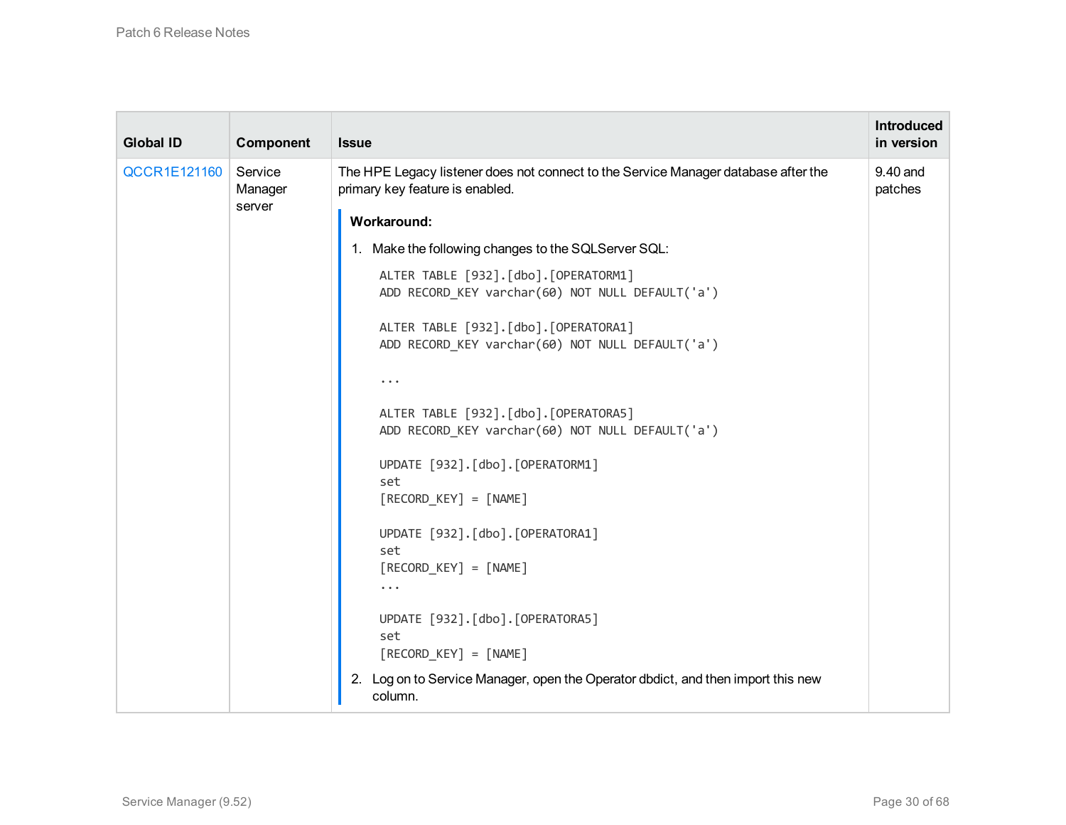| Global ID | Component | Issue | Introduced in version |
|---|---|---|---|
| QCCR1E121160 | Service Manager server | The HPE Legacy listener does not connect to the Service Manager database after the primary key feature is enabled.<br><br>**Workaround:**<br><br>1. Make the following changes to the SQLServer SQL:<br><br>`ALTER TABLE [932].[dbo].[OPERATORM1]`<br>`ADD RECORD_KEY varchar(60) NOT NULL DEFAULT('a')`<br><br>`ALTER TABLE [932].[dbo].[OPERATORA1]`<br>`ADD RECORD_KEY varchar(60) NOT NULL DEFAULT('a')`<br><br>`...`<br><br>`ALTER TABLE [932].[dbo].[OPERATORA5]`<br>`ADD RECORD_KEY varchar(60) NOT NULL DEFAULT('a')`<br><br>`UPDATE [932].[dbo].[OPERATORM1]`<br>`set`<br>`[RECORD_KEY] = [NAME]`<br><br>`UPDATE [932].[dbo].[OPERATORA1]`<br>`set`<br>`[RECORD_KEY] = [NAME]`<br>`...`<br><br>`UPDATE [932].[dbo].[OPERATORA5]`<br>`set`<br>`[RECORD_KEY] = [NAME]`<br><br>2. Log on to Service Manager, open the Operator dbdict, and then import this new column. | 9.40 and patches |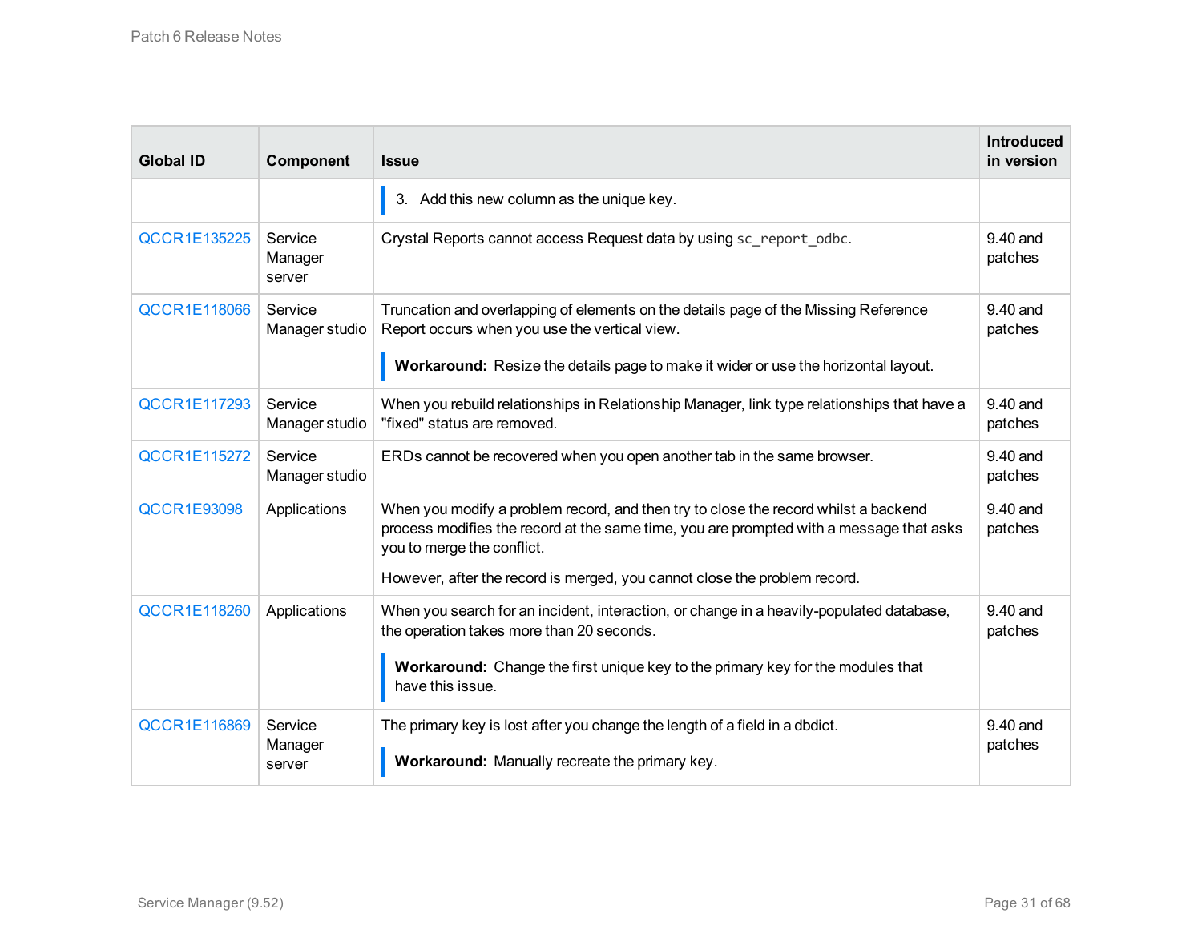| Global ID | Component | Issue | Introduced in version |
|---|---|---|---|
| | | 3. Add this new column as the unique key. | |
| QCCR1E135225 | Service Manager server | Crystal Reports cannot access Request data by using `sc_report_odbc`. | 9.40 and patches |
| QCCR1E118066 | Service Manager studio | Truncation and overlapping of elements on the details page of the Missing Reference Report occurs when you use the vertical view.<br><br>**Workaround:** Resize the details page to make it wider or use the horizontal layout. | 9.40 and patches |
| QCCR1E117293 | Service Manager studio | When you rebuild relationships in Relationship Manager, link type relationships that have a "fixed" status are removed. | 9.40 and patches |
| QCCR1E115272 | Service Manager studio | ERDs cannot be recovered when you open another tab in the same browser. | 9.40 and patches |
| QCCR1E93098 | Applications | When you modify a problem record, and then try to close the record whilst a backend process modifies the record at the same time, you are prompted with a message that asks you to merge the conflict.<br><br>However, after the record is merged, you cannot close the problem record. | 9.40 and patches |
| QCCR1E118260 | Applications | When you search for an incident, interaction, or change in a heavily-populated database, the operation takes more than 20 seconds.<br><br>**Workaround:** Change the first unique key to the primary key for the modules that have this issue. | 9.40 and patches |
| QCCR1E116869 | Service Manager server | The primary key is lost after you change the length of a field in a dbdict.<br><br>**Workaround:** Manually recreate the primary key. | 9.40 and patches |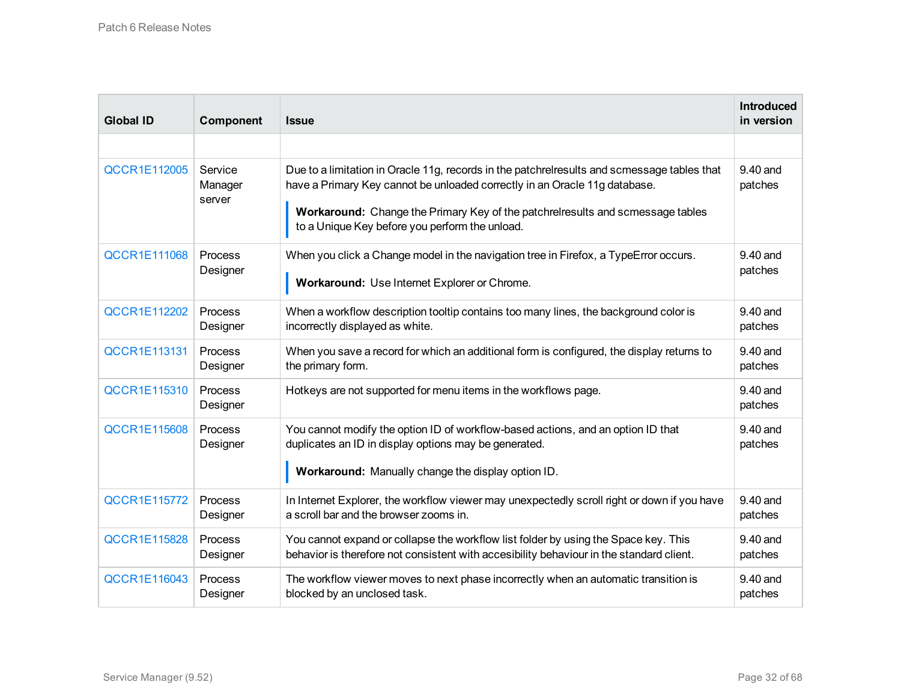| Global ID | Component | Issue | Introduced in version |
|---|---|---|---|
| | | | |
| QCCR1E112005 | Service Manager server | Due to a limitation in Oracle 11g, records in the patchrelresults and scmessage tables that have a Primary Key cannot be unloaded correctly in an Oracle 11g database.<br><br>**Workaround:** Change the Primary Key of the patchrelresults and scmessage tables to a Unique Key before you perform the unload. | 9.40 and patches |
| QCCR1E111068 | Process Designer | When you click a Change model in the navigation tree in Firefox, a TypeError occurs.<br><br>**Workaround:** Use Internet Explorer or Chrome. | 9.40 and patches |
| QCCR1E112202 | Process Designer | When a workflow description tooltip contains too many lines, the background color is incorrectly displayed as white. | 9.40 and patches |
| QCCR1E113131 | Process Designer | When you save a record for which an additional form is configured, the display returns to the primary form. | 9.40 and patches |
| QCCR1E115310 | Process Designer | Hotkeys are not supported for menu items in the workflows page. | 9.40 and patches |
| QCCR1E115608 | Process Designer | You cannot modify the option ID of workflow-based actions, and an option ID that duplicates an ID in display options may be generated.<br><br>**Workaround:** Manually change the display option ID. | 9.40 and patches |
| QCCR1E115772 | Process Designer | In Internet Explorer, the workflow viewer may unexpectedly scroll right or down if you have a scroll bar and the browser zooms in. | 9.40 and patches |
| QCCR1E115828 | Process Designer | You cannot expand or collapse the workflow list folder by using the Space key. This behavior is therefore not consistent with accesibility behaviour in the standard client. | 9.40 and patches |
| QCCR1E116043 | Process Designer | The workflow viewer moves to next phase incorrectly when an automatic transition is blocked by an unclosed task. | 9.40 and patches |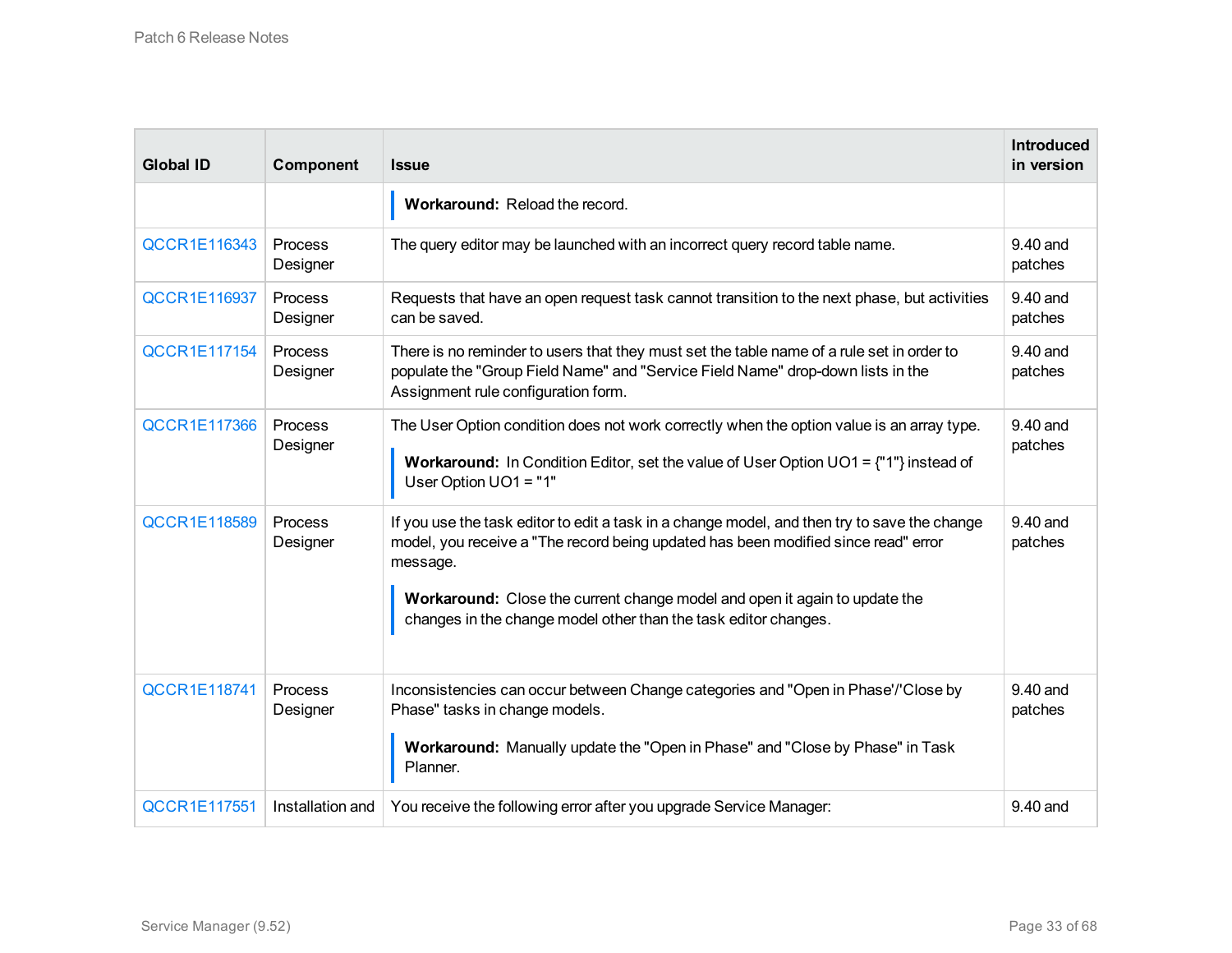| Global ID | Component | Issue | Introduced in version |
|---|---|---|---|
| | | **Workaround:** Reload the record. | |
| QCCR1E116343 | Process Designer | The query editor may be launched with an incorrect query record table name. | 9.40 and patches |
| QCCR1E116937 | Process Designer | Requests that have an open request task cannot transition to the next phase, but activities can be saved. | 9.40 and patches |
| QCCR1E117154 | Process Designer | There is no reminder to users that they must set the table name of a rule set in order to populate the "Group Field Name" and "Service Field Name" drop-down lists in the Assignment rule configuration form. | 9.40 and patches |
| QCCR1E117366 | Process Designer | The User Option condition does not work correctly when the option value is an array type.<br><br>**Workaround:** In Condition Editor, set the value of User Option UO1 = {"1"} instead of User Option UO1 = "1" | 9.40 and patches |
| QCCR1E118589 | Process Designer | If you use the task editor to edit a task in a change model, and then try to save the change model, you receive a "The record being updated has been modified since read" error message.<br><br>**Workaround:** Close the current change model and open it again to update the changes in the change model other than the task editor changes. | 9.40 and patches |
| QCCR1E118741 | Process Designer | Inconsistencies can occur between Change categories and "Open in Phase'/'Close by Phase" tasks in change models.<br><br>**Workaround:** Manually update the "Open in Phase" and "Close by Phase" in Task Planner. | 9.40 and patches |
| QCCR1E117551 | Installation and | You receive the following error after you upgrade Service Manager: | 9.40 and |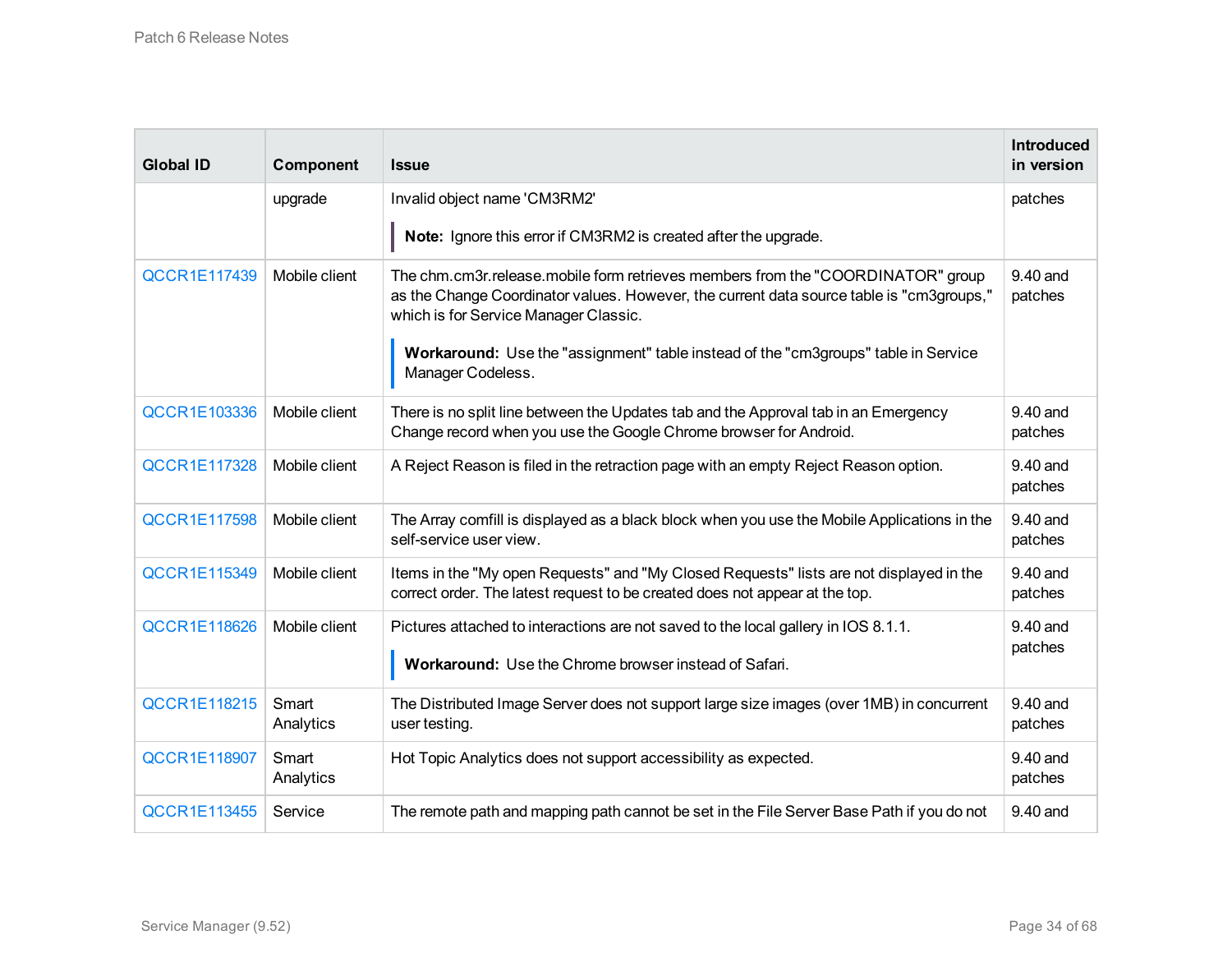| Global ID | Component | Issue | Introduced in version |
|---|---|---|---|
| | upgrade | Invalid object name 'CM3RM2'<br><br>**Note:** Ignore this error if CM3RM2 is created after the upgrade. | patches |
| QCCR1E117439 | Mobile client | The chm.cm3r.release.mobile form retrieves members from the "COORDINATOR" group as the Change Coordinator values. However, the current data source table is "cm3groups," which is for Service Manager Classic.<br><br>**Workaround:** Use the "assignment" table instead of the "cm3groups" table in Service Manager Codeless. | 9.40 and patches |
| QCCR1E103336 | Mobile client | There is no split line between the Updates tab and the Approval tab in an Emergency Change record when you use the Google Chrome browser for Android. | 9.40 and patches |
| QCCR1E117328 | Mobile client | A Reject Reason is filed in the retraction page with an empty Reject Reason option. | 9.40 and patches |
| QCCR1E117598 | Mobile client | The Array comfill is displayed as a black block when you use the Mobile Applications in the self-service user view. | 9.40 and patches |
| QCCR1E115349 | Mobile client | Items in the "My open Requests" and "My Closed Requests" lists are not displayed in the correct order. The latest request to be created does not appear at the top. | 9.40 and patches |
| QCCR1E118626 | Mobile client | Pictures attached to interactions are not saved to the local gallery in IOS 8.1.1.<br><br>**Workaround:** Use the Chrome browser instead of Safari. | 9.40 and patches |
| QCCR1E118215 | Smart Analytics | The Distributed Image Server does not support large size images (over 1MB) in concurrent user testing. | 9.40 and patches |
| QCCR1E118907 | Smart Analytics | Hot Topic Analytics does not support accessibility as expected. | 9.40 and patches |
| QCCR1E113455 | Service | The remote path and mapping path cannot be set in the File Server Base Path if you do not | 9.40 and |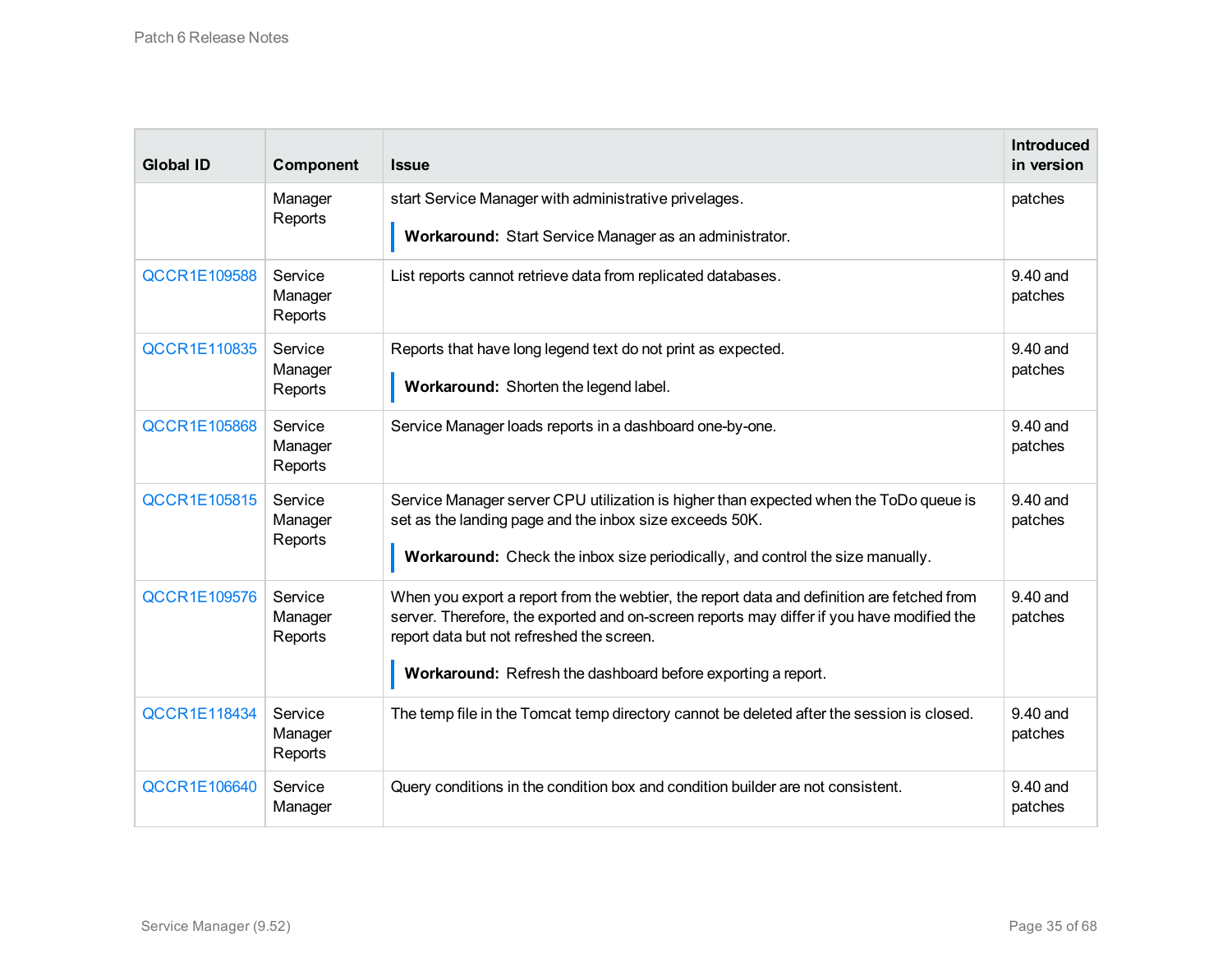| Global ID | Component | Issue | Introduced in version |
|---|---|---|---|
| | Manager Reports | start Service Manager with administrative privelages.<br><br>**Workaround:** Start Service Manager as an administrator. | patches |
| QCCR1E109588 | Service Manager Reports | List reports cannot retrieve data from replicated databases. | 9.40 and patches |
| QCCR1E110835 | Service Manager Reports | Reports that have long legend text do not print as expected.<br><br>**Workaround:** Shorten the legend label. | 9.40 and patches |
| QCCR1E105868 | Service Manager Reports | Service Manager loads reports in a dashboard one-by-one. | 9.40 and patches |
| QCCR1E105815 | Service Manager Reports | Service Manager server CPU utilization is higher than expected when the ToDo queue is set as the landing page and the inbox size exceeds 50K.<br><br>**Workaround:** Check the inbox size periodically, and control the size manually. | 9.40 and patches |
| QCCR1E109576 | Service Manager Reports | When you export a report from the webtier, the report data and definition are fetched from server. Therefore, the exported and on-screen reports may differ if you have modified the report data but not refreshed the screen.<br><br>**Workaround:** Refresh the dashboard before exporting a report. | 9.40 and patches |
| QCCR1E118434 | Service Manager Reports | The temp file in the Tomcat temp directory cannot be deleted after the session is closed. | 9.40 and patches |
| QCCR1E106640 | Service Manager | Query conditions in the condition box and condition builder are not consistent. | 9.40 and patches |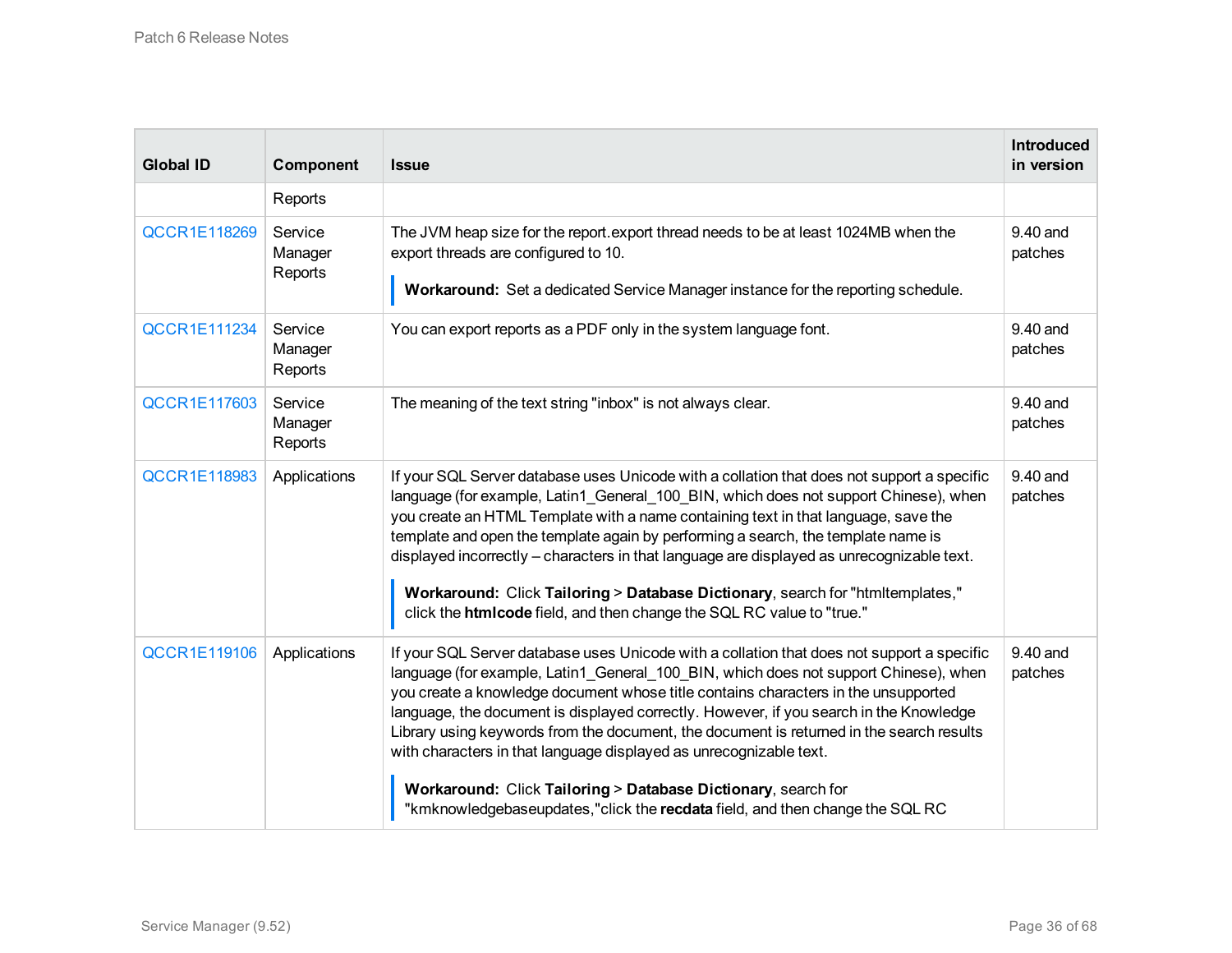| Global ID | Component | Issue | Introduced in version |
|---|---|---|---|
| | Reports | | |
| QCCR1E118269 | Service Manager Reports | The JVM heap size for the report.export thread needs to be at least 1024MB when the export threads are configured to 10.<br><br>**Workaround:** Set a dedicated Service Manager instance for the reporting schedule. | 9.40 and patches |
| QCCR1E111234 | Service Manager Reports | You can export reports as a PDF only in the system language font. | 9.40 and patches |
| QCCR1E117603 | Service Manager Reports | The meaning of the text string "inbox" is not always clear. | 9.40 and patches |
| QCCR1E118983 | Applications | If your SQL Server database uses Unicode with a collation that does not support a specific language (for example, Latin1_General_100_BIN, which does not support Chinese), when you create an HTML Template with a name containing text in that language, save the template and open the template again by performing a search, the template name is displayed incorrectly – characters in that language are displayed as unrecognizable text.<br><br>**Workaround:** Click **Tailoring** > **Database Dictionary**, search for "htmltemplates," click the **htmlcode** field, and then change the SQL RC value to "true." | 9.40 and patches |
| QCCR1E119106 | Applications | If your SQL Server database uses Unicode with a collation that does not support a specific language (for example, Latin1_General_100_BIN, which does not support Chinese), when you create a knowledge document whose title contains characters in the unsupported language, the document is displayed correctly. However, if you search in the Knowledge Library using keywords from the document, the document is returned in the search results with characters in that language displayed as unrecognizable text.<br><br>**Workaround:** Click **Tailoring** > **Database Dictionary**, search for "kmknowledgebaseupdates,"click the **recdata** field, and then change the SQL RC | 9.40 and patches |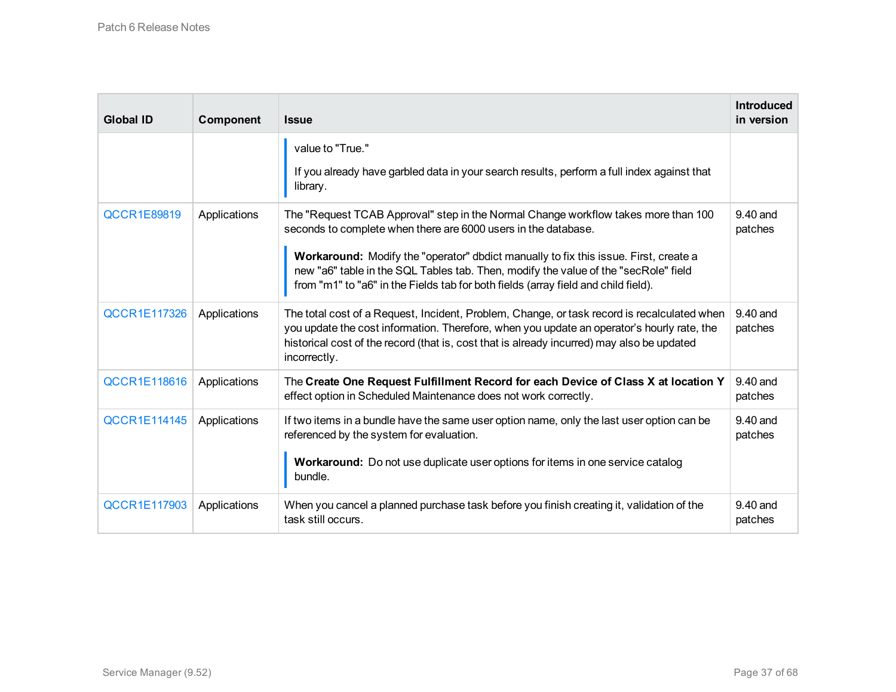| Global ID | Component | Issue | Introduced in version |
| --- | --- | --- | --- |
| | | value to "True."<br><br>If you already have garbled data in your search results, perform a full index against that library. | |
| QCCR1E89819 | Applications | The "Request TCAB Approval" step in the Normal Change workflow takes more than 100 seconds to complete when there are 6000 users in the database.<br><br>**Workaround:** Modify the "operator" dbdict manually to fix this issue. First, create a new "a6" table in the SQL Tables tab. Then, modify the value of the "secRole" field from "m1" to "a6" in the Fields tab for both fields (array field and child field). | 9.40 and patches |
| QCCR1E117326 | Applications | The total cost of a Request, Incident, Problem, Change, or task record is recalculated when you update the cost information. Therefore, when you update an operator's hourly rate, the historical cost of the record (that is, cost that is already incurred) may also be updated incorrectly. | 9.40 and patches |
| QCCR1E118616 | Applications | The **Create One Request Fulfillment Record for each Device of Class X at location Y** effect option in Scheduled Maintenance does not work correctly. | 9.40 and patches |
| QCCR1E114145 | Applications | If two items in a bundle have the same user option name, only the last user option can be referenced by the system for evaluation.<br><br>**Workaround:** Do not use duplicate user options for items in one service catalog bundle. | 9.40 and patches |
| QCCR1E117903 | Applications | When you cancel a planned purchase task before you finish creating it, validation of the task still occurs. | 9.40 and patches |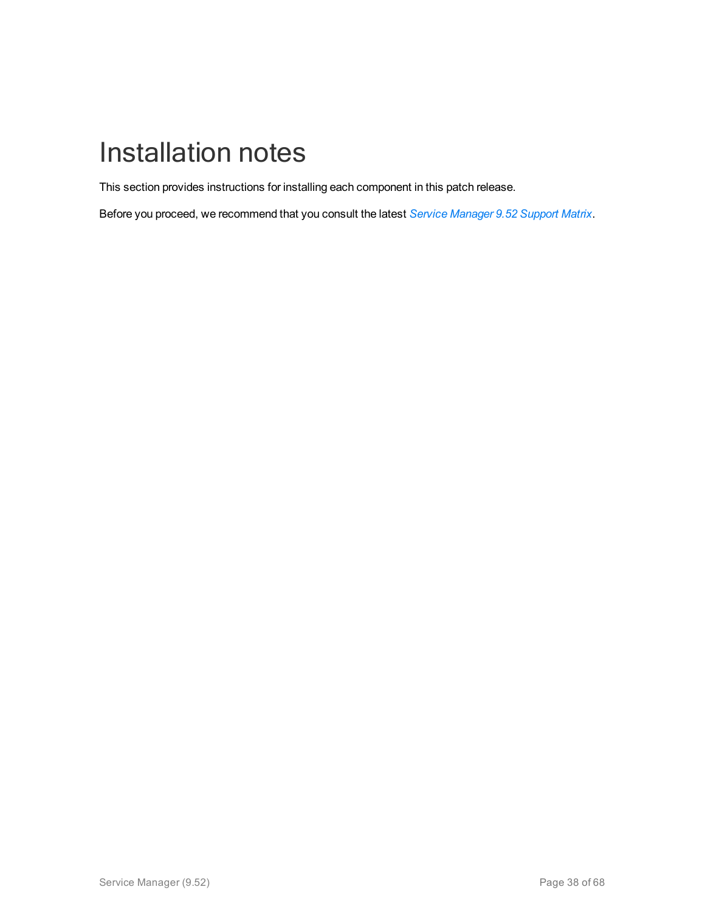# Installation notes

This section provides instructions for installing each component in this patch release.

Before you proceed, we recommend that you consult the latest *Service Manager 9.52 Support Matrix*.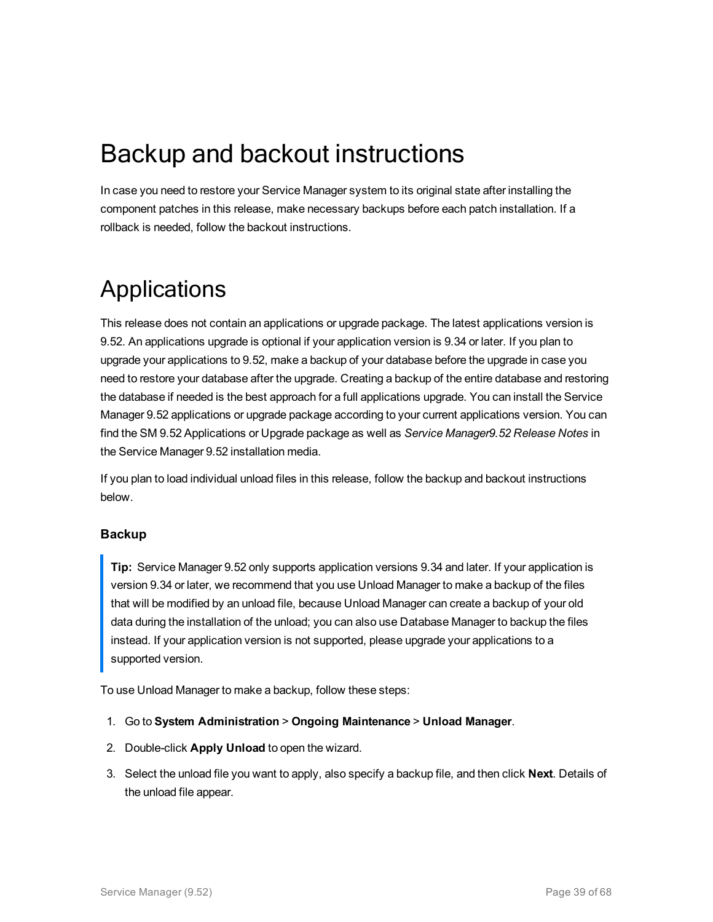# Backup and backout instructions

In case you need to restore your Service Manager system to its original state after installing the component patches in this release, make necessary backups before each patch installation. If a rollback is needed, follow the backout instructions.

# Applications

This release does not contain an applications or upgrade package. The latest applications version is 9.52. An applications upgrade is optional if your application version is 9.34 or later. If you plan to upgrade your applications to 9.52, make a backup of your database before the upgrade in case you need to restore your database after the upgrade. Creating a backup of the entire database and restoring the database if needed is the best approach for a full applications upgrade. You can install the Service Manager 9.52 applications or upgrade package according to your current applications version. You can find the SM 9.52 Applications or Upgrade package as well as *Service Manager9.52 Release Notes* in the Service Manager 9.52 installation media.

If you plan to load individual unload files in this release, follow the backup and backout instructions below.

### Backup

> **Tip:** Service Manager 9.52 only supports application versions 9.34 and later. If your application is version 9.34 or later, we recommend that you use Unload Manager to make a backup of the files that will be modified by an unload file, because Unload Manager can create a backup of your old data during the installation of the unload; you can also use Database Manager to backup the files instead. If your application version is not supported, please upgrade your applications to a supported version.

To use Unload Manager to make a backup, follow these steps:

1. Go to **System Administration** > **Ongoing Maintenance** > **Unload Manager**.
2. Double-click **Apply Unload** to open the wizard.
3. Select the unload file you want to apply, also specify a backup file, and then click **Next**. Details of the unload file appear.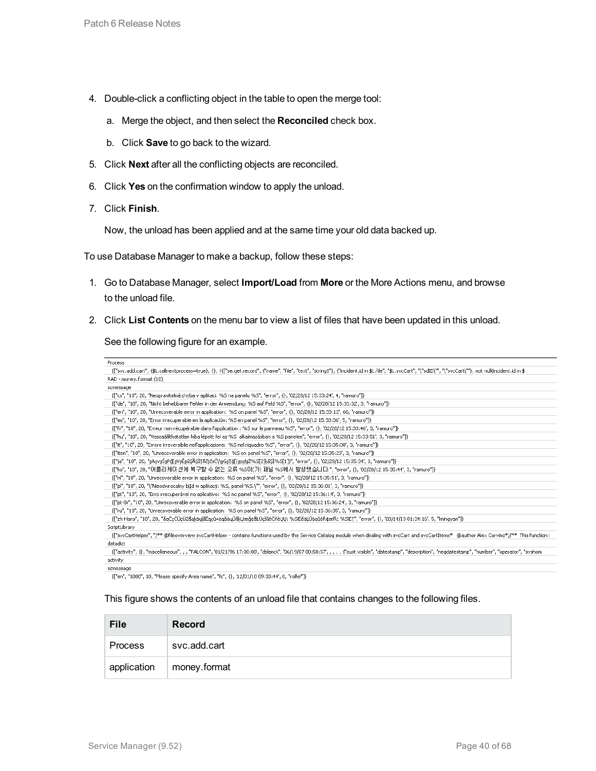4. Double-click a conflicting object in the table to open the merge tool:

   a. Merge the object, and then select the **Reconciled** check box.

   b. Click **Save** to go back to the wizard.

5. Click **Next** after all the conflicting objects are reconciled.

6. Click **Yes** on the confirmation window to apply the unload.

7. Click **Finish**.

   Now, the unload has been applied and at the same time your old data backed up.

To use Database Manager to make a backup, follow these steps:

1. Go to Database Manager, select **Import/Load** from **More** or the More Actions menu, and browse to the unload file.

2. Click **List Contents** on the menu bar to view a list of files that have been updated in this unload.

   See the following figure for an example.

```
Process
  {["svc.add.cart", {$L.callnextprocess=true}, {}, {{["se.get.record", {"name", "file", "text", "string1"}, {"incident.id in $L.file", "$L.svcCart", "\"sdID\"", "\"svcCart\""}, not null(incident.id in $
RAD - money.format (10)
scmessage
  {["cs", "10", 20, "Neopravitelná chyba v aplikaci: %S na panelu %S", "error", {}, '02/28/12 15:33:24', 4, "ramuro"]}
  {["de", "10", 20, "Nicht behebbarer Fehler in der Anwendung: %S auf Feld %S", "error", {}, '02/28/12 15:33:32', 3, "ramuro"]}
  {["en", "10", 20, "Unrecoverable error in application: %S on panel %S", "error", {}, '02/28/12 15:33:12', 66, "ramuro"]}
  {["es", "10", 20, "Error irrecuperable en la aplicación: %S en panel %S", "error", {}, '02/28/12 15:33:36', 5, "ramuro"]}
  {["fr", "10", 20, "Erreur non récupérable dans l'application : %S sur le panneau %S", "error", {}, '02/28/12 15:33:46', 3, "ramuro"]}
  {["hu", "10", 20, "Visszaállíthatatlan hiba lépett fel az %S alkalmazásban a %S panelen", "error", {}, '02/28/12 15:33:51', 3, "ramuro"]}
  {["it", "10", 20, "Errore irreversibile nell'applicazione: %S nel riquadro %S", "error", {}, '02/28/12 15:35:08', 3, "ramuro"]}
  {["iten", "10", 20, "Unrecoverable error in application: %S on panel %S", "error", {}, '02/28/12 15:35:23', 3, "ramuro"]}
  {["ja", "10", 20, "ã‚¢ãƒ—ãƒªã‚±ãƒ¼ã‚·ãƒ§ãƒ³ã§å›žå¾©ä¸èƒ½ãªã‚¨ãƒ©ãƒ¼ (%S[2]ãƒ‘ãƒãƒ«ã®%S[1])", "error", {}, '02/28/12 15:35:34', 3, "ramuro"]}
  {["ko", "10", 20, "어플리케이션에 복구할 수 없는 오류 %S이(가) 패널 %S에서 발생했습니다.", "error", {}, '02/28/12 15:35:44', 3, "ramuro"]}
  {["nl", "10", 20, "Unrecoverable error in application: %S on panel %S", "error", {}, '02/28/12 15:35:51', 3, "ramuro"]}
  {["pl", "10", 20, "\"Nieodwracalny błąd w aplikacji: %S, panel %S.\"", "error", {}, '02/28/12 15:36:01', 3, "ramuro"]}
  {["pt", "10", 20, "Erro irrecuperável no aplicativo: %S no painel %S", "error", {}, '02/28/12 15:36:14', 3, "ramuro"]}
  {["pt-Br", "10", 20, "Unrecoverable error in application: %S on panel %S", "error", {}, '02/28/12 15:36:24', 3, "ramuro"]}
  {["ru", "10", 20, "Unrecoverable error in application: %S on panel %S", "error", {}, '02/28/12 15:36:35', 3, "ramuro"]}
  {["zh-Hans", "10", 20, "åºç”¨ç¨‹åºä¸­å‡ºçŽ°æ— æ³•æ¢å¤çš„é”™è¯¯: %S[é¢æ¿ %S]", "error", {}, '03/14/13 01:34:16', 5, "lmingyan"]}
ScriptLibrary
  {["svcCartHelper", "/** @fileoverview svcCartHelper - contains functions used by the Service Catalog module when dealing with svcCart and svcCartItems* @author Alex Corvino*//** This function i
datadict
  {["activity", {}, "miscellaneous", , , "FALCON", '01/21/96 17:00:00', "cblanck", '06/19/07 00:58:57', , , , , {"cust.visible", "datestamp", "description", "negdatestamp", "number", "operator", "syshom
activity
scmessage
  {["en", "1000", 10, "Please specify Area name", "fc", {}, '12/01/10 09:33:44', 0, "rolfe"]}
```

   This figure shows the contents of an unload file that contains changes to the following files.

| File | Record |
| --- | --- |
| Process | svc.add.cart |
| application | money.format |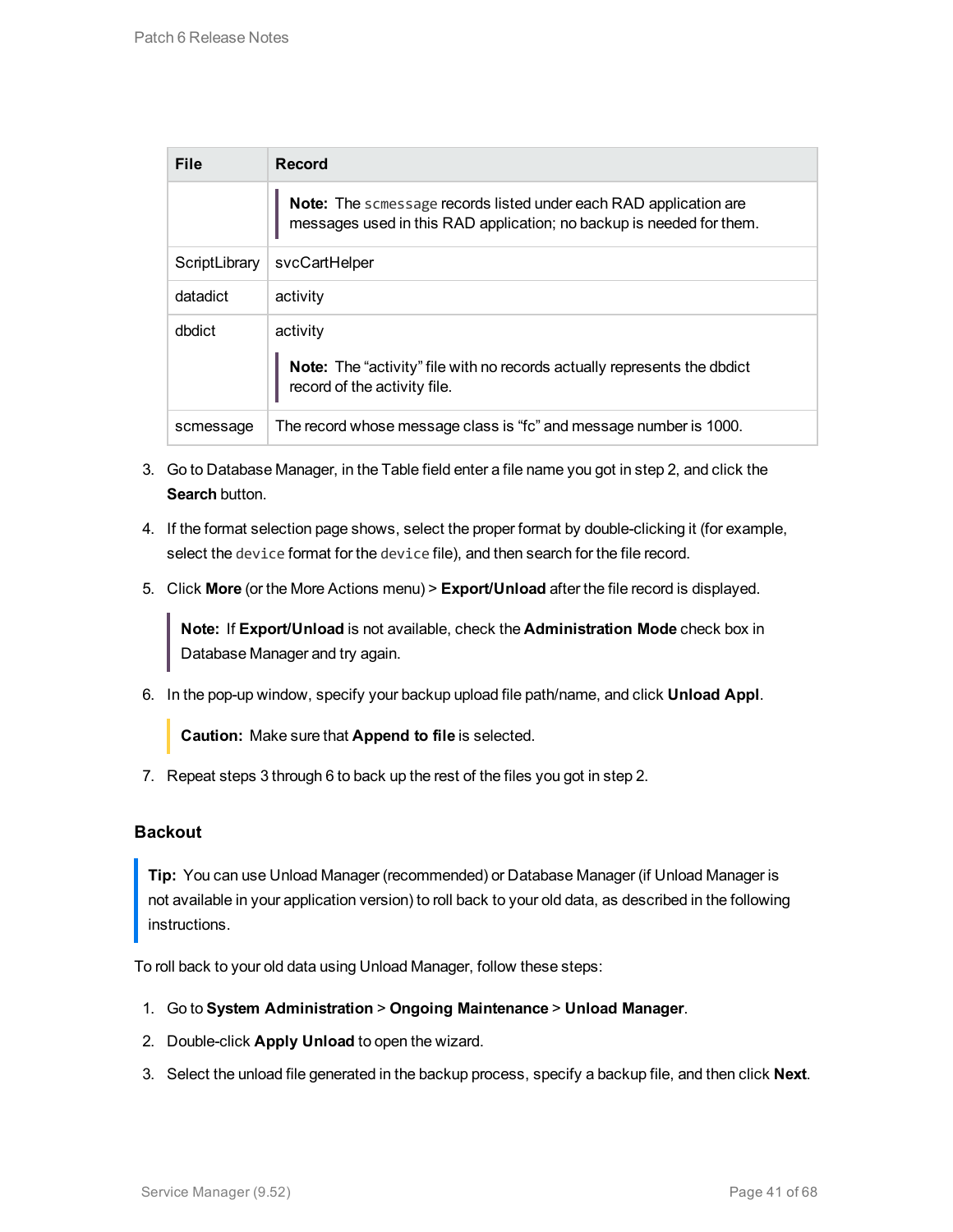| File | Record |
|---|---|
| | **Note:** The `scmessage` records listed under each RAD application are messages used in this RAD application; no backup is needed for them. |
| ScriptLibrary | svcCartHelper |
| datadict | activity |
| dbdict | activity<br><br>**Note:** The “activity” file with no records actually represents the dbdict record of the activity file. |
| scmessage | The record whose message class is “fc” and message number is 1000. |

3. Go to Database Manager, in the Table field enter a file name you got in step 2, and click the **Search** button.
4. If the format selection page shows, select the proper format by double-clicking it (for example, select the `device` format for the `device` file), and then search for the file record.
5. Click **More** (or the More Actions menu) > **Export/Unload** after the file record is displayed.

   > **Note:** If **Export/Unload** is not available, check the **Administration Mode** check box in Database Manager and try again.

6. In the pop-up window, specify your backup upload file path/name, and click **Unload Appl**.

   > **Caution:** Make sure that **Append to file** is selected.

7. Repeat steps 3 through 6 to back up the rest of the files you got in step 2.

### Backout

> **Tip:** You can use Unload Manager (recommended) or Database Manager (if Unload Manager is not available in your application version) to roll back to your old data, as described in the following instructions.

To roll back to your old data using Unload Manager, follow these steps:

1. Go to **System Administration** > **Ongoing Maintenance** > **Unload Manager**.
2. Double-click **Apply Unload** to open the wizard.
3. Select the unload file generated in the backup process, specify a backup file, and then click **Next**.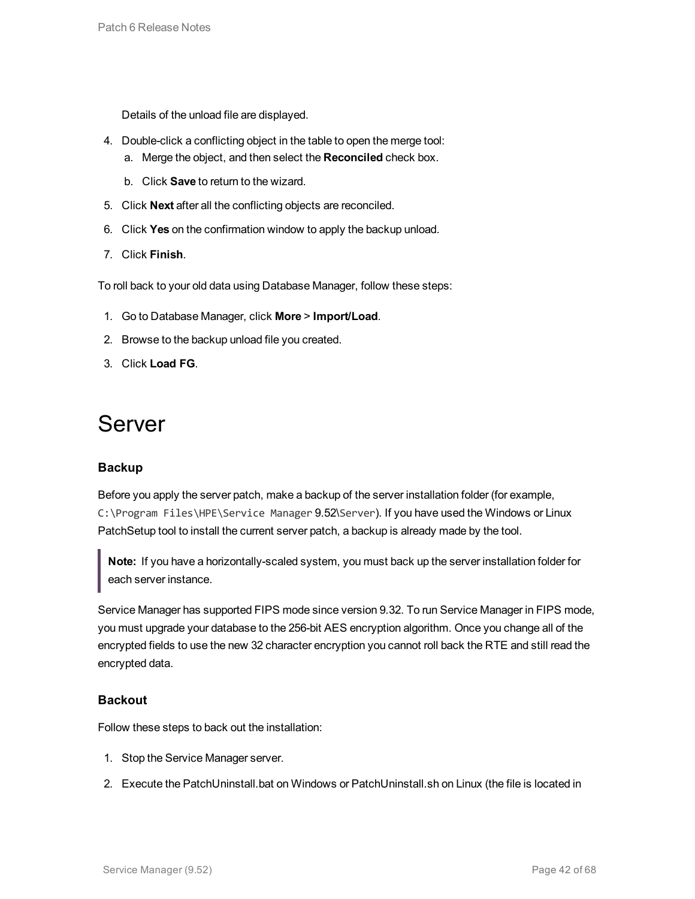Details of the unload file are displayed.

4. Double-click a conflicting object in the table to open the merge tool:
   a. Merge the object, and then select the **Reconciled** check box.
   b. Click **Save** to return to the wizard.
5. Click **Next** after all the conflicting objects are reconciled.
6. Click **Yes** on the confirmation window to apply the backup unload.
7. Click **Finish**.

To roll back to your old data using Database Manager, follow these steps:

1. Go to Database Manager, click **More** > **Import/Load**.
2. Browse to the backup unload file you created.
3. Click **Load FG**.

# Server

### Backup

Before you apply the server patch, make a backup of the server installation folder (for example, `C:\Program Files\HPE\Service Manager 9.52\Server`). If you have used the Windows or Linux PatchSetup tool to install the current server patch, a backup is already made by the tool.

> **Note:** If you have a horizontally-scaled system, you must back up the server installation folder for each server instance.

Service Manager has supported FIPS mode since version 9.32. To run Service Manager in FIPS mode, you must upgrade your database to the 256-bit AES encryption algorithm. Once you change all of the encrypted fields to use the new 32 character encryption you cannot roll back the RTE and still read the encrypted data.

### Backout

Follow these steps to back out the installation:

1. Stop the Service Manager server.
2. Execute the PatchUninstall.bat on Windows or PatchUninstall.sh on Linux (the file is located in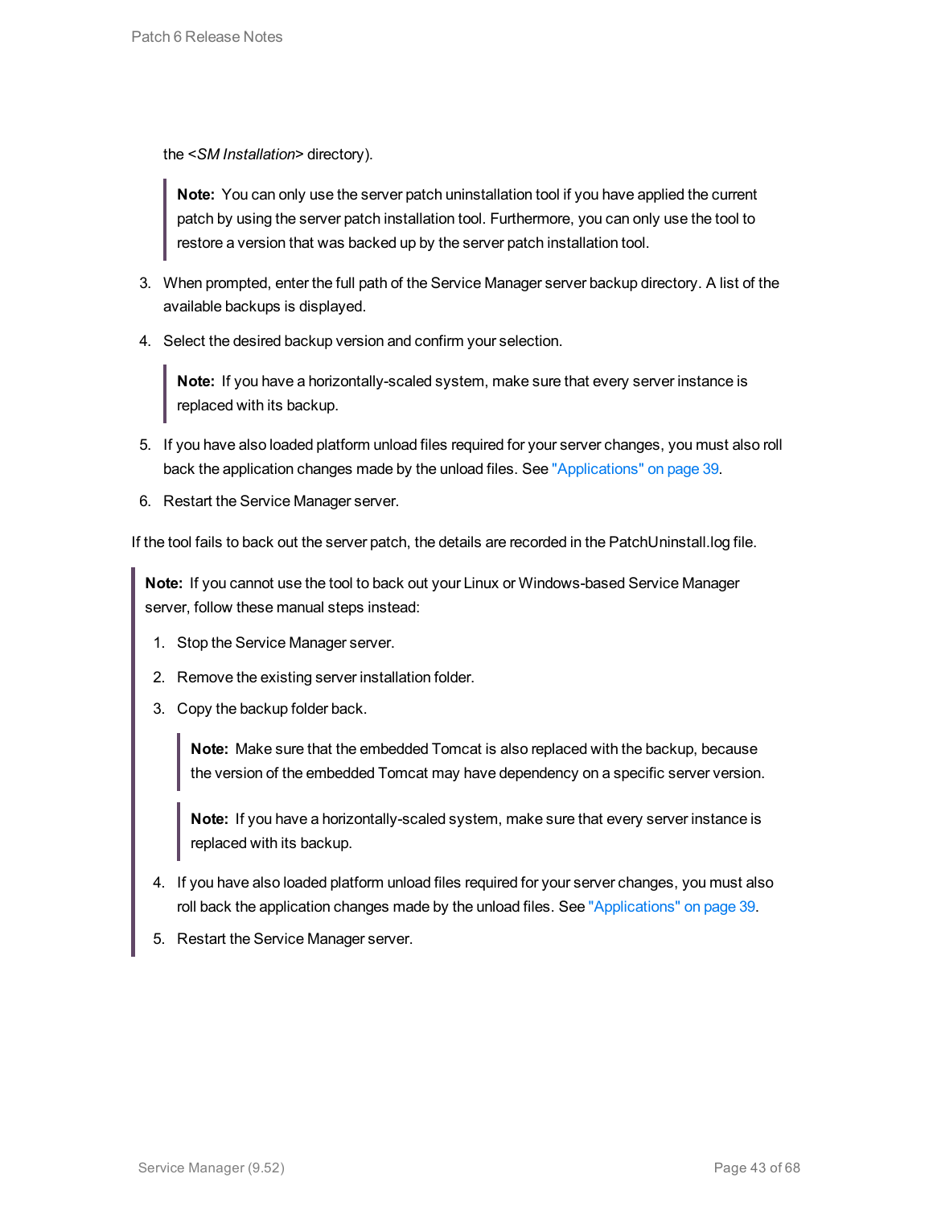the <*SM Installation*> directory).

> **Note:** You can only use the server patch uninstallation tool if you have applied the current patch by using the server patch installation tool. Furthermore, you can only use the tool to restore a version that was backed up by the server patch installation tool.

3. When prompted, enter the full path of the Service Manager server backup directory. A list of the available backups is displayed.
4. Select the desired backup version and confirm your selection.

   > **Note:** If you have a horizontally-scaled system, make sure that every server instance is replaced with its backup.

5. If you have also loaded platform unload files required for your server changes, you must also roll back the application changes made by the unload files. See "Applications" on page 39.
6. Restart the Service Manager server.

If the tool fails to back out the server patch, the details are recorded in the PatchUninstall.log file.

> **Note:** If you cannot use the tool to back out your Linux or Windows-based Service Manager server, follow these manual steps instead:
>
> 1. Stop the Service Manager server.
> 2. Remove the existing server installation folder.
> 3. Copy the backup folder back.
>
>    > **Note:** Make sure that the embedded Tomcat is also replaced with the backup, because the version of the embedded Tomcat may have dependency on a specific server version.
>
>    > **Note:** If you have a horizontally-scaled system, make sure that every server instance is replaced with its backup.
>
> 4. If you have also loaded platform unload files required for your server changes, you must also roll back the application changes made by the unload files. See "Applications" on page 39.
> 5. Restart the Service Manager server.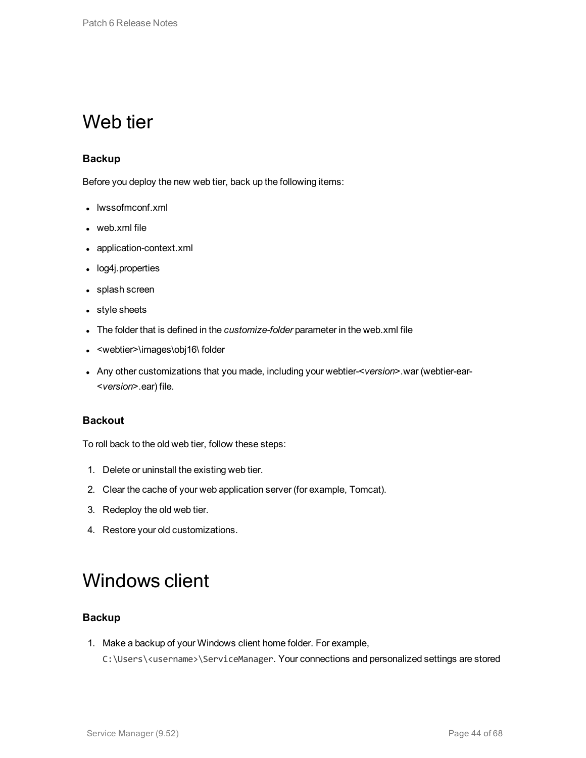# Web tier

### Backup

Before you deploy the new web tier, back up the following items:

- lwssofmconf.xml
- web.xml file
- application-context.xml
- log4j.properties
- splash screen
- style sheets
- The folder that is defined in the *customize-folder* parameter in the web.xml file
- <webtier>\images\obj16\ folder
- Any other customizations that you made, including your webtier-<*version*>.war (webtier-ear-<*version*>.ear) file.

### Backout

To roll back to the old web tier, follow these steps:

1. Delete or uninstall the existing web tier.
2. Clear the cache of your web application server (for example, Tomcat).
3. Redeploy the old web tier.
4. Restore your old customizations.

# Windows client

### Backup

1. Make a backup of your Windows client home folder. For example, `C:\Users\<username>\ServiceManager`. Your connections and personalized settings are stored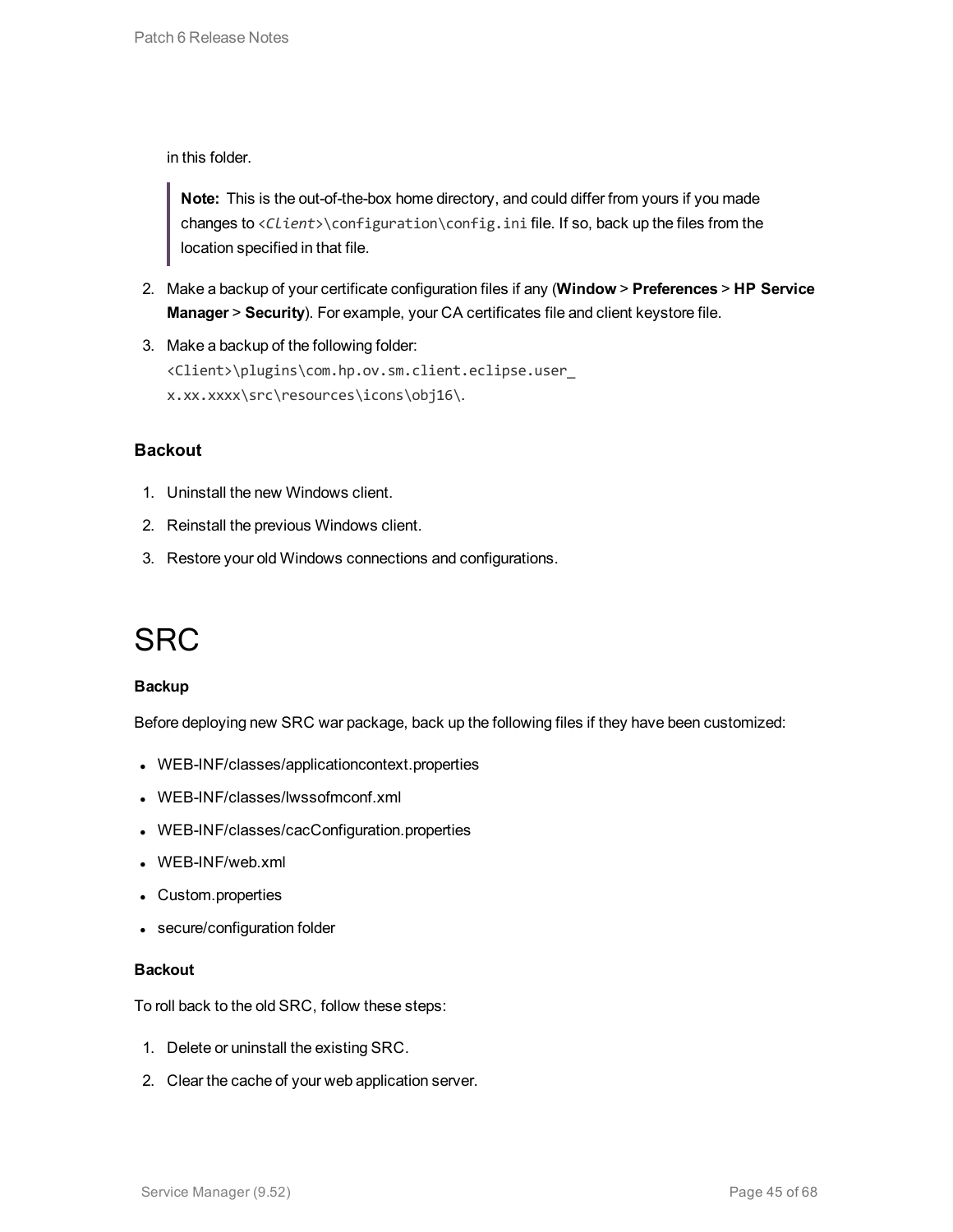in this folder.

> **Note:** This is the out-of-the-box home directory, and could differ from yours if you made changes to `<Client>\configuration\config.ini` file. If so, back up the files from the location specified in that file.

2. Make a backup of your certificate configuration files if any (**Window** > **Preferences** > **HP Service Manager** > **Security**). For example, your CA certificates file and client keystore file.
3. Make a backup of the following folder: `<Client>\plugins\com.hp.ov.sm.client.eclipse.user_x.xx.xxxx\src\resources\icons\obj16\`.

### Backout

1. Uninstall the new Windows client.
2. Reinstall the previous Windows client.
3. Restore your old Windows connections and configurations.

# SRC

**Backup**

Before deploying new SRC war package, back up the following files if they have been customized:

- WEB-INF/classes/applicationcontext.properties
- WEB-INF/classes/lwssofmconf.xml
- WEB-INF/classes/cacConfiguration.properties
- WEB-INF/web.xml
- Custom.properties
- secure/configuration folder

**Backout**

To roll back to the old SRC, follow these steps:

1. Delete or uninstall the existing SRC.
2. Clear the cache of your web application server.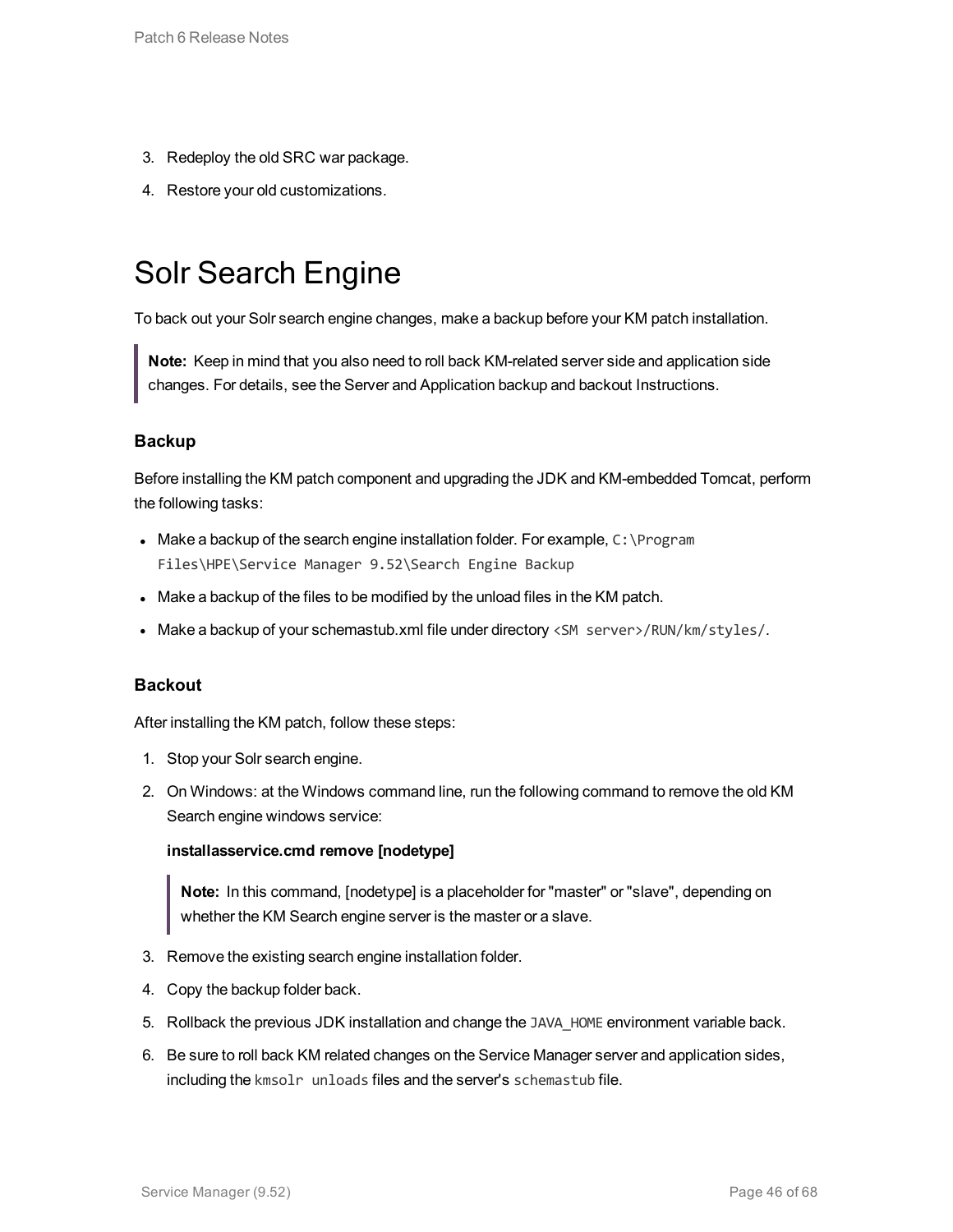3. Redeploy the old SRC war package.
4. Restore your old customizations.

# Solr Search Engine

To back out your Solr search engine changes, make a backup before your KM patch installation.

> **Note:** Keep in mind that you also need to roll back KM-related server side and application side changes. For details, see the Server and Application backup and backout Instructions.

### Backup

Before installing the KM patch component and upgrading the JDK and KM-embedded Tomcat, perform the following tasks:

- Make a backup of the search engine installation folder. For example, `C:\Program Files\HPE\Service Manager 9.52\Search Engine Backup`
- Make a backup of the files to be modified by the unload files in the KM patch.
- Make a backup of your schemastub.xml file under directory `<SM server>/RUN/km/styles/`.

### Backout

After installing the KM patch, follow these steps:

1. Stop your Solr search engine.
2. On Windows: at the Windows command line, run the following command to remove the old KM Search engine windows service:

   **installasservice.cmd remove [nodetype]**

   > **Note:** In this command, [nodetype] is a placeholder for "master" or "slave", depending on whether the KM Search engine server is the master or a slave.

3. Remove the existing search engine installation folder.
4. Copy the backup folder back.
5. Rollback the previous JDK installation and change the `JAVA_HOME` environment variable back.
6. Be sure to roll back KM related changes on the Service Manager server and application sides, including the `kmsolr unloads` files and the server's `schemastub` file.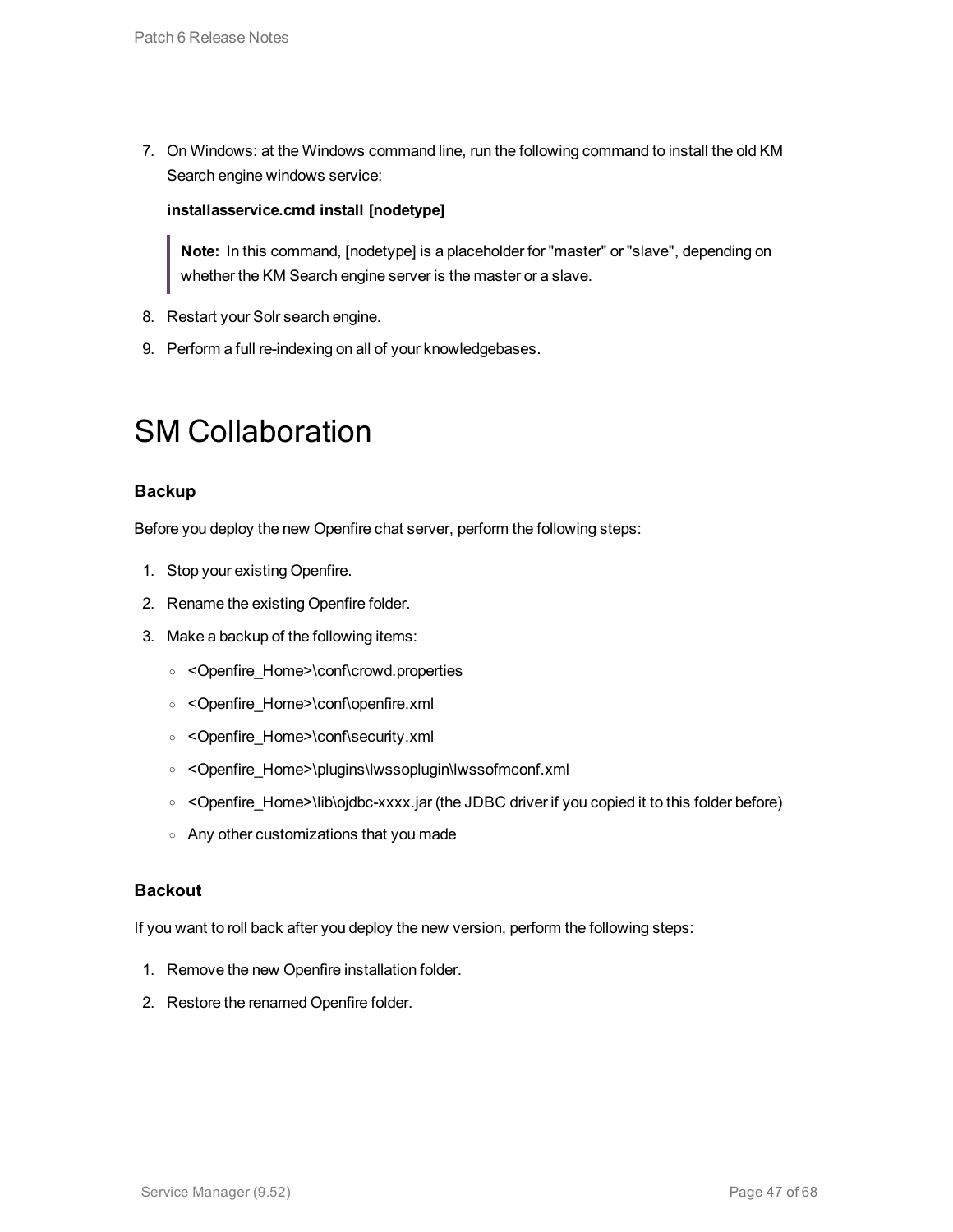7. On Windows: at the Windows command line, run the following command to install the old KM Search engine windows service:

   **installasservice.cmd install [nodetype]**

   > **Note:** In this command, [nodetype] is a placeholder for "master" or "slave", depending on whether the KM Search engine server is the master or a slave.

8. Restart your Solr search engine.
9. Perform a full re-indexing on all of your knowledgebases.

# SM Collaboration

### Backup

Before you deploy the new Openfire chat server, perform the following steps:

1. Stop your existing Openfire.
2. Rename the existing Openfire folder.
3. Make a backup of the following items:
   - <Openfire_Home>\conf\crowd.properties
   - <Openfire_Home>\conf\openfire.xml
   - <Openfire_Home>\conf\security.xml
   - <Openfire_Home>\plugins\lwssoplugin\lwssofmconf.xml
   - <Openfire_Home>\lib\ojdbc-xxxx.jar (the JDBC driver if you copied it to this folder before)
   - Any other customizations that you made

### Backout

If you want to roll back after you deploy the new version, perform the following steps:

1. Remove the new Openfire installation folder.
2. Restore the renamed Openfire folder.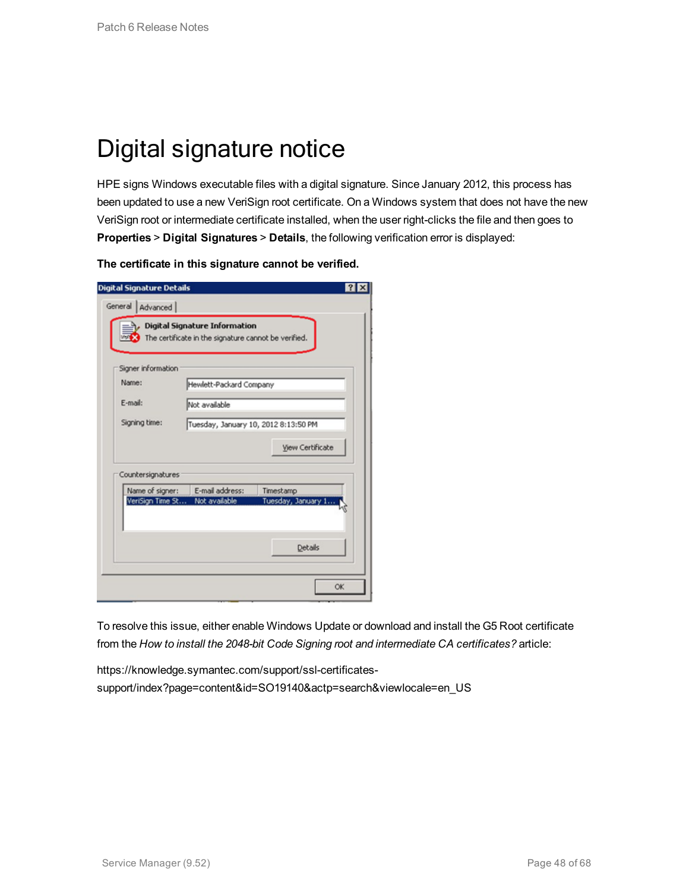# Digital signature notice

HPE signs Windows executable files with a digital signature. Since January 2012, this process has been updated to use a new VeriSign root certificate. On a Windows system that does not have the new VeriSign root or intermediate certificate installed, when the user right-clicks the file and then goes to **Properties** > **Digital Signatures** > **Details**, the following verification error is displayed:

**The certificate in this signature cannot be verified.**

To resolve this issue, either enable Windows Update or download and install the G5 Root certificate from the *How to install the 2048-bit Code Signing root and intermediate CA certificates?* article:

https://knowledge.symantec.com/support/ssl-certificates-support/index?page=content&id=SO19140&actp=search&viewlocale=en_US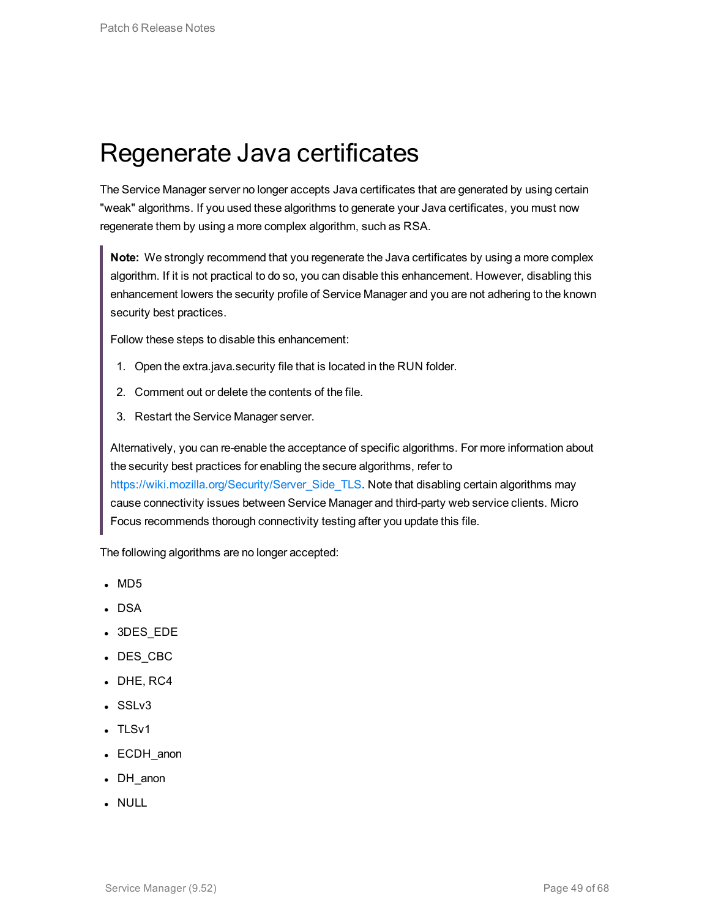# Regenerate Java certificates

The Service Manager server no longer accepts Java certificates that are generated by using certain "weak" algorithms. If you used these algorithms to generate your Java certificates, you must now regenerate them by using a more complex algorithm, such as RSA.

> **Note:** We strongly recommend that you regenerate the Java certificates by using a more complex algorithm. If it is not practical to do so, you can disable this enhancement. However, disabling this enhancement lowers the security profile of Service Manager and you are not adhering to the known security best practices.
>
> Follow these steps to disable this enhancement:
>
> 1. Open the extra.java.security file that is located in the RUN folder.
> 2. Comment out or delete the contents of the file.
> 3. Restart the Service Manager server.
>
> Alternatively, you can re-enable the acceptance of specific algorithms. For more information about the security best practices for enabling the secure algorithms, refer to https://wiki.mozilla.org/Security/Server_Side_TLS. Note that disabling certain algorithms may cause connectivity issues between Service Manager and third-party web service clients. Micro Focus recommends thorough connectivity testing after you update this file.

The following algorithms are no longer accepted:

- MD5
- DSA
- 3DES_EDE
- DES_CBC
- DHE, RC4
- SSLv3
- TLSv1
- ECDH_anon
- DH_anon
- NULL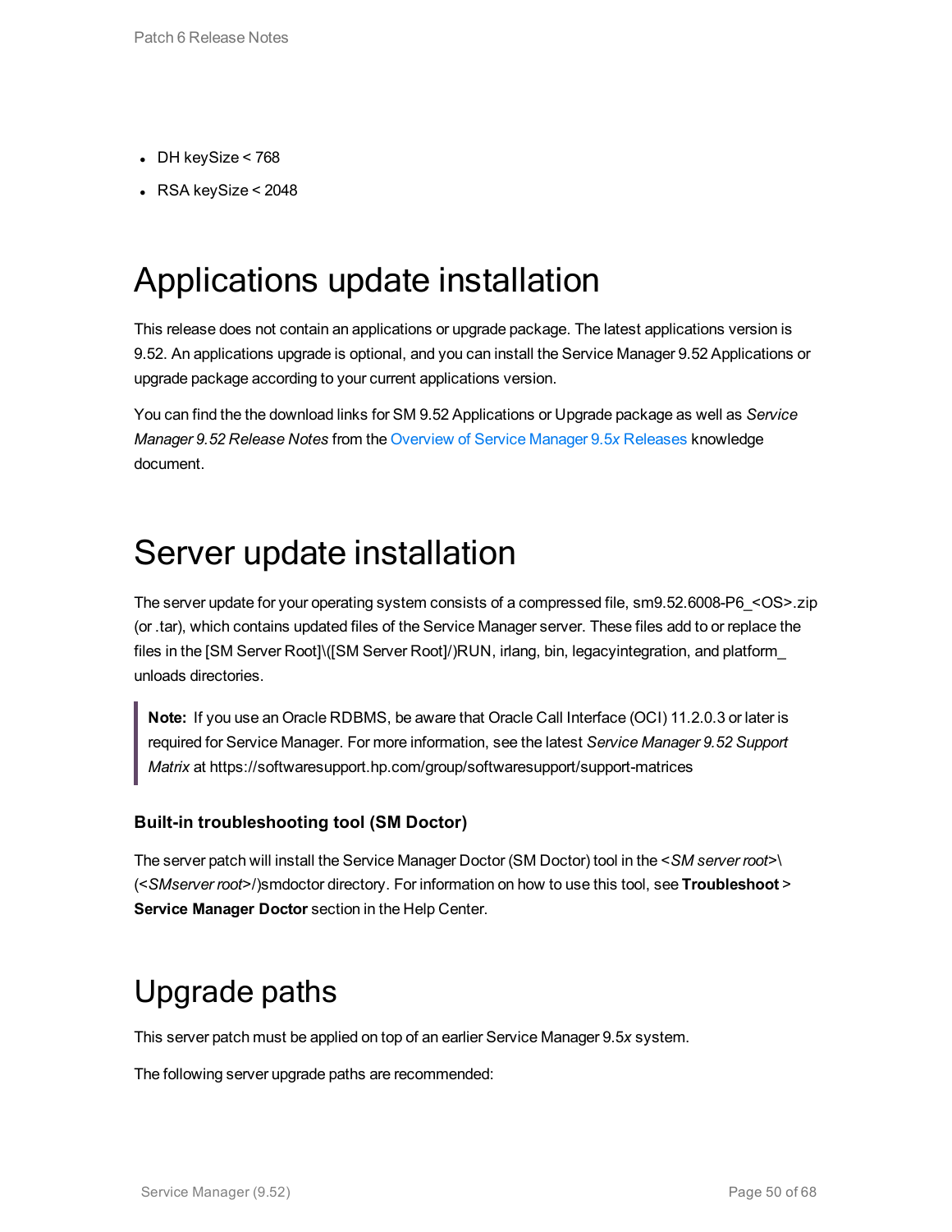- DH keySize < 768
- RSA keySize < 2048

# Applications update installation

This release does not contain an applications or upgrade package. The latest applications version is 9.52. An applications upgrade is optional, and you can install the Service Manager 9.52 Applications or upgrade package according to your current applications version.

You can find the the download links for SM 9.52 Applications or Upgrade package as well as *Service Manager 9.52 Release Notes* from the Overview of Service Manager 9.5*x* Releases knowledge document.

# Server update installation

The server update for your operating system consists of a compressed file, sm9.52.6008-P6_<OS>.zip (or .tar), which contains updated files of the Service Manager server. These files add to or replace the files in the [SM Server Root]\([SM Server Root]/)RUN, irlang, bin, legacyintegration, and platform_unloads directories.

> **Note:** If you use an Oracle RDBMS, be aware that Oracle Call Interface (OCI) 11.2.0.3 or later is required for Service Manager. For more information, see the latest *Service Manager 9.52 Support Matrix* at https://softwaresupport.hp.com/group/softwaresupport/support-matrices

### Built-in troubleshooting tool (SM Doctor)

The server patch will install the Service Manager Doctor (SM Doctor) tool in the <*SM server root*>\(<*SMserver root*>/)smdoctor directory. For information on how to use this tool, see **Troubleshoot** > **Service Manager Doctor** section in the Help Center.

# Upgrade paths

This server patch must be applied on top of an earlier Service Manager 9.5*x* system.

The following server upgrade paths are recommended: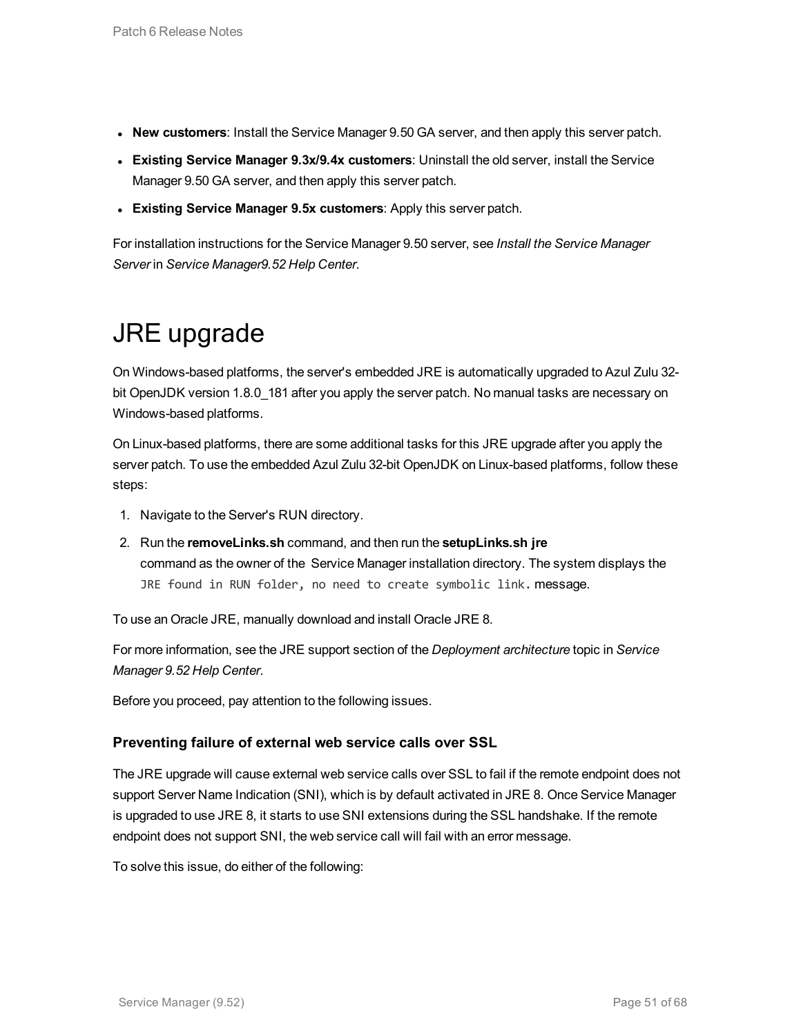- **New customers**: Install the Service Manager 9.50 GA server, and then apply this server patch.
- **Existing Service Manager 9.3x/9.4x customers**: Uninstall the old server, install the Service Manager 9.50 GA server, and then apply this server patch.
- **Existing Service Manager 9.5x customers**: Apply this server patch.

For installation instructions for the Service Manager 9.50 server, see *Install the Service Manager Server* in *Service Manager9.52 Help Center*.

# JRE upgrade

On Windows-based platforms, the server's embedded JRE is automatically upgraded to Azul Zulu 32-bit OpenJDK version 1.8.0_181 after you apply the server patch. No manual tasks are necessary on Windows-based platforms.

On Linux-based platforms, there are some additional tasks for this JRE upgrade after you apply the server patch. To use the embedded Azul Zulu 32-bit OpenJDK on Linux-based platforms, follow these steps:

1. Navigate to the Server's RUN directory.
2. Run the **removeLinks.sh** command, and then run the **setupLinks.sh jre** command as the owner of the Service Manager installation directory. The system displays the `JRE found in RUN folder, no need to create symbolic link.` message.

To use an Oracle JRE, manually download and install Oracle JRE 8.

For more information, see the JRE support section of the *Deployment architecture* topic in *Service Manager 9.52 Help Center*.

Before you proceed, pay attention to the following issues.

### Preventing failure of external web service calls over SSL

The JRE upgrade will cause external web service calls over SSL to fail if the remote endpoint does not support Server Name Indication (SNI), which is by default activated in JRE 8. Once Service Manager is upgraded to use JRE 8, it starts to use SNI extensions during the SSL handshake. If the remote endpoint does not support SNI, the web service call will fail with an error message.

To solve this issue, do either of the following: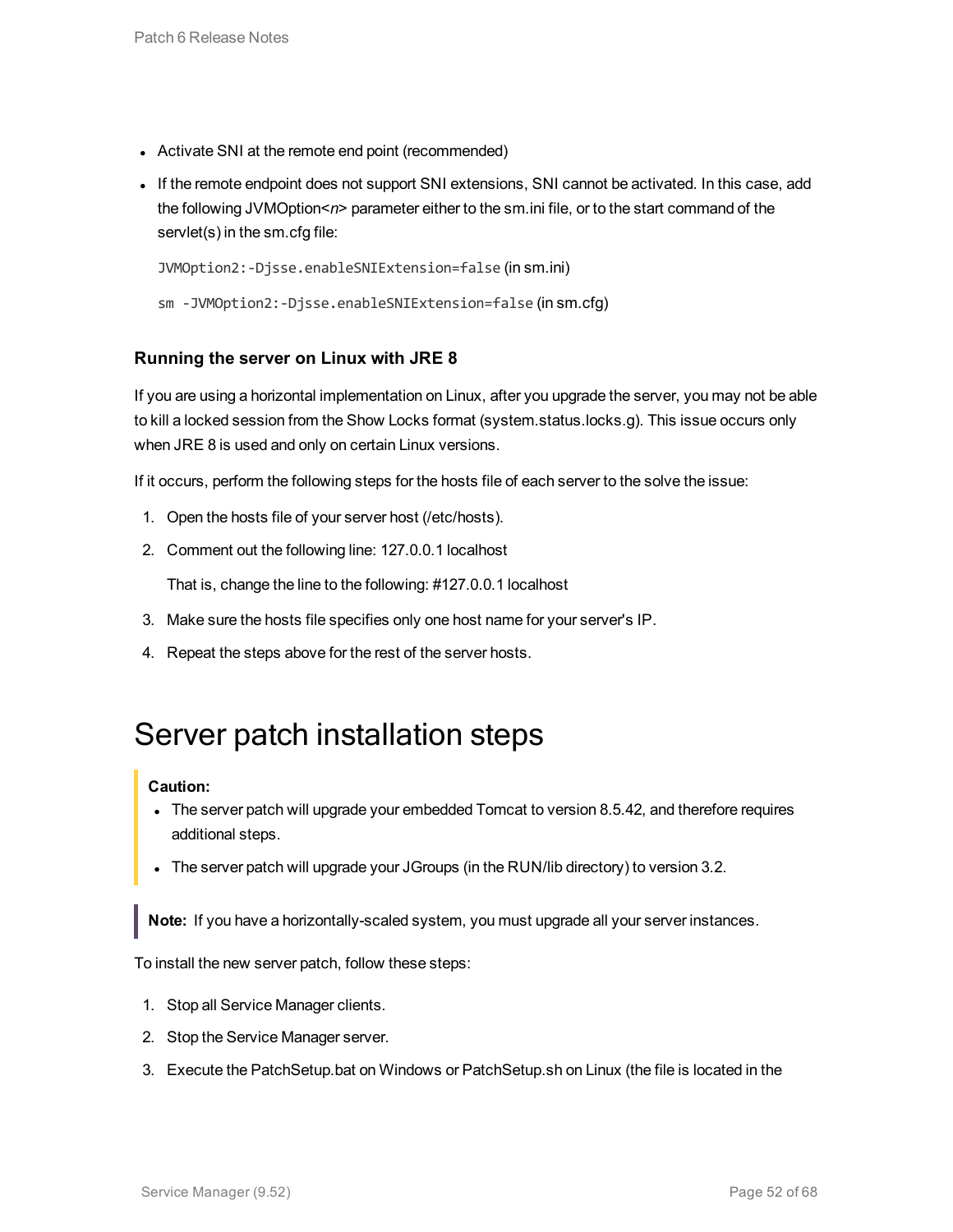- Activate SNI at the remote end point (recommended)
- If the remote endpoint does not support SNI extensions, SNI cannot be activated. In this case, add the following JVMOption<*n*> parameter either to the sm.ini file, or to the start command of the servlet(s) in the sm.cfg file:

  `JVMOption2:-Djsse.enableSNIExtension=false` (in sm.ini)

  `sm -JVMOption2:-Djsse.enableSNIExtension=false` (in sm.cfg)

### Running the server on Linux with JRE 8

If you are using a horizontal implementation on Linux, after you upgrade the server, you may not be able to kill a locked session from the Show Locks format (system.status.locks.g). This issue occurs only when JRE 8 is used and only on certain Linux versions.

If it occurs, perform the following steps for the hosts file of each server to the solve the issue:

1. Open the hosts file of your server host (/etc/hosts).
2. Comment out the following line: 127.0.0.1 localhost

   That is, change the line to the following: #127.0.0.1 localhost
3. Make sure the hosts file specifies only one host name for your server's IP.
4. Repeat the steps above for the rest of the server hosts.

# Server patch installation steps

> **Caution:**
> - The server patch will upgrade your embedded Tomcat to version 8.5.42, and therefore requires additional steps.
> - The server patch will upgrade your JGroups (in the RUN/lib directory) to version 3.2.

> **Note:** If you have a horizontally-scaled system, you must upgrade all your server instances.

To install the new server patch, follow these steps:

1. Stop all Service Manager clients.
2. Stop the Service Manager server.
3. Execute the PatchSetup.bat on Windows or PatchSetup.sh on Linux (the file is located in the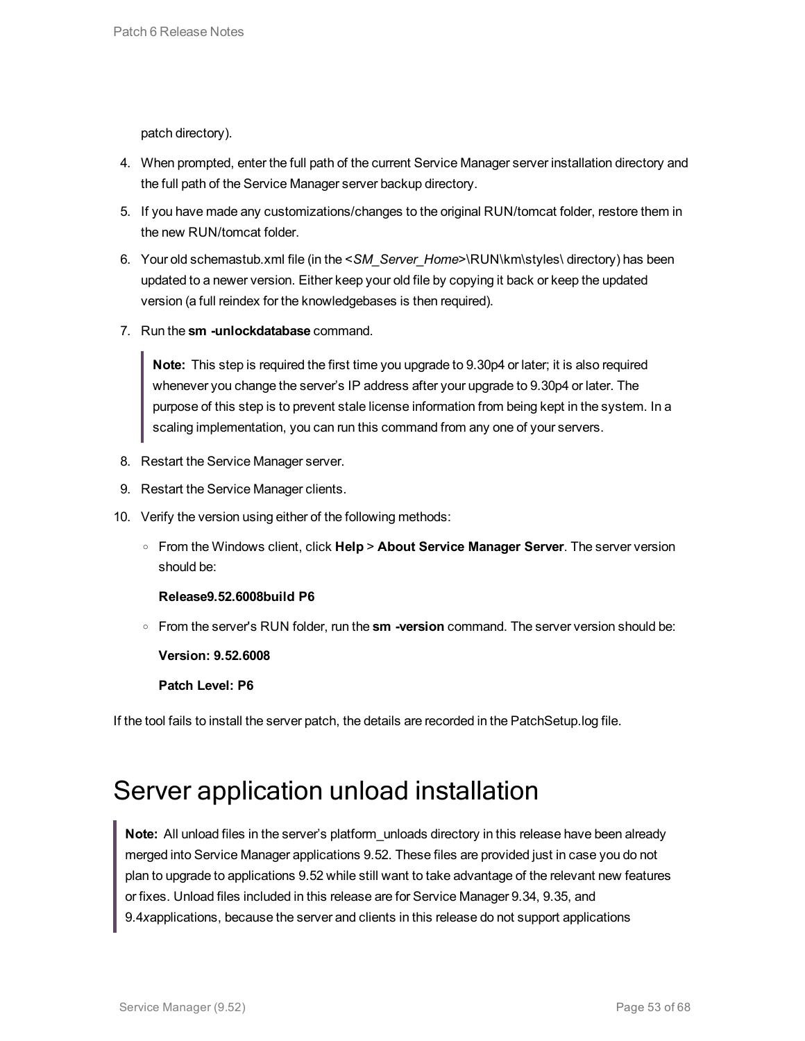patch directory).

4. When prompted, enter the full path of the current Service Manager server installation directory and the full path of the Service Manager server backup directory.
5. If you have made any customizations/changes to the original RUN/tomcat folder, restore them in the new RUN/tomcat folder.
6. Your old schemastub.xml file (in the <*SM_Server_Home*>\RUN\km\styles\ directory) has been updated to a newer version. Either keep your old file by copying it back or keep the updated version (a full reindex for the knowledgebases is then required).
7. Run the **sm -unlockdatabase** command.

   > **Note:** This step is required the first time you upgrade to 9.30p4 or later; it is also required whenever you change the server's IP address after your upgrade to 9.30p4 or later. The purpose of this step is to prevent stale license information from being kept in the system. In a scaling implementation, you can run this command from any one of your servers.

8. Restart the Service Manager server.
9. Restart the Service Manager clients.
10. Verify the version using either of the following methods:
    - From the Windows client, click **Help** > **About Service Manager Server**. The server version should be:

      **Release9.52.6008build P6**

    - From the server's RUN folder, run the **sm -version** command. The server version should be:

      **Version: 9.52.6008**

      **Patch Level: P6**

If the tool fails to install the server patch, the details are recorded in the PatchSetup.log file.

# Server application unload installation

> **Note:** All unload files in the server's platform_unloads directory in this release have been already merged into Service Manager applications 9.52. These files are provided just in case you do not plan to upgrade to applications 9.52 while still want to take advantage of the relevant new features or fixes. Unload files included in this release are for Service Manager 9.34, 9.35, and 9.4xapplications, because the server and clients in this release do not support applications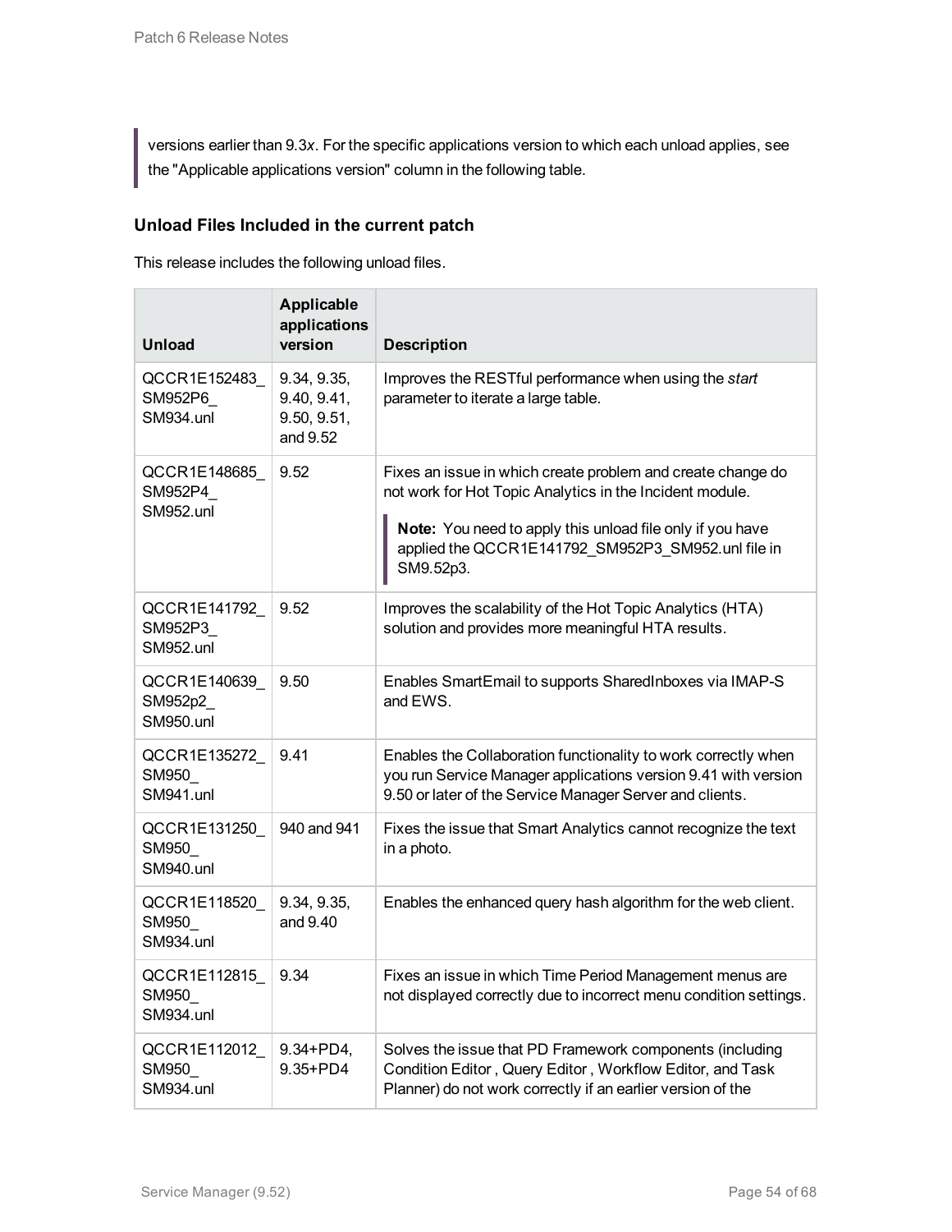> versions earlier than 9.3*x*. For the specific applications version to which each unload applies, see the "Applicable applications version" column in the following table.

### Unload Files Included in the current patch

This release includes the following unload files.

| Unload | Applicable applications version | Description |
|---|---|---|
| QCCR1E152483_SM952P6_SM934.unl | 9.34, 9.35, 9.40, 9.41, 9.50, 9.51, and 9.52 | Improves the RESTful performance when using the *start* parameter to iterate a large table. |
| QCCR1E148685_SM952P4_SM952.unl | 9.52 | Fixes an issue in which create problem and create change do not work for Hot Topic Analytics in the Incident module.<br><br>**Note:** You need to apply this unload file only if you have applied the QCCR1E141792_SM952P3_SM952.unl file in SM9.52p3. |
| QCCR1E141792_SM952P3_SM952.unl | 9.52 | Improves the scalability of the Hot Topic Analytics (HTA) solution and provides more meaningful HTA results. |
| QCCR1E140639_SM952p2_SM950.unl | 9.50 | Enables SmartEmail to supports SharedInboxes via IMAP-S and EWS. |
| QCCR1E135272_SM950_SM941.unl | 9.41 | Enables the Collaboration functionality to work correctly when you run Service Manager applications version 9.41 with version 9.50 or later of the Service Manager Server and clients. |
| QCCR1E131250_SM950_SM940.unl | 940 and 941 | Fixes the issue that Smart Analytics cannot recognize the text in a photo. |
| QCCR1E118520_SM950_SM934.unl | 9.34, 9.35, and 9.40 | Enables the enhanced query hash algorithm for the web client. |
| QCCR1E112815_SM950_SM934.unl | 9.34 | Fixes an issue in which Time Period Management menus are not displayed correctly due to incorrect menu condition settings. |
| QCCR1E112012_SM950_SM934.unl | 9.34+PD4, 9.35+PD4 | Solves the issue that PD Framework components (including Condition Editor , Query Editor , Workflow Editor, and Task Planner) do not work correctly if an earlier version of the |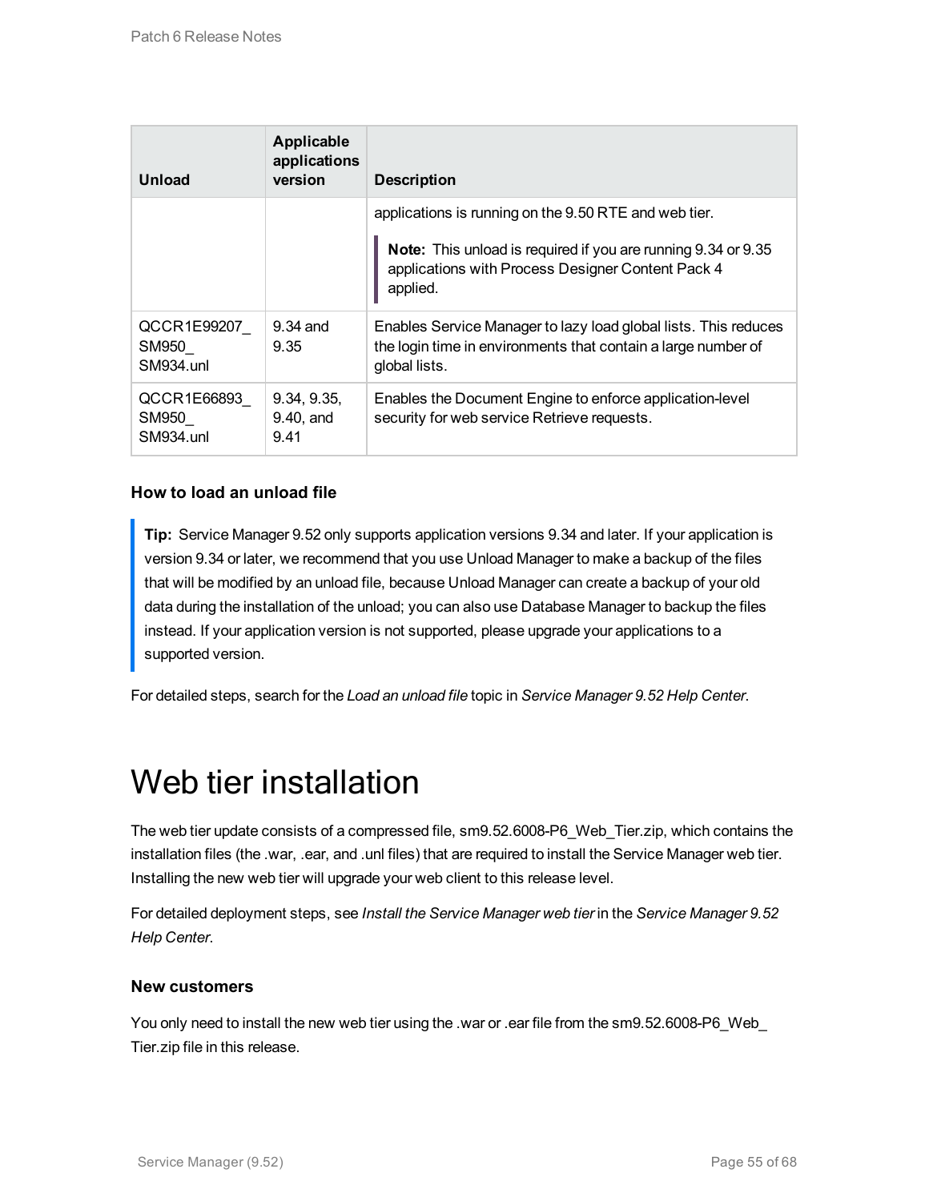| Unload | Applicable applications version | Description |
|---|---|---|
| | | applications is running on the 9.50 RTE and web tier.<br><br>**Note:** This unload is required if you are running 9.34 or 9.35 applications with Process Designer Content Pack 4 applied. |
| QCCR1E99207_SM950_SM934.unl | 9.34 and 9.35 | Enables Service Manager to lazy load global lists. This reduces the login time in environments that contain a large number of global lists. |
| QCCR1E66893_SM950_SM934.unl | 9.34, 9.35, 9.40, and 9.41 | Enables the Document Engine to enforce application-level security for web service Retrieve requests. |

### How to load an unload file

> **Tip:** Service Manager 9.52 only supports application versions 9.34 and later. If your application is version 9.34 or later, we recommend that you use Unload Manager to make a backup of the files that will be modified by an unload file, because Unload Manager can create a backup of your old data during the installation of the unload; you can also use Database Manager to backup the files instead. If your application version is not supported, please upgrade your applications to a supported version.

For detailed steps, search for the *Load an unload file* topic in *Service Manager 9.52 Help Center*.

# Web tier installation

The web tier update consists of a compressed file, sm9.52.6008-P6_Web_Tier.zip, which contains the installation files (the .war, .ear, and .unl files) that are required to install the Service Manager web tier. Installing the new web tier will upgrade your web client to this release level.

For detailed deployment steps, see *Install the Service Manager web tier* in the *Service Manager 9.52 Help Center*.

### New customers

You only need to install the new web tier using the .war or .ear file from the sm9.52.6008-P6_Web_Tier.zip file in this release.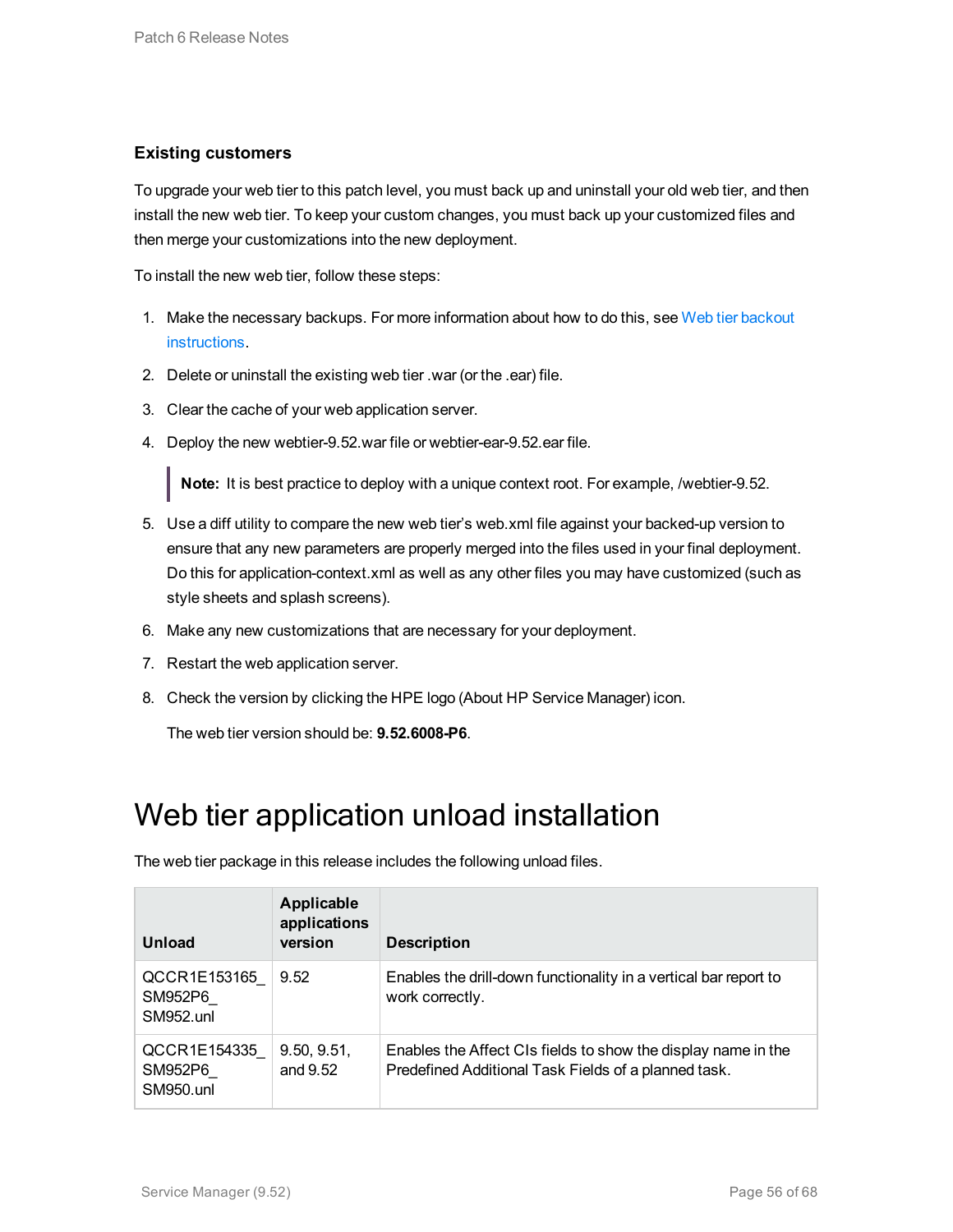### Existing customers

To upgrade your web tier to this patch level, you must back up and uninstall your old web tier, and then install the new web tier. To keep your custom changes, you must back up your customized files and then merge your customizations into the new deployment.

To install the new web tier, follow these steps:

1. Make the necessary backups. For more information about how to do this, see Web tier backout instructions.
2. Delete or uninstall the existing web tier .war (or the .ear) file.
3. Clear the cache of your web application server.
4. Deploy the new webtier-9.52.war file or webtier-ear-9.52.ear file.

   > **Note:** It is best practice to deploy with a unique context root. For example, /webtier-9.52.

5. Use a diff utility to compare the new web tier's web.xml file against your backed-up version to ensure that any new parameters are properly merged into the files used in your final deployment. Do this for application-context.xml as well as any other files you may have customized (such as style sheets and splash screens).
6. Make any new customizations that are necessary for your deployment.
7. Restart the web application server.
8. Check the version by clicking the HPE logo (About HP Service Manager) icon.

   The web tier version should be: **9.52.6008-P6**.

# Web tier application unload installation

The web tier package in this release includes the following unload files.

| Unload | Applicable applications version | Description |
|---|---|---|
| QCCR1E153165_SM952P6_SM952.unl | 9.52 | Enables the drill-down functionality in a vertical bar report to work correctly. |
| QCCR1E154335_SM952P6_SM950.unl | 9.50, 9.51, and 9.52 | Enables the Affect CIs fields to show the display name in the Predefined Additional Task Fields of a planned task. |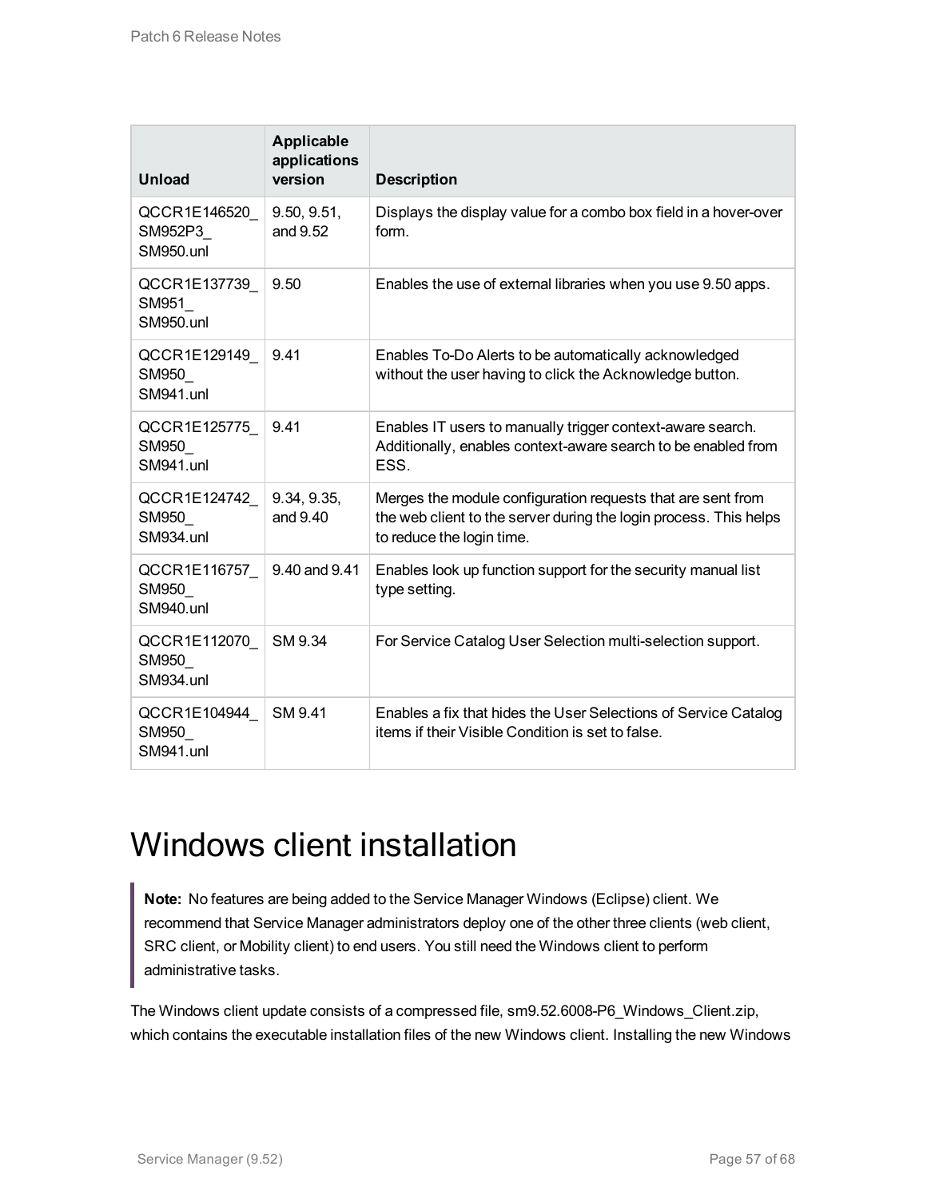| Unload | Applicable applications version | Description |
|---|---|---|
| QCCR1E146520_SM952P3_SM950.unl | 9.50, 9.51, and 9.52 | Displays the display value for a combo box field in a hover-over form. |
| QCCR1E137739_SM951_SM950.unl | 9.50 | Enables the use of external libraries when you use 9.50 apps. |
| QCCR1E129149_SM950_SM941.unl | 9.41 | Enables To-Do Alerts to be automatically acknowledged without the user having to click the Acknowledge button. |
| QCCR1E125775_SM950_SM941.unl | 9.41 | Enables IT users to manually trigger context-aware search. Additionally, enables context-aware search to be enabled from ESS. |
| QCCR1E124742_SM950_SM934.unl | 9.34, 9.35, and 9.40 | Merges the module configuration requests that are sent from the web client to the server during the login process. This helps to reduce the login time. |
| QCCR1E116757_SM950_SM940.unl | 9.40 and 9.41 | Enables look up function support for the security manual list type setting. |
| QCCR1E112070_SM950_SM934.unl | SM 9.34 | For Service Catalog User Selection multi-selection support. |
| QCCR1E104944_SM950_SM941.unl | SM 9.41 | Enables a fix that hides the User Selections of Service Catalog items if their Visible Condition is set to false. |

# Windows client installation

> **Note:** No features are being added to the Service Manager Windows (Eclipse) client. We recommend that Service Manager administrators deploy one of the other three clients (web client, SRC client, or Mobility client) to end users. You still need the Windows client to perform administrative tasks.

The Windows client update consists of a compressed file, sm9.52.6008-P6_Windows_Client.zip, which contains the executable installation files of the new Windows client. Installing the new Windows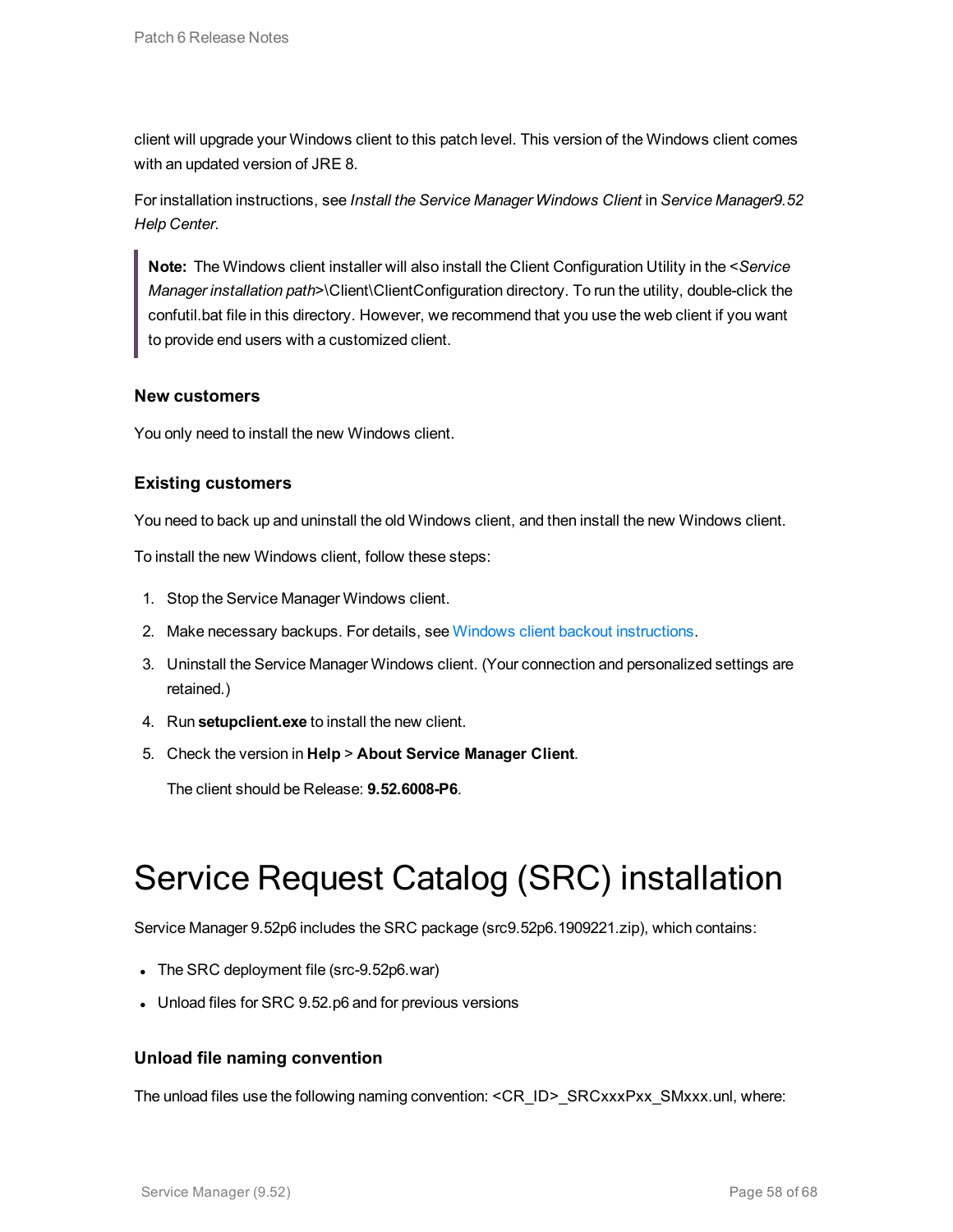client will upgrade your Windows client to this patch level. This version of the Windows client comes with an updated version of JRE 8.

For installation instructions, see *Install the Service Manager Windows Client* in *Service Manager9.52 Help Center*.

> **Note:** The Windows client installer will also install the Client Configuration Utility in the <*Service Manager installation path*>\Client\ClientConfiguration directory. To run the utility, double-click the confutil.bat file in this directory. However, we recommend that you use the web client if you want to provide end users with a customized client.

### New customers

You only need to install the new Windows client.

### Existing customers

You need to back up and uninstall the old Windows client, and then install the new Windows client.

To install the new Windows client, follow these steps:

1. Stop the Service Manager Windows client.
2. Make necessary backups. For details, see Windows client backout instructions.
3. Uninstall the Service Manager Windows client. (Your connection and personalized settings are retained.)
4. Run **setupclient.exe** to install the new client.
5. Check the version in **Help** > **About Service Manager Client**.

   The client should be Release: **9.52.6008-P6**.

# Service Request Catalog (SRC) installation

Service Manager 9.52p6 includes the SRC package (src9.52p6.1909221.zip), which contains:

- The SRC deployment file (src-9.52p6.war)
- Unload files for SRC 9.52.p6 and for previous versions

### Unload file naming convention

The unload files use the following naming convention: <CR_ID>_SRCxxxPxx_SMxxx.unl, where: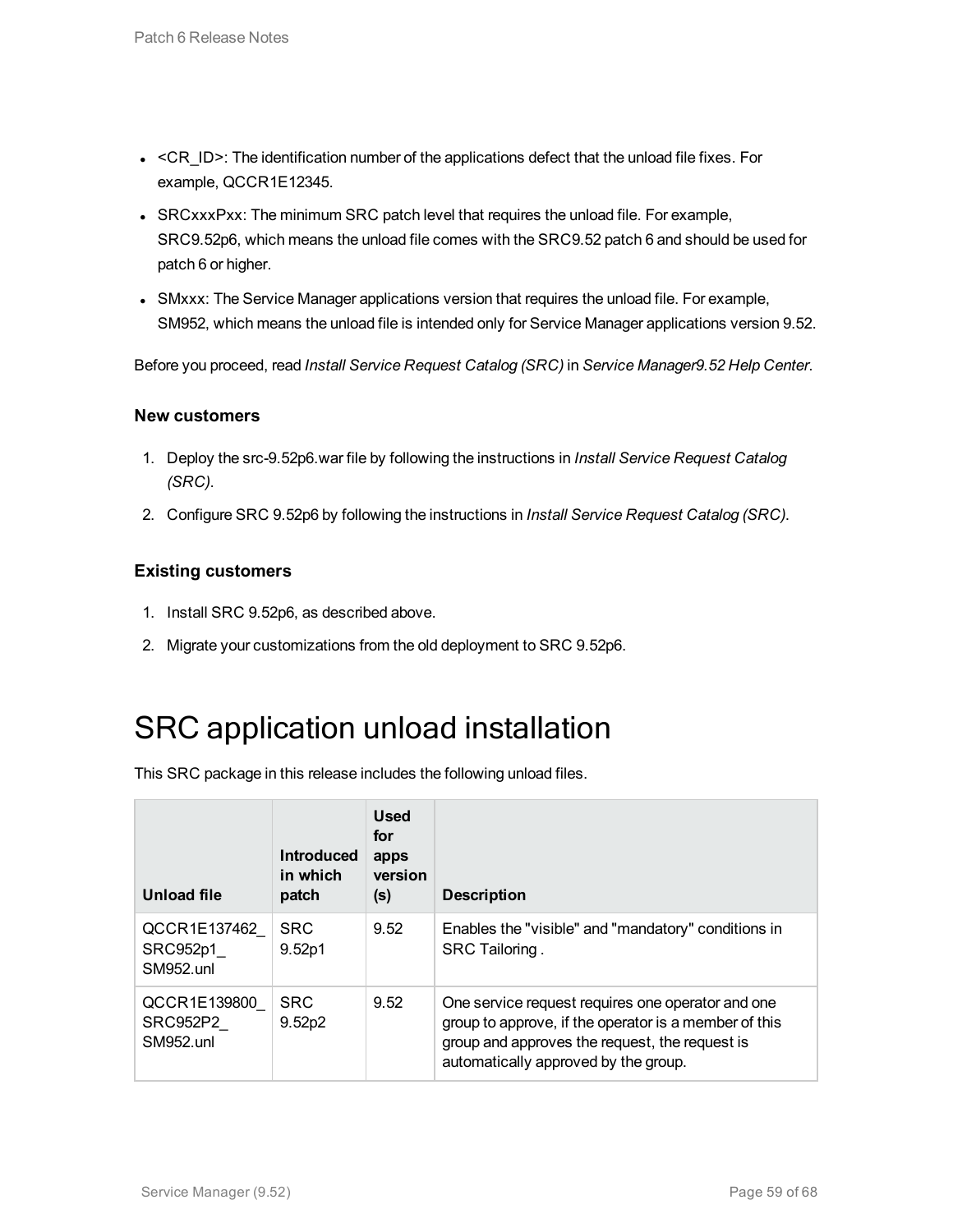- <CR_ID>: The identification number of the applications defect that the unload file fixes. For example, QCCR1E12345.
- SRCxxxPxx: The minimum SRC patch level that requires the unload file. For example, SRC9.52p6, which means the unload file comes with the SRC9.52 patch 6 and should be used for patch 6 or higher.
- SMxxx: The Service Manager applications version that requires the unload file. For example, SM952, which means the unload file is intended only for Service Manager applications version 9.52.

Before you proceed, read *Install Service Request Catalog (SRC)* in *Service Manager9.52 Help Center*.

### New customers

1. Deploy the src-9.52p6.war file by following the instructions in *Install Service Request Catalog (SRC)*.
2. Configure SRC 9.52p6 by following the instructions in *Install Service Request Catalog (SRC)*.

### Existing customers

1. Install SRC 9.52p6, as described above.
2. Migrate your customizations from the old deployment to SRC 9.52p6.

# SRC application unload installation

This SRC package in this release includes the following unload files.

| Unload file | Introduced in which patch | Used for apps version (s) | Description |
|---|---|---|---|
| QCCR1E137462_SRC952p1_SM952.unl | SRC 9.52p1 | 9.52 | Enables the "visible" and "mandatory" conditions in SRC Tailoring . |
| QCCR1E139800_SRC952P2_SM952.unl | SRC 9.52p2 | 9.52 | One service request requires one operator and one group to approve, if the operator is a member of this group and approves the request, the request is automatically approved by the group. |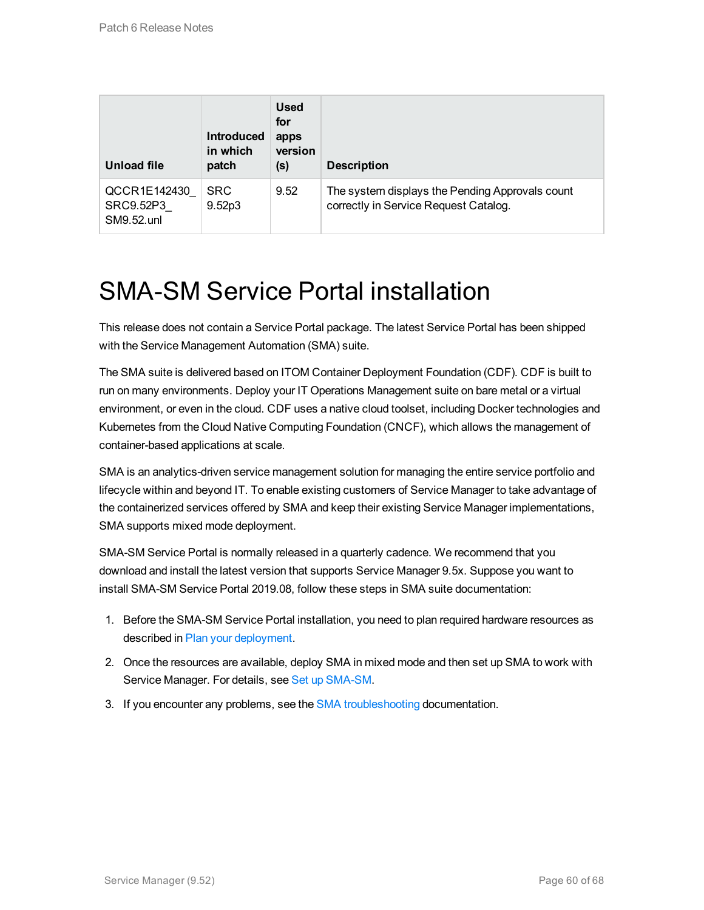| Unload file | Introduced in which patch | Used for apps version (s) | Description |
|---|---|---|---|
| QCCR1E142430_SRC9.52P3_SM9.52.unl | SRC 9.52p3 | 9.52 | The system displays the Pending Approvals count correctly in Service Request Catalog. |

# SMA-SM Service Portal installation

This release does not contain a Service Portal package. The latest Service Portal has been shipped with the Service Management Automation (SMA) suite.

The SMA suite is delivered based on ITOM Container Deployment Foundation (CDF). CDF is built to run on many environments. Deploy your IT Operations Management suite on bare metal or a virtual environment, or even in the cloud. CDF uses a native cloud toolset, including Docker technologies and Kubernetes from the Cloud Native Computing Foundation (CNCF), which allows the management of container-based applications at scale.

SMA is an analytics-driven service management solution for managing the entire service portfolio and lifecycle within and beyond IT. To enable existing customers of Service Manager to take advantage of the containerized services offered by SMA and keep their existing Service Manager implementations, SMA supports mixed mode deployment.

SMA-SM Service Portal is normally released in a quarterly cadence. We recommend that you download and install the latest version that supports Service Manager 9.5x. Suppose you want to install SMA-SM Service Portal 2019.08, follow these steps in SMA suite documentation:

1. Before the SMA-SM Service Portal installation, you need to plan required hardware resources as described in Plan your deployment.
2. Once the resources are available, deploy SMA in mixed mode and then set up SMA to work with Service Manager. For details, see Set up SMA-SM.
3. If you encounter any problems, see the SMA troubleshooting documentation.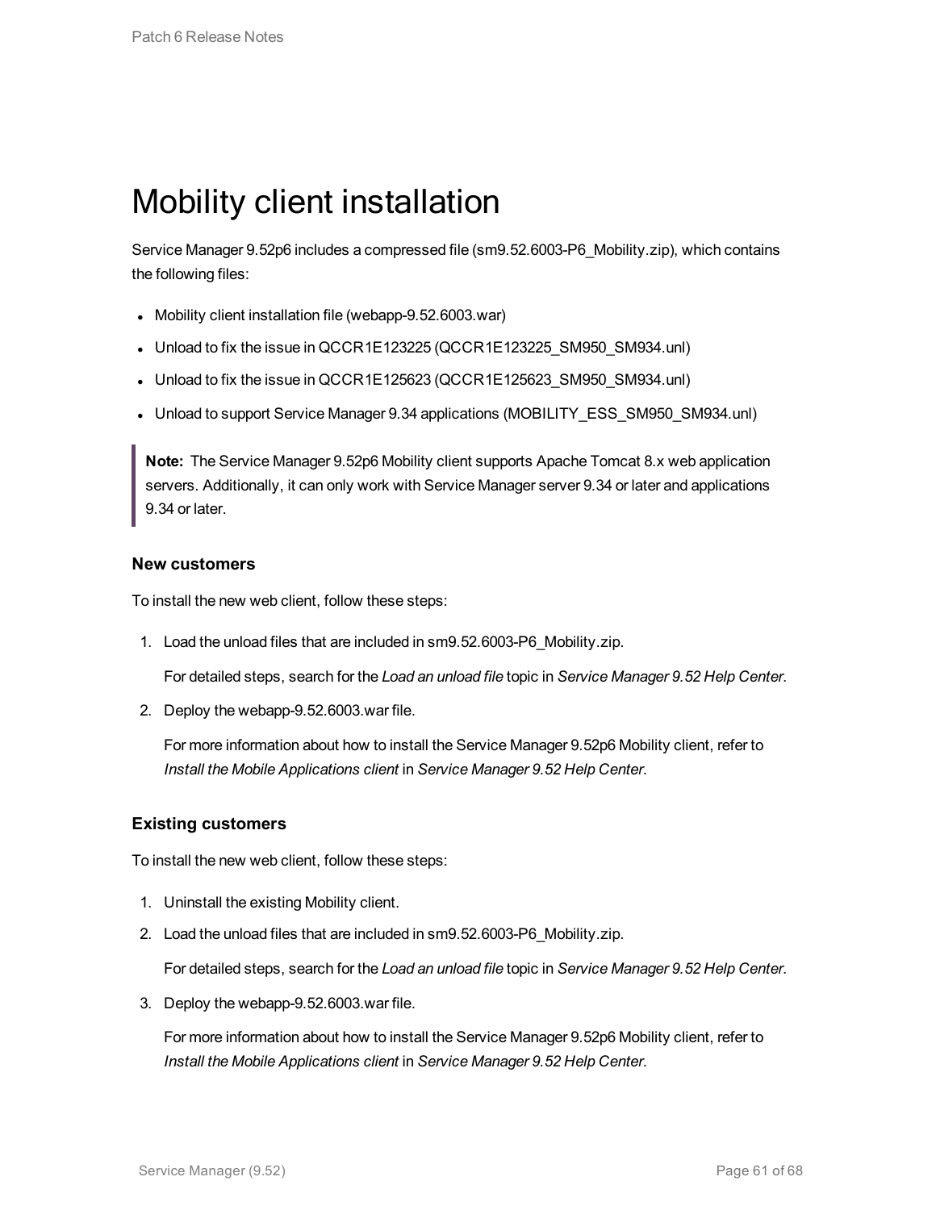# Mobility client installation

Service Manager 9.52p6 includes a compressed file (sm9.52.6003-P6_Mobility.zip), which contains the following files:

- Mobility client installation file (webapp-9.52.6003.war)
- Unload to fix the issue in QCCR1E123225 (QCCR1E123225_SM950_SM934.unl)
- Unload to fix the issue in QCCR1E125623 (QCCR1E125623_SM950_SM934.unl)
- Unload to support Service Manager 9.34 applications (MOBILITY_ESS_SM950_SM934.unl)

> **Note:** The Service Manager 9.52p6 Mobility client supports Apache Tomcat 8.x web application servers. Additionally, it can only work with Service Manager server 9.34 or later and applications 9.34 or later.

### New customers

To install the new web client, follow these steps:

1. Load the unload files that are included in sm9.52.6003-P6_Mobility.zip.

   For detailed steps, search for the *Load an unload file* topic in *Service Manager 9.52 Help Center*.

2. Deploy the webapp-9.52.6003.war file.

   For more information about how to install the Service Manager 9.52p6 Mobility client, refer to *Install the Mobile Applications client* in *Service Manager 9.52 Help Center*.

### Existing customers

To install the new web client, follow these steps:

1. Uninstall the existing Mobility client.
2. Load the unload files that are included in sm9.52.6003-P6_Mobility.zip.

   For detailed steps, search for the *Load an unload file* topic in *Service Manager 9.52 Help Center*.

3. Deploy the webapp-9.52.6003.war file.

   For more information about how to install the Service Manager 9.52p6 Mobility client, refer to *Install the Mobile Applications client* in *Service Manager 9.52 Help Center*.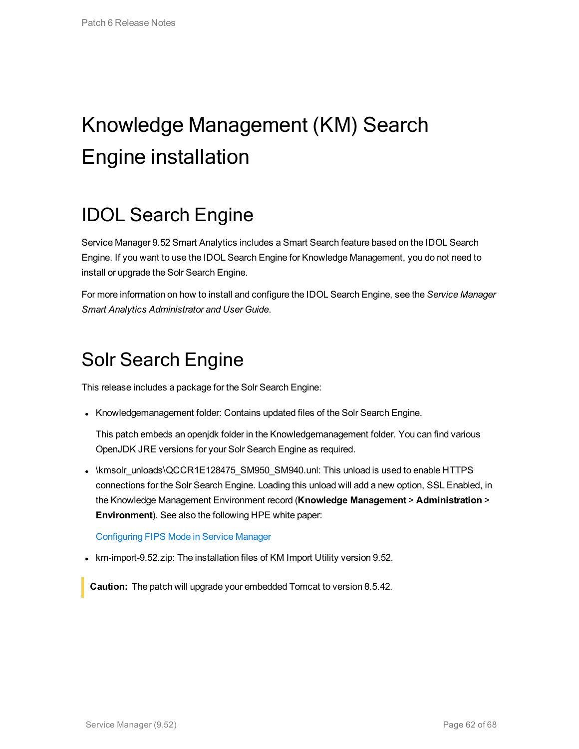# Knowledge Management (KM) Search Engine installation

## IDOL Search Engine

Service Manager 9.52 Smart Analytics includes a Smart Search feature based on the IDOL Search Engine. If you want to use the IDOL Search Engine for Knowledge Management, you do not need to install or upgrade the Solr Search Engine.

For more information on how to install and configure the IDOL Search Engine, see the *Service Manager Smart Analytics Administrator and User Guide*.

## Solr Search Engine

This release includes a package for the Solr Search Engine:

- Knowledgemanagement folder: Contains updated files of the Solr Search Engine.

  This patch embeds an openjdk folder in the Knowledgemanagement folder. You can find various OpenJDK JRE versions for your Solr Search Engine as required.

- \kmsolr_unloads\QCCR1E128475_SM950_SM940.unl: This unload is used to enable HTTPS connections for the Solr Search Engine. Loading this unload will add a new option, SSL Enabled, in the Knowledge Management Environment record (**Knowledge Management** > **Administration** > **Environment**). See also the following HPE white paper:

  Configuring FIPS Mode in Service Manager

- km-import-9.52.zip: The installation files of KM Import Utility version 9.52.

> **Caution:** The patch will upgrade your embedded Tomcat to version 8.5.42.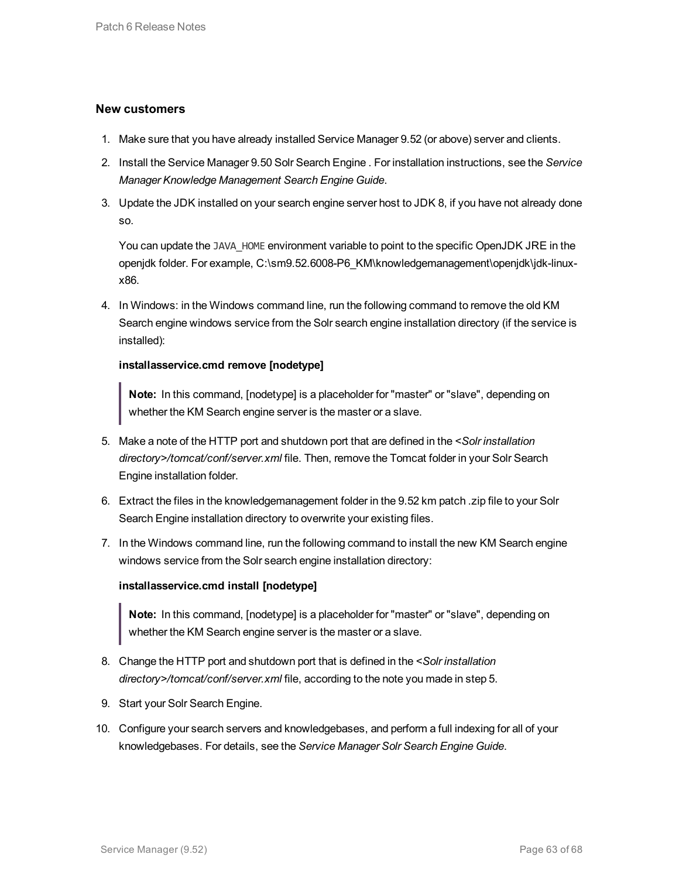### New customers

1. Make sure that you have already installed Service Manager 9.52 (or above) server and clients.
2. Install the Service Manager 9.50 Solr Search Engine . For installation instructions, see the *Service Manager Knowledge Management Search Engine Guide*.
3. Update the JDK installed on your search engine server host to JDK 8, if you have not already done so.

   You can update the `JAVA_HOME` environment variable to point to the specific OpenJDK JRE in the openjdk folder. For example, C:\sm9.52.6008-P6_KM\knowledgemanagement\openjdk\jdk-linux-x86.

4. In Windows: in the Windows command line, run the following command to remove the old KM Search engine windows service from the Solr search engine installation directory (if the service is installed):

   **installasservice.cmd remove [nodetype]**

   > **Note:** In this command, [nodetype] is a placeholder for "master" or "slave", depending on whether the KM Search engine server is the master or a slave.

5. Make a note of the HTTP port and shutdown port that are defined in the *<Solr installation directory>/tomcat/conf/server.xml* file. Then, remove the Tomcat folder in your Solr Search Engine installation folder.
6. Extract the files in the knowledgemanagement folder in the 9.52 km patch .zip file to your Solr Search Engine installation directory to overwrite your existing files.
7. In the Windows command line, run the following command to install the new KM Search engine windows service from the Solr search engine installation directory:

   **installasservice.cmd install [nodetype]**

   > **Note:** In this command, [nodetype] is a placeholder for "master" or "slave", depending on whether the KM Search engine server is the master or a slave.

8. Change the HTTP port and shutdown port that is defined in the *<Solr installation directory>/tomcat/conf/server.xml* file, according to the note you made in step 5.
9. Start your Solr Search Engine.
10. Configure your search servers and knowledgebases, and perform a full indexing for all of your knowledgebases. For details, see the *Service Manager Solr Search Engine Guide*.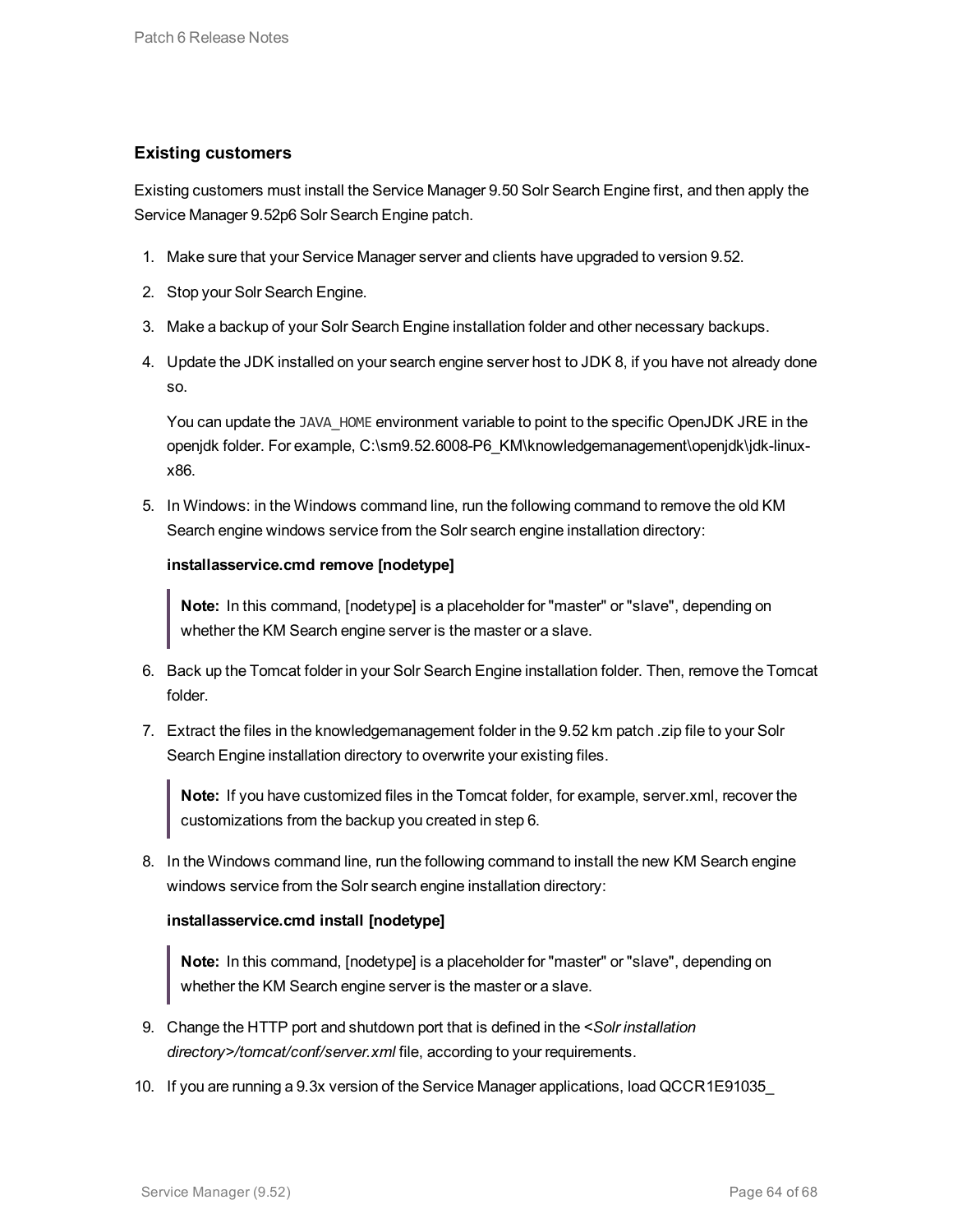### Existing customers

Existing customers must install the Service Manager 9.50 Solr Search Engine first, and then apply the Service Manager 9.52p6 Solr Search Engine patch.

1. Make sure that your Service Manager server and clients have upgraded to version 9.52.
2. Stop your Solr Search Engine.
3. Make a backup of your Solr Search Engine installation folder and other necessary backups.
4. Update the JDK installed on your search engine server host to JDK 8, if you have not already done so.

   You can update the `JAVA_HOME` environment variable to point to the specific OpenJDK JRE in the openjdk folder. For example, C:\sm9.52.6008-P6_KM\knowledgemanagement\openjdk\jdk-linux-x86.

5. In Windows: in the Windows command line, run the following command to remove the old KM Search engine windows service from the Solr search engine installation directory:

   **installasservice.cmd remove [nodetype]**

   > **Note:** In this command, [nodetype] is a placeholder for "master" or "slave", depending on whether the KM Search engine server is the master or a slave.

6. Back up the Tomcat folder in your Solr Search Engine installation folder. Then, remove the Tomcat folder.
7. Extract the files in the knowledgemanagement folder in the 9.52 km patch .zip file to your Solr Search Engine installation directory to overwrite your existing files.

   > **Note:** If you have customized files in the Tomcat folder, for example, server.xml, recover the customizations from the backup you created in step 6.

8. In the Windows command line, run the following command to install the new KM Search engine windows service from the Solr search engine installation directory:

   **installasservice.cmd install [nodetype]**

   > **Note:** In this command, [nodetype] is a placeholder for "master" or "slave", depending on whether the KM Search engine server is the master or a slave.

9. Change the HTTP port and shutdown port that is defined in the *<Solr installation directory>/tomcat/conf/server.xml* file, according to your requirements.
10. If you are running a 9.3x version of the Service Manager applications, load QCCR1E91035_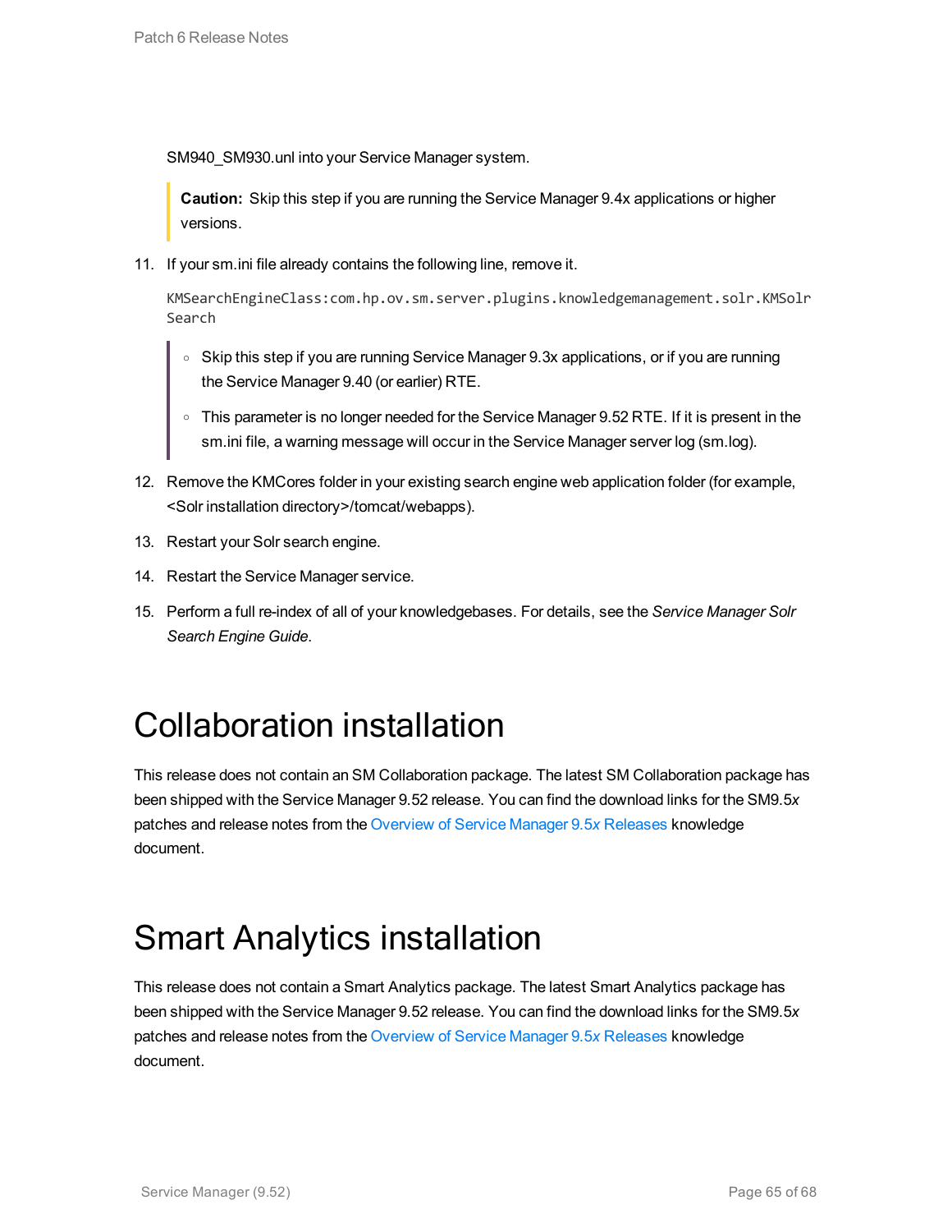SM940_SM930.unl into your Service Manager system.

> **Caution:** Skip this step if you are running the Service Manager 9.4x applications or higher versions.

11. If your sm.ini file already contains the following line, remove it.

    ```
    KMSearchEngineClass:com.hp.ov.sm.server.plugins.knowledgemanagement.solr.KMSolrSearch
    ```

    > - Skip this step if you are running Service Manager 9.3x applications, or if you are running the Service Manager 9.40 (or earlier) RTE.
    > - This parameter is no longer needed for the Service Manager 9.52 RTE. If it is present in the sm.ini file, a warning message will occur in the Service Manager server log (sm.log).

12. Remove the KMCores folder in your existing search engine web application folder (for example, <Solr installation directory>/tomcat/webapps).
13. Restart your Solr search engine.
14. Restart the Service Manager service.
15. Perform a full re-index of all of your knowledgebases. For details, see the *Service Manager Solr Search Engine Guide*.

# Collaboration installation

This release does not contain an SM Collaboration package. The latest SM Collaboration package has been shipped with the Service Manager 9.52 release. You can find the download links for the SM9.5*x* patches and release notes from the Overview of Service Manager 9.5*x* Releases knowledge document.

# Smart Analytics installation

This release does not contain a Smart Analytics package. The latest Smart Analytics package has been shipped with the Service Manager 9.52 release. You can find the download links for the SM9.5*x* patches and release notes from the Overview of Service Manager 9.5*x* Releases knowledge document.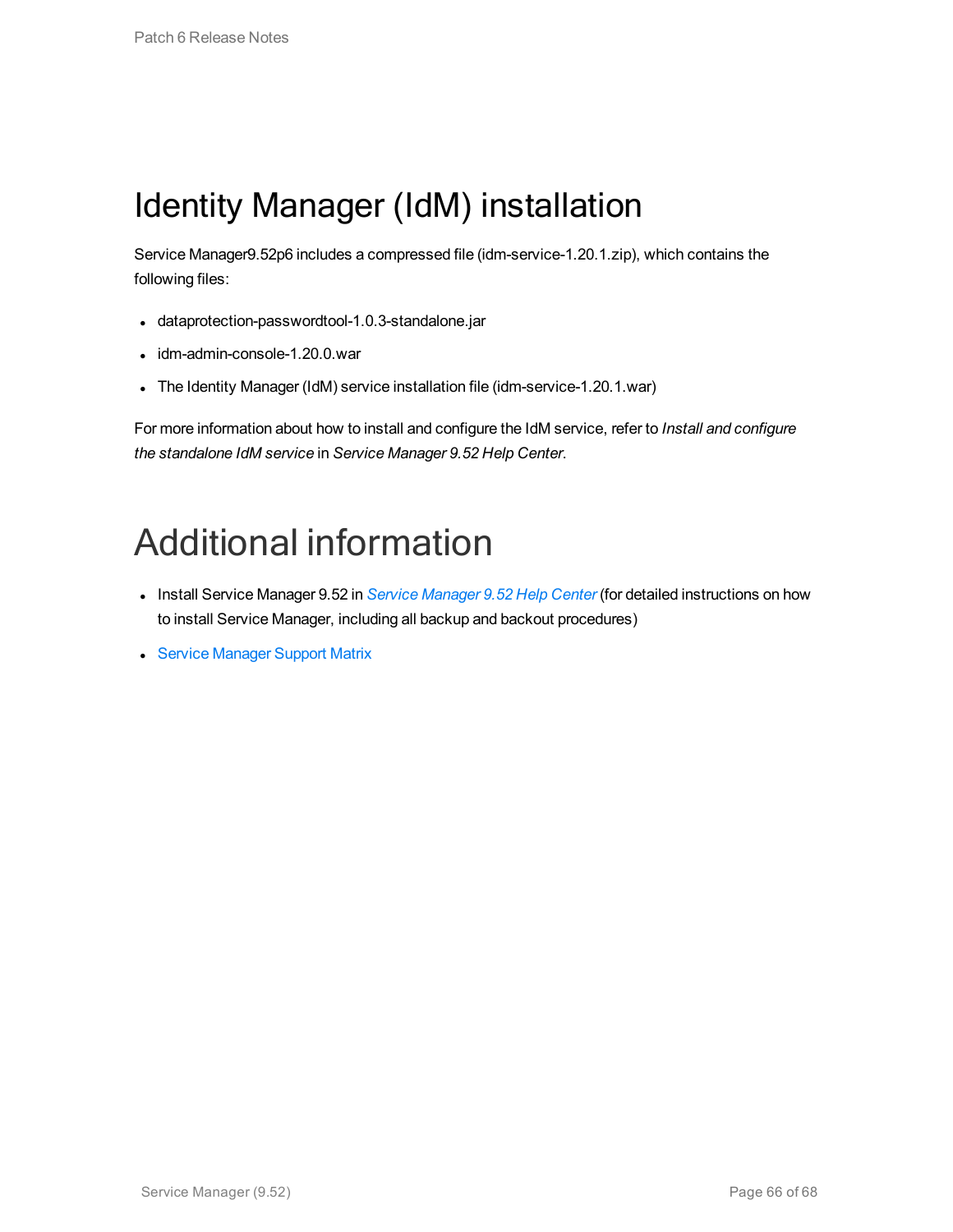# Identity Manager (IdM) installation

Service Manager9.52p6 includes a compressed file (idm-service-1.20.1.zip), which contains the following files:

- dataprotection-passwordtool-1.0.3-standalone.jar
- idm-admin-console-1.20.0.war
- The Identity Manager (IdM) service installation file (idm-service-1.20.1.war)

For more information about how to install and configure the IdM service, refer to *Install and configure the standalone IdM service* in *Service Manager 9.52 Help Center*.

# Additional information

- Install Service Manager 9.52 in *Service Manager 9.52 Help Center* (for detailed instructions on how to install Service Manager, including all backup and backout procedures)
- Service Manager Support Matrix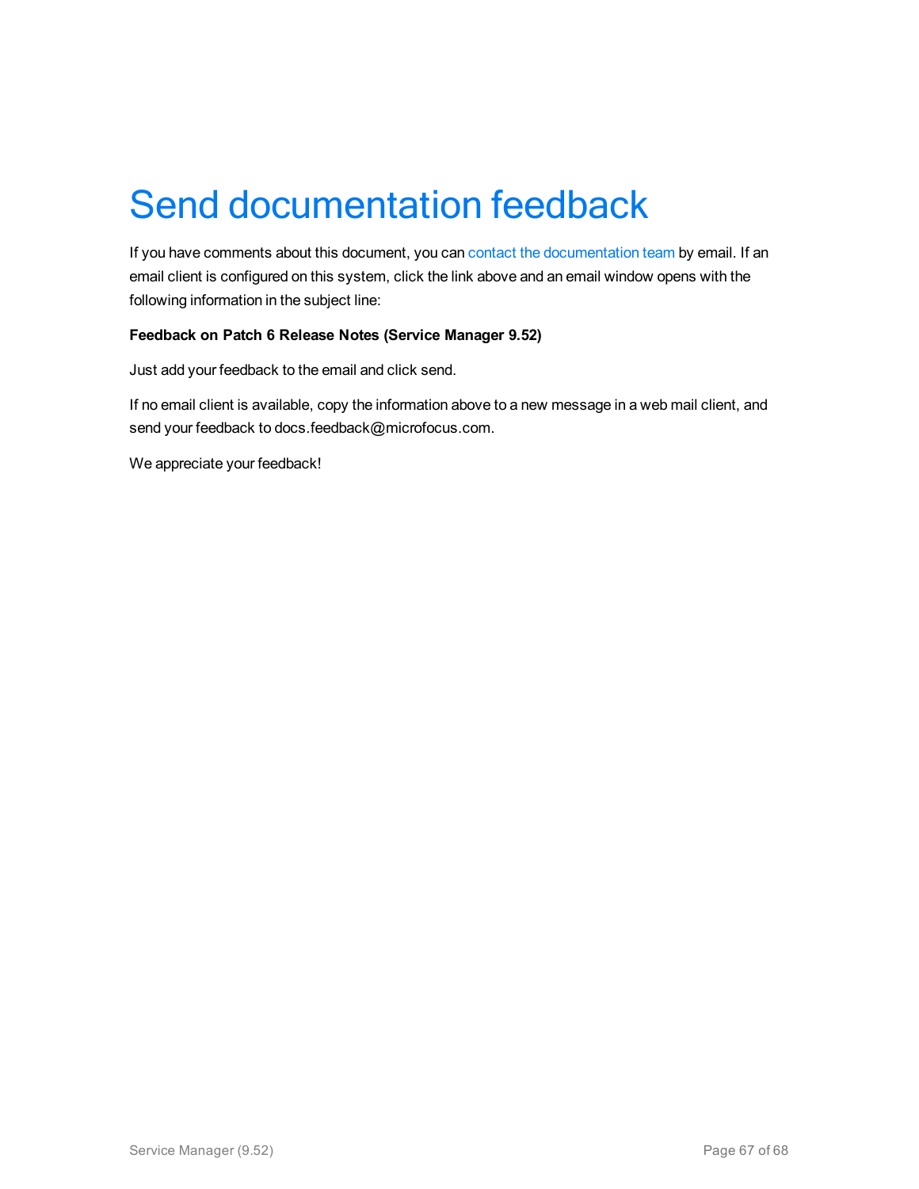# Send documentation feedback

If you have comments about this document, you can contact the documentation team by email. If an email client is configured on this system, click the link above and an email window opens with the following information in the subject line:

**Feedback on Patch 6 Release Notes (Service Manager 9.52)**

Just add your feedback to the email and click send.

If no email client is available, copy the information above to a new message in a web mail client, and send your feedback to docs.feedback@microfocus.com.

We appreciate your feedback!